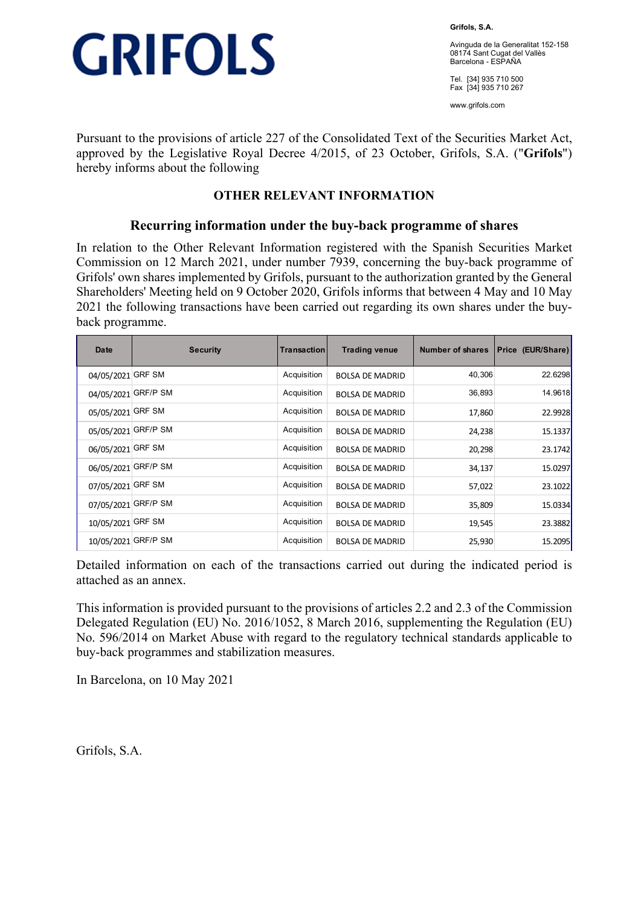**GRIFOLS**

**Grifols, S.A.**

Avinguda de la Generalitat 152-158
08174 Sant Cugat del Vallès
Barcelona - ESPAÑA

Tel. [34] 935 710 500
Fax [34] 935 710 267

www.grifols.com

Pursuant to the provisions of article 227 of the Consolidated Text of the Securities Market Act, approved by the Legislative Royal Decree 4/2015, of 23 October, Grifols, S.A. ("**Grifols**") hereby informs about the following

## OTHER RELEVANT INFORMATION

### Recurring information under the buy-back programme of shares

In relation to the Other Relevant Information registered with the Spanish Securities Market Commission on 12 March 2021, under number 7939, concerning the buy-back programme of Grifols' own shares implemented by Grifols, pursuant to the authorization granted by the General Shareholders' Meeting held on 9 October 2020, Grifols informs that between 4 May and 10 May 2021 the following transactions have been carried out regarding its own shares under the buy-back programme.

| Date | Security | Transaction | Trading venue | Number of shares | Price (EUR/Share) |
|---|---|---|---|---|---|
| 04/05/2021 | GRF SM | Acquisition | BOLSA DE MADRID | 40,306 | 22.6298 |
| 04/05/2021 | GRF/P SM | Acquisition | BOLSA DE MADRID | 36,893 | 14.9618 |
| 05/05/2021 | GRF SM | Acquisition | BOLSA DE MADRID | 17,860 | 22.9928 |
| 05/05/2021 | GRF/P SM | Acquisition | BOLSA DE MADRID | 24,238 | 15.1337 |
| 06/05/2021 | GRF SM | Acquisition | BOLSA DE MADRID | 20,298 | 23.1742 |
| 06/05/2021 | GRF/P SM | Acquisition | BOLSA DE MADRID | 34,137 | 15.0297 |
| 07/05/2021 | GRF SM | Acquisition | BOLSA DE MADRID | 57,022 | 23.1022 |
| 07/05/2021 | GRF/P SM | Acquisition | BOLSA DE MADRID | 35,809 | 15.0334 |
| 10/05/2021 | GRF SM | Acquisition | BOLSA DE MADRID | 19,545 | 23.3882 |
| 10/05/2021 | GRF/P SM | Acquisition | BOLSA DE MADRID | 25,930 | 15.2095 |

Detailed information on each of the transactions carried out during the indicated period is attached as an annex.

This information is provided pursuant to the provisions of articles 2.2 and 2.3 of the Commission Delegated Regulation (EU) No. 2016/1052, 8 March 2016, supplementing the Regulation (EU) No. 596/2014 on Market Abuse with regard to the regulatory technical standards applicable to buy-back programmes and stabilization measures.

In Barcelona, on 10 May 2021

Grifols, S.A.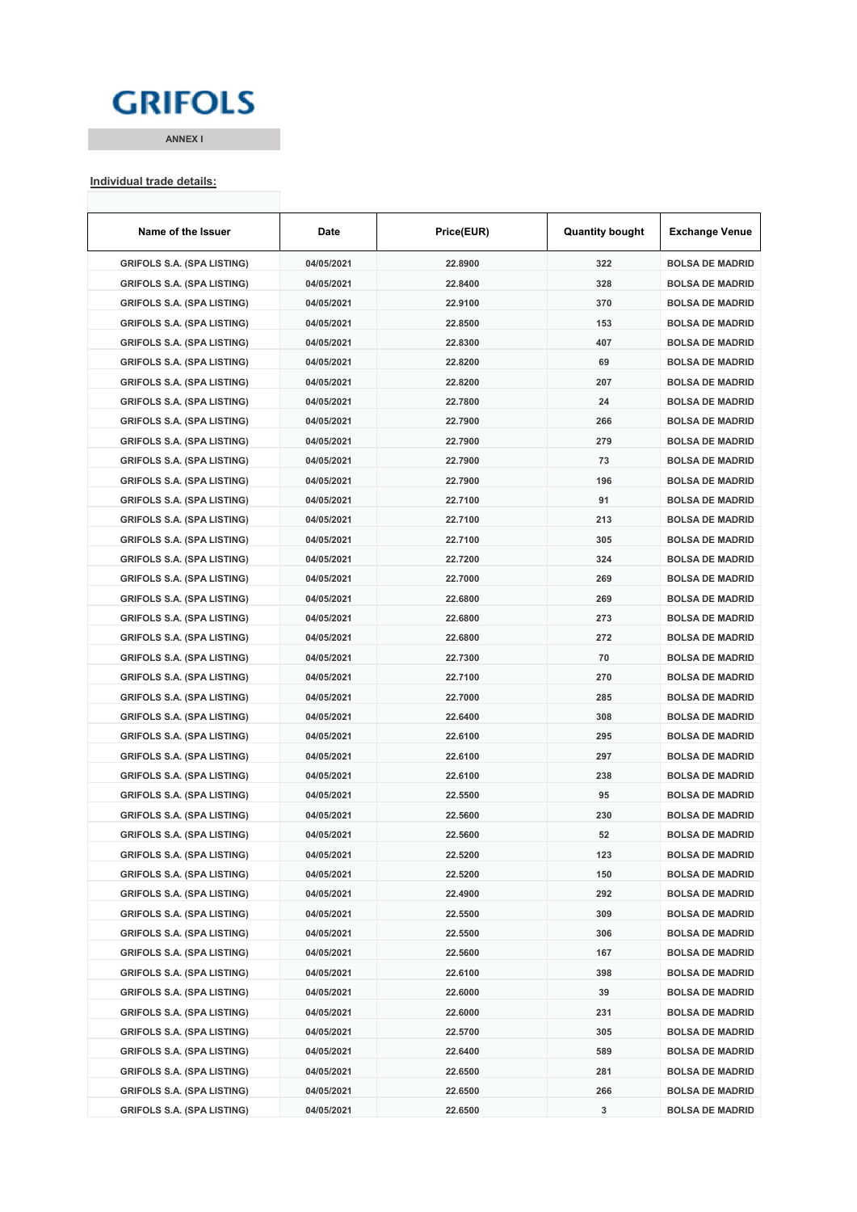GRIFOLS

ANNEX I

**Individual trade details:**

| Name of the Issuer | Date | Price(EUR) | Quantity bought | Exchange Venue |
|---|---|---|---|---|
| GRIFOLS S.A. (SPA LISTING) | 04/05/2021 | 22.8900 | 322 | BOLSA DE MADRID |
| GRIFOLS S.A. (SPA LISTING) | 04/05/2021 | 22.8400 | 328 | BOLSA DE MADRID |
| GRIFOLS S.A. (SPA LISTING) | 04/05/2021 | 22.9100 | 370 | BOLSA DE MADRID |
| GRIFOLS S.A. (SPA LISTING) | 04/05/2021 | 22.8500 | 153 | BOLSA DE MADRID |
| GRIFOLS S.A. (SPA LISTING) | 04/05/2021 | 22.8300 | 407 | BOLSA DE MADRID |
| GRIFOLS S.A. (SPA LISTING) | 04/05/2021 | 22.8200 | 69 | BOLSA DE MADRID |
| GRIFOLS S.A. (SPA LISTING) | 04/05/2021 | 22.8200 | 207 | BOLSA DE MADRID |
| GRIFOLS S.A. (SPA LISTING) | 04/05/2021 | 22.7800 | 24 | BOLSA DE MADRID |
| GRIFOLS S.A. (SPA LISTING) | 04/05/2021 | 22.7900 | 266 | BOLSA DE MADRID |
| GRIFOLS S.A. (SPA LISTING) | 04/05/2021 | 22.7900 | 279 | BOLSA DE MADRID |
| GRIFOLS S.A. (SPA LISTING) | 04/05/2021 | 22.7900 | 73 | BOLSA DE MADRID |
| GRIFOLS S.A. (SPA LISTING) | 04/05/2021 | 22.7900 | 196 | BOLSA DE MADRID |
| GRIFOLS S.A. (SPA LISTING) | 04/05/2021 | 22.7100 | 91 | BOLSA DE MADRID |
| GRIFOLS S.A. (SPA LISTING) | 04/05/2021 | 22.7100 | 213 | BOLSA DE MADRID |
| GRIFOLS S.A. (SPA LISTING) | 04/05/2021 | 22.7100 | 305 | BOLSA DE MADRID |
| GRIFOLS S.A. (SPA LISTING) | 04/05/2021 | 22.7200 | 324 | BOLSA DE MADRID |
| GRIFOLS S.A. (SPA LISTING) | 04/05/2021 | 22.7000 | 269 | BOLSA DE MADRID |
| GRIFOLS S.A. (SPA LISTING) | 04/05/2021 | 22.6800 | 269 | BOLSA DE MADRID |
| GRIFOLS S.A. (SPA LISTING) | 04/05/2021 | 22.6800 | 273 | BOLSA DE MADRID |
| GRIFOLS S.A. (SPA LISTING) | 04/05/2021 | 22.6800 | 272 | BOLSA DE MADRID |
| GRIFOLS S.A. (SPA LISTING) | 04/05/2021 | 22.7300 | 70 | BOLSA DE MADRID |
| GRIFOLS S.A. (SPA LISTING) | 04/05/2021 | 22.7100 | 270 | BOLSA DE MADRID |
| GRIFOLS S.A. (SPA LISTING) | 04/05/2021 | 22.7000 | 285 | BOLSA DE MADRID |
| GRIFOLS S.A. (SPA LISTING) | 04/05/2021 | 22.6400 | 308 | BOLSA DE MADRID |
| GRIFOLS S.A. (SPA LISTING) | 04/05/2021 | 22.6100 | 295 | BOLSA DE MADRID |
| GRIFOLS S.A. (SPA LISTING) | 04/05/2021 | 22.6100 | 297 | BOLSA DE MADRID |
| GRIFOLS S.A. (SPA LISTING) | 04/05/2021 | 22.6100 | 238 | BOLSA DE MADRID |
| GRIFOLS S.A. (SPA LISTING) | 04/05/2021 | 22.5500 | 95 | BOLSA DE MADRID |
| GRIFOLS S.A. (SPA LISTING) | 04/05/2021 | 22.5600 | 230 | BOLSA DE MADRID |
| GRIFOLS S.A. (SPA LISTING) | 04/05/2021 | 22.5600 | 52 | BOLSA DE MADRID |
| GRIFOLS S.A. (SPA LISTING) | 04/05/2021 | 22.5200 | 123 | BOLSA DE MADRID |
| GRIFOLS S.A. (SPA LISTING) | 04/05/2021 | 22.5200 | 150 | BOLSA DE MADRID |
| GRIFOLS S.A. (SPA LISTING) | 04/05/2021 | 22.4900 | 292 | BOLSA DE MADRID |
| GRIFOLS S.A. (SPA LISTING) | 04/05/2021 | 22.5500 | 309 | BOLSA DE MADRID |
| GRIFOLS S.A. (SPA LISTING) | 04/05/2021 | 22.5500 | 306 | BOLSA DE MADRID |
| GRIFOLS S.A. (SPA LISTING) | 04/05/2021 | 22.5600 | 167 | BOLSA DE MADRID |
| GRIFOLS S.A. (SPA LISTING) | 04/05/2021 | 22.6100 | 398 | BOLSA DE MADRID |
| GRIFOLS S.A. (SPA LISTING) | 04/05/2021 | 22.6000 | 39 | BOLSA DE MADRID |
| GRIFOLS S.A. (SPA LISTING) | 04/05/2021 | 22.6000 | 231 | BOLSA DE MADRID |
| GRIFOLS S.A. (SPA LISTING) | 04/05/2021 | 22.5700 | 305 | BOLSA DE MADRID |
| GRIFOLS S.A. (SPA LISTING) | 04/05/2021 | 22.6400 | 589 | BOLSA DE MADRID |
| GRIFOLS S.A. (SPA LISTING) | 04/05/2021 | 22.6500 | 281 | BOLSA DE MADRID |
| GRIFOLS S.A. (SPA LISTING) | 04/05/2021 | 22.6500 | 266 | BOLSA DE MADRID |
| GRIFOLS S.A. (SPA LISTING) | 04/05/2021 | 22.6500 | 3 | BOLSA DE MADRID |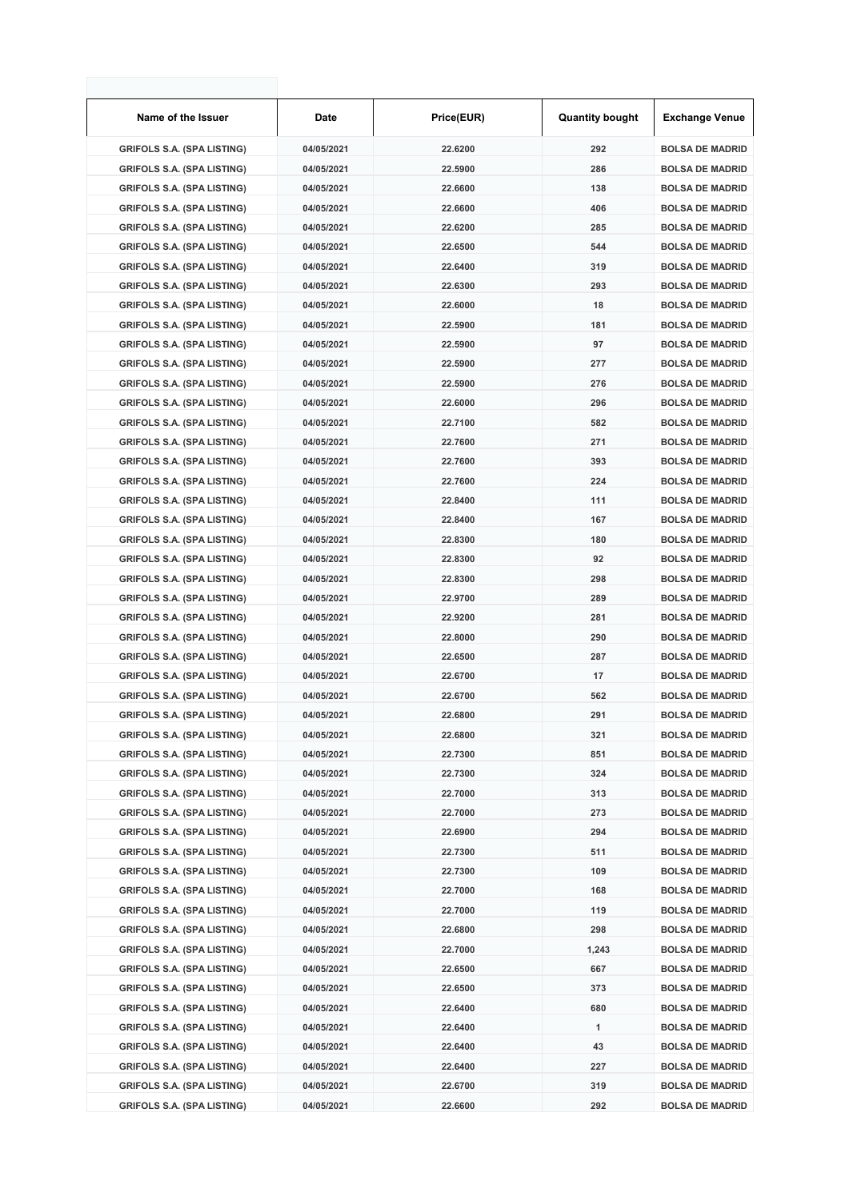| Name of the Issuer | Date | Price(EUR) | Quantity bought | Exchange Venue |
|---|---|---|---|---|
| GRIFOLS S.A. (SPA LISTING) | 04/05/2021 | 22.6200 | 292 | BOLSA DE MADRID |
| GRIFOLS S.A. (SPA LISTING) | 04/05/2021 | 22.5900 | 286 | BOLSA DE MADRID |
| GRIFOLS S.A. (SPA LISTING) | 04/05/2021 | 22.6600 | 138 | BOLSA DE MADRID |
| GRIFOLS S.A. (SPA LISTING) | 04/05/2021 | 22.6600 | 406 | BOLSA DE MADRID |
| GRIFOLS S.A. (SPA LISTING) | 04/05/2021 | 22.6200 | 285 | BOLSA DE MADRID |
| GRIFOLS S.A. (SPA LISTING) | 04/05/2021 | 22.6500 | 544 | BOLSA DE MADRID |
| GRIFOLS S.A. (SPA LISTING) | 04/05/2021 | 22.6400 | 319 | BOLSA DE MADRID |
| GRIFOLS S.A. (SPA LISTING) | 04/05/2021 | 22.6300 | 293 | BOLSA DE MADRID |
| GRIFOLS S.A. (SPA LISTING) | 04/05/2021 | 22.6000 | 18 | BOLSA DE MADRID |
| GRIFOLS S.A. (SPA LISTING) | 04/05/2021 | 22.5900 | 181 | BOLSA DE MADRID |
| GRIFOLS S.A. (SPA LISTING) | 04/05/2021 | 22.5900 | 97 | BOLSA DE MADRID |
| GRIFOLS S.A. (SPA LISTING) | 04/05/2021 | 22.5900 | 277 | BOLSA DE MADRID |
| GRIFOLS S.A. (SPA LISTING) | 04/05/2021 | 22.5900 | 276 | BOLSA DE MADRID |
| GRIFOLS S.A. (SPA LISTING) | 04/05/2021 | 22.6000 | 296 | BOLSA DE MADRID |
| GRIFOLS S.A. (SPA LISTING) | 04/05/2021 | 22.7100 | 582 | BOLSA DE MADRID |
| GRIFOLS S.A. (SPA LISTING) | 04/05/2021 | 22.7600 | 271 | BOLSA DE MADRID |
| GRIFOLS S.A. (SPA LISTING) | 04/05/2021 | 22.7600 | 393 | BOLSA DE MADRID |
| GRIFOLS S.A. (SPA LISTING) | 04/05/2021 | 22.7600 | 224 | BOLSA DE MADRID |
| GRIFOLS S.A. (SPA LISTING) | 04/05/2021 | 22.8400 | 111 | BOLSA DE MADRID |
| GRIFOLS S.A. (SPA LISTING) | 04/05/2021 | 22.8400 | 167 | BOLSA DE MADRID |
| GRIFOLS S.A. (SPA LISTING) | 04/05/2021 | 22.8300 | 180 | BOLSA DE MADRID |
| GRIFOLS S.A. (SPA LISTING) | 04/05/2021 | 22.8300 | 92 | BOLSA DE MADRID |
| GRIFOLS S.A. (SPA LISTING) | 04/05/2021 | 22.8300 | 298 | BOLSA DE MADRID |
| GRIFOLS S.A. (SPA LISTING) | 04/05/2021 | 22.9700 | 289 | BOLSA DE MADRID |
| GRIFOLS S.A. (SPA LISTING) | 04/05/2021 | 22.9200 | 281 | BOLSA DE MADRID |
| GRIFOLS S.A. (SPA LISTING) | 04/05/2021 | 22.8000 | 290 | BOLSA DE MADRID |
| GRIFOLS S.A. (SPA LISTING) | 04/05/2021 | 22.6500 | 287 | BOLSA DE MADRID |
| GRIFOLS S.A. (SPA LISTING) | 04/05/2021 | 22.6700 | 17 | BOLSA DE MADRID |
| GRIFOLS S.A. (SPA LISTING) | 04/05/2021 | 22.6700 | 562 | BOLSA DE MADRID |
| GRIFOLS S.A. (SPA LISTING) | 04/05/2021 | 22.6800 | 291 | BOLSA DE MADRID |
| GRIFOLS S.A. (SPA LISTING) | 04/05/2021 | 22.6800 | 321 | BOLSA DE MADRID |
| GRIFOLS S.A. (SPA LISTING) | 04/05/2021 | 22.7300 | 851 | BOLSA DE MADRID |
| GRIFOLS S.A. (SPA LISTING) | 04/05/2021 | 22.7300 | 324 | BOLSA DE MADRID |
| GRIFOLS S.A. (SPA LISTING) | 04/05/2021 | 22.7000 | 313 | BOLSA DE MADRID |
| GRIFOLS S.A. (SPA LISTING) | 04/05/2021 | 22.7000 | 273 | BOLSA DE MADRID |
| GRIFOLS S.A. (SPA LISTING) | 04/05/2021 | 22.6900 | 294 | BOLSA DE MADRID |
| GRIFOLS S.A. (SPA LISTING) | 04/05/2021 | 22.7300 | 511 | BOLSA DE MADRID |
| GRIFOLS S.A. (SPA LISTING) | 04/05/2021 | 22.7300 | 109 | BOLSA DE MADRID |
| GRIFOLS S.A. (SPA LISTING) | 04/05/2021 | 22.7000 | 168 | BOLSA DE MADRID |
| GRIFOLS S.A. (SPA LISTING) | 04/05/2021 | 22.7000 | 119 | BOLSA DE MADRID |
| GRIFOLS S.A. (SPA LISTING) | 04/05/2021 | 22.6800 | 298 | BOLSA DE MADRID |
| GRIFOLS S.A. (SPA LISTING) | 04/05/2021 | 22.7000 | 1,243 | BOLSA DE MADRID |
| GRIFOLS S.A. (SPA LISTING) | 04/05/2021 | 22.6500 | 667 | BOLSA DE MADRID |
| GRIFOLS S.A. (SPA LISTING) | 04/05/2021 | 22.6500 | 373 | BOLSA DE MADRID |
| GRIFOLS S.A. (SPA LISTING) | 04/05/2021 | 22.6400 | 680 | BOLSA DE MADRID |
| GRIFOLS S.A. (SPA LISTING) | 04/05/2021 | 22.6400 | 1 | BOLSA DE MADRID |
| GRIFOLS S.A. (SPA LISTING) | 04/05/2021 | 22.6400 | 43 | BOLSA DE MADRID |
| GRIFOLS S.A. (SPA LISTING) | 04/05/2021 | 22.6400 | 227 | BOLSA DE MADRID |
| GRIFOLS S.A. (SPA LISTING) | 04/05/2021 | 22.6700 | 319 | BOLSA DE MADRID |
| GRIFOLS S.A. (SPA LISTING) | 04/05/2021 | 22.6600 | 292 | BOLSA DE MADRID |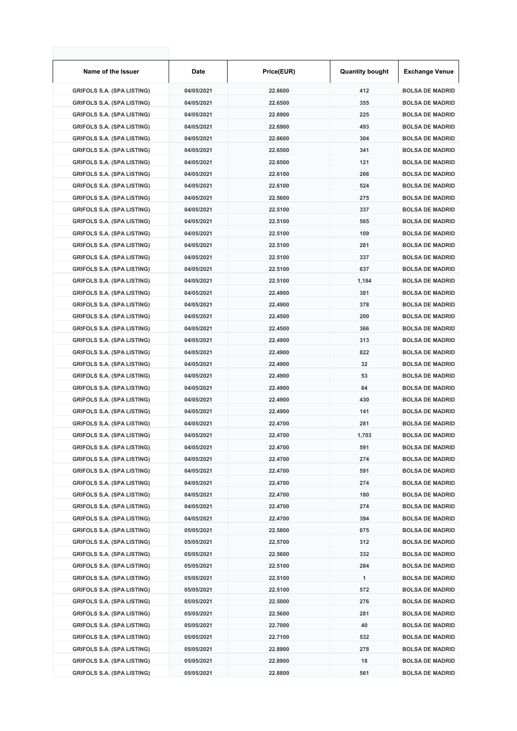| Name of the Issuer | Date | Price(EUR) | Quantity bought | Exchange Venue |
|---|---|---|---|---|
| GRIFOLS S.A. (SPA LISTING) | 04/05/2021 | 22.6600 | 412 | BOLSA DE MADRID |
| GRIFOLS S.A. (SPA LISTING) | 04/05/2021 | 22.6500 | 355 | BOLSA DE MADRID |
| GRIFOLS S.A. (SPA LISTING) | 04/05/2021 | 22.6900 | 225 | BOLSA DE MADRID |
| GRIFOLS S.A. (SPA LISTING) | 04/05/2021 | 22.6900 | 493 | BOLSA DE MADRID |
| GRIFOLS S.A. (SPA LISTING) | 04/05/2021 | 22.6600 | 304 | BOLSA DE MADRID |
| GRIFOLS S.A. (SPA LISTING) | 04/05/2021 | 22.6500 | 341 | BOLSA DE MADRID |
| GRIFOLS S.A. (SPA LISTING) | 04/05/2021 | 22.6500 | 121 | BOLSA DE MADRID |
| GRIFOLS S.A. (SPA LISTING) | 04/05/2021 | 22.6100 | 266 | BOLSA DE MADRID |
| GRIFOLS S.A. (SPA LISTING) | 04/05/2021 | 22.6100 | 524 | BOLSA DE MADRID |
| GRIFOLS S.A. (SPA LISTING) | 04/05/2021 | 22.5600 | 275 | BOLSA DE MADRID |
| GRIFOLS S.A. (SPA LISTING) | 04/05/2021 | 22.5100 | 337 | BOLSA DE MADRID |
| GRIFOLS S.A. (SPA LISTING) | 04/05/2021 | 22.5100 | 565 | BOLSA DE MADRID |
| GRIFOLS S.A. (SPA LISTING) | 04/05/2021 | 22.5100 | 109 | BOLSA DE MADRID |
| GRIFOLS S.A. (SPA LISTING) | 04/05/2021 | 22.5100 | 281 | BOLSA DE MADRID |
| GRIFOLS S.A. (SPA LISTING) | 04/05/2021 | 22.5100 | 337 | BOLSA DE MADRID |
| GRIFOLS S.A. (SPA LISTING) | 04/05/2021 | 22.5100 | 637 | BOLSA DE MADRID |
| GRIFOLS S.A. (SPA LISTING) | 04/05/2021 | 22.5100 | 1,184 | BOLSA DE MADRID |
| GRIFOLS S.A. (SPA LISTING) | 04/05/2021 | 22.4900 | 381 | BOLSA DE MADRID |
| GRIFOLS S.A. (SPA LISTING) | 04/05/2021 | 22.4900 | 378 | BOLSA DE MADRID |
| GRIFOLS S.A. (SPA LISTING) | 04/05/2021 | 22.4500 | 200 | BOLSA DE MADRID |
| GRIFOLS S.A. (SPA LISTING) | 04/05/2021 | 22.4500 | 366 | BOLSA DE MADRID |
| GRIFOLS S.A. (SPA LISTING) | 04/05/2021 | 22.4900 | 313 | BOLSA DE MADRID |
| GRIFOLS S.A. (SPA LISTING) | 04/05/2021 | 22.4900 | 822 | BOLSA DE MADRID |
| GRIFOLS S.A. (SPA LISTING) | 04/05/2021 | 22.4900 | 32 | BOLSA DE MADRID |
| GRIFOLS S.A. (SPA LISTING) | 04/05/2021 | 22.4900 | 53 | BOLSA DE MADRID |
| GRIFOLS S.A. (SPA LISTING) | 04/05/2021 | 22.4900 | 84 | BOLSA DE MADRID |
| GRIFOLS S.A. (SPA LISTING) | 04/05/2021 | 22.4900 | 430 | BOLSA DE MADRID |
| GRIFOLS S.A. (SPA LISTING) | 04/05/2021 | 22.4900 | 141 | BOLSA DE MADRID |
| GRIFOLS S.A. (SPA LISTING) | 04/05/2021 | 22.4700 | 281 | BOLSA DE MADRID |
| GRIFOLS S.A. (SPA LISTING) | 04/05/2021 | 22.4700 | 1,703 | BOLSA DE MADRID |
| GRIFOLS S.A. (SPA LISTING) | 04/05/2021 | 22.4700 | 591 | BOLSA DE MADRID |
| GRIFOLS S.A. (SPA LISTING) | 04/05/2021 | 22.4700 | 274 | BOLSA DE MADRID |
| GRIFOLS S.A. (SPA LISTING) | 04/05/2021 | 22.4700 | 591 | BOLSA DE MADRID |
| GRIFOLS S.A. (SPA LISTING) | 04/05/2021 | 22.4700 | 274 | BOLSA DE MADRID |
| GRIFOLS S.A. (SPA LISTING) | 04/05/2021 | 22.4700 | 180 | BOLSA DE MADRID |
| GRIFOLS S.A. (SPA LISTING) | 04/05/2021 | 22.4700 | 274 | BOLSA DE MADRID |
| GRIFOLS S.A. (SPA LISTING) | 04/05/2021 | 22.4700 | 394 | BOLSA DE MADRID |
| GRIFOLS S.A. (SPA LISTING) | 05/05/2021 | 22.5800 | 675 | BOLSA DE MADRID |
| GRIFOLS S.A. (SPA LISTING) | 05/05/2021 | 22.5700 | 312 | BOLSA DE MADRID |
| GRIFOLS S.A. (SPA LISTING) | 05/05/2021 | 22.5600 | 332 | BOLSA DE MADRID |
| GRIFOLS S.A. (SPA LISTING) | 05/05/2021 | 22.5100 | 284 | BOLSA DE MADRID |
| GRIFOLS S.A. (SPA LISTING) | 05/05/2021 | 22.5100 | 1 | BOLSA DE MADRID |
| GRIFOLS S.A. (SPA LISTING) | 05/05/2021 | 22.5100 | 572 | BOLSA DE MADRID |
| GRIFOLS S.A. (SPA LISTING) | 05/05/2021 | 22.5000 | 276 | BOLSA DE MADRID |
| GRIFOLS S.A. (SPA LISTING) | 05/05/2021 | 22.5600 | 281 | BOLSA DE MADRID |
| GRIFOLS S.A. (SPA LISTING) | 05/05/2021 | 22.7000 | 40 | BOLSA DE MADRID |
| GRIFOLS S.A. (SPA LISTING) | 05/05/2021 | 22.7100 | 532 | BOLSA DE MADRID |
| GRIFOLS S.A. (SPA LISTING) | 05/05/2021 | 22.8900 | 278 | BOLSA DE MADRID |
| GRIFOLS S.A. (SPA LISTING) | 05/05/2021 | 22.8900 | 18 | BOLSA DE MADRID |
| GRIFOLS S.A. (SPA LISTING) | 05/05/2021 | 22.8800 | 561 | BOLSA DE MADRID |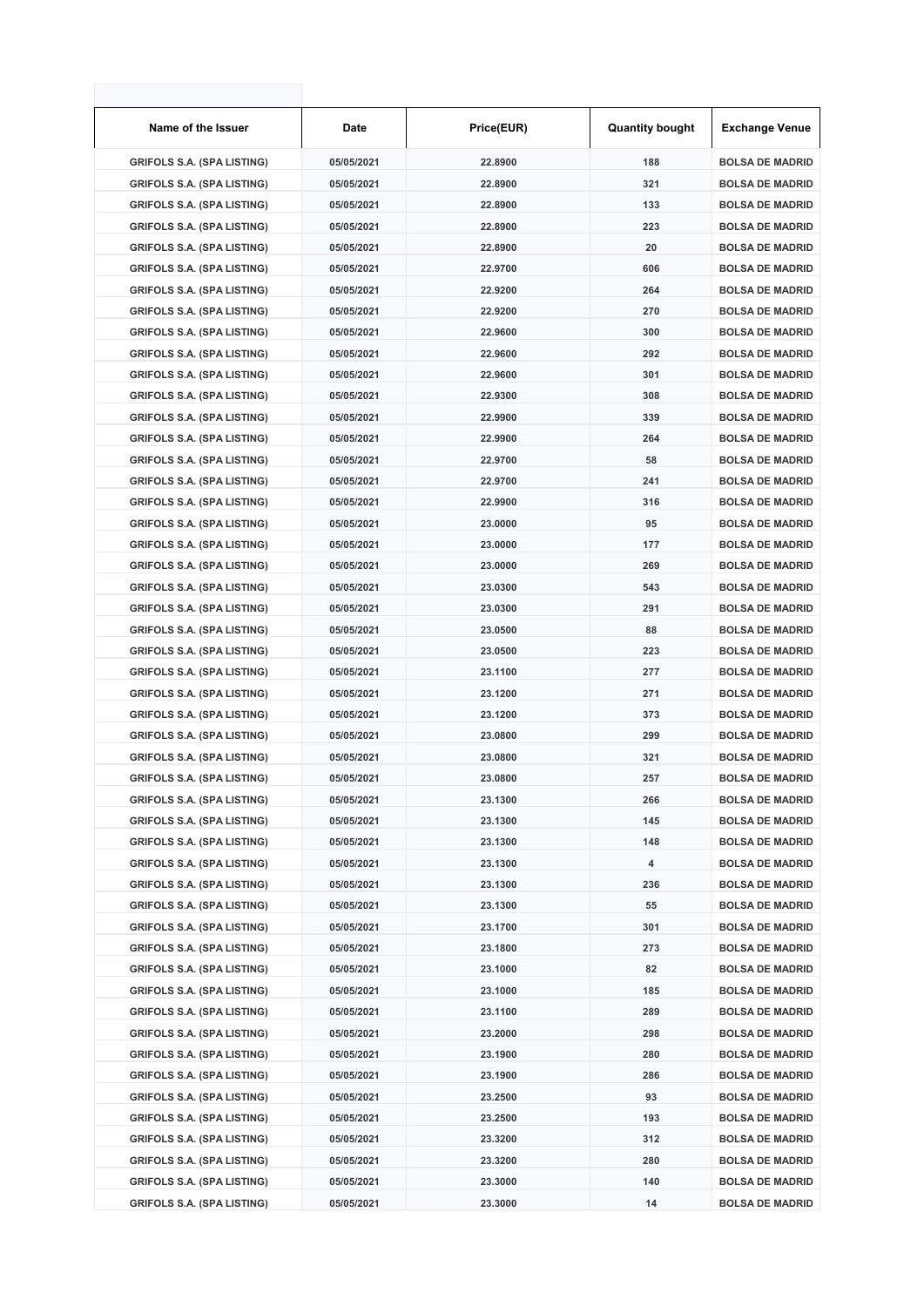| Name of the Issuer | Date | Price(EUR) | Quantity bought | Exchange Venue |
| --- | --- | --- | --- | --- |
| GRIFOLS S.A. (SPA LISTING) | 05/05/2021 | 22.8900 | 188 | BOLSA DE MADRID |
| GRIFOLS S.A. (SPA LISTING) | 05/05/2021 | 22.8900 | 321 | BOLSA DE MADRID |
| GRIFOLS S.A. (SPA LISTING) | 05/05/2021 | 22.8900 | 133 | BOLSA DE MADRID |
| GRIFOLS S.A. (SPA LISTING) | 05/05/2021 | 22.8900 | 223 | BOLSA DE MADRID |
| GRIFOLS S.A. (SPA LISTING) | 05/05/2021 | 22.8900 | 20 | BOLSA DE MADRID |
| GRIFOLS S.A. (SPA LISTING) | 05/05/2021 | 22.9700 | 606 | BOLSA DE MADRID |
| GRIFOLS S.A. (SPA LISTING) | 05/05/2021 | 22.9200 | 264 | BOLSA DE MADRID |
| GRIFOLS S.A. (SPA LISTING) | 05/05/2021 | 22.9200 | 270 | BOLSA DE MADRID |
| GRIFOLS S.A. (SPA LISTING) | 05/05/2021 | 22.9600 | 300 | BOLSA DE MADRID |
| GRIFOLS S.A. (SPA LISTING) | 05/05/2021 | 22.9600 | 292 | BOLSA DE MADRID |
| GRIFOLS S.A. (SPA LISTING) | 05/05/2021 | 22.9600 | 301 | BOLSA DE MADRID |
| GRIFOLS S.A. (SPA LISTING) | 05/05/2021 | 22.9300 | 308 | BOLSA DE MADRID |
| GRIFOLS S.A. (SPA LISTING) | 05/05/2021 | 22.9900 | 339 | BOLSA DE MADRID |
| GRIFOLS S.A. (SPA LISTING) | 05/05/2021 | 22.9900 | 264 | BOLSA DE MADRID |
| GRIFOLS S.A. (SPA LISTING) | 05/05/2021 | 22.9700 | 58 | BOLSA DE MADRID |
| GRIFOLS S.A. (SPA LISTING) | 05/05/2021 | 22.9700 | 241 | BOLSA DE MADRID |
| GRIFOLS S.A. (SPA LISTING) | 05/05/2021 | 22.9900 | 316 | BOLSA DE MADRID |
| GRIFOLS S.A. (SPA LISTING) | 05/05/2021 | 23.0000 | 95 | BOLSA DE MADRID |
| GRIFOLS S.A. (SPA LISTING) | 05/05/2021 | 23.0000 | 177 | BOLSA DE MADRID |
| GRIFOLS S.A. (SPA LISTING) | 05/05/2021 | 23.0000 | 269 | BOLSA DE MADRID |
| GRIFOLS S.A. (SPA LISTING) | 05/05/2021 | 23.0300 | 543 | BOLSA DE MADRID |
| GRIFOLS S.A. (SPA LISTING) | 05/05/2021 | 23.0300 | 291 | BOLSA DE MADRID |
| GRIFOLS S.A. (SPA LISTING) | 05/05/2021 | 23.0500 | 88 | BOLSA DE MADRID |
| GRIFOLS S.A. (SPA LISTING) | 05/05/2021 | 23.0500 | 223 | BOLSA DE MADRID |
| GRIFOLS S.A. (SPA LISTING) | 05/05/2021 | 23.1100 | 277 | BOLSA DE MADRID |
| GRIFOLS S.A. (SPA LISTING) | 05/05/2021 | 23.1200 | 271 | BOLSA DE MADRID |
| GRIFOLS S.A. (SPA LISTING) | 05/05/2021 | 23.1200 | 373 | BOLSA DE MADRID |
| GRIFOLS S.A. (SPA LISTING) | 05/05/2021 | 23.0800 | 299 | BOLSA DE MADRID |
| GRIFOLS S.A. (SPA LISTING) | 05/05/2021 | 23.0800 | 321 | BOLSA DE MADRID |
| GRIFOLS S.A. (SPA LISTING) | 05/05/2021 | 23.0800 | 257 | BOLSA DE MADRID |
| GRIFOLS S.A. (SPA LISTING) | 05/05/2021 | 23.1300 | 266 | BOLSA DE MADRID |
| GRIFOLS S.A. (SPA LISTING) | 05/05/2021 | 23.1300 | 145 | BOLSA DE MADRID |
| GRIFOLS S.A. (SPA LISTING) | 05/05/2021 | 23.1300 | 148 | BOLSA DE MADRID |
| GRIFOLS S.A. (SPA LISTING) | 05/05/2021 | 23.1300 | 4 | BOLSA DE MADRID |
| GRIFOLS S.A. (SPA LISTING) | 05/05/2021 | 23.1300 | 236 | BOLSA DE MADRID |
| GRIFOLS S.A. (SPA LISTING) | 05/05/2021 | 23.1300 | 55 | BOLSA DE MADRID |
| GRIFOLS S.A. (SPA LISTING) | 05/05/2021 | 23.1700 | 301 | BOLSA DE MADRID |
| GRIFOLS S.A. (SPA LISTING) | 05/05/2021 | 23.1800 | 273 | BOLSA DE MADRID |
| GRIFOLS S.A. (SPA LISTING) | 05/05/2021 | 23.1000 | 82 | BOLSA DE MADRID |
| GRIFOLS S.A. (SPA LISTING) | 05/05/2021 | 23.1000 | 185 | BOLSA DE MADRID |
| GRIFOLS S.A. (SPA LISTING) | 05/05/2021 | 23.1100 | 289 | BOLSA DE MADRID |
| GRIFOLS S.A. (SPA LISTING) | 05/05/2021 | 23.2000 | 298 | BOLSA DE MADRID |
| GRIFOLS S.A. (SPA LISTING) | 05/05/2021 | 23.1900 | 280 | BOLSA DE MADRID |
| GRIFOLS S.A. (SPA LISTING) | 05/05/2021 | 23.1900 | 286 | BOLSA DE MADRID |
| GRIFOLS S.A. (SPA LISTING) | 05/05/2021 | 23.2500 | 93 | BOLSA DE MADRID |
| GRIFOLS S.A. (SPA LISTING) | 05/05/2021 | 23.2500 | 193 | BOLSA DE MADRID |
| GRIFOLS S.A. (SPA LISTING) | 05/05/2021 | 23.3200 | 312 | BOLSA DE MADRID |
| GRIFOLS S.A. (SPA LISTING) | 05/05/2021 | 23.3200 | 280 | BOLSA DE MADRID |
| GRIFOLS S.A. (SPA LISTING) | 05/05/2021 | 23.3000 | 140 | BOLSA DE MADRID |
| GRIFOLS S.A. (SPA LISTING) | 05/05/2021 | 23.3000 | 14 | BOLSA DE MADRID |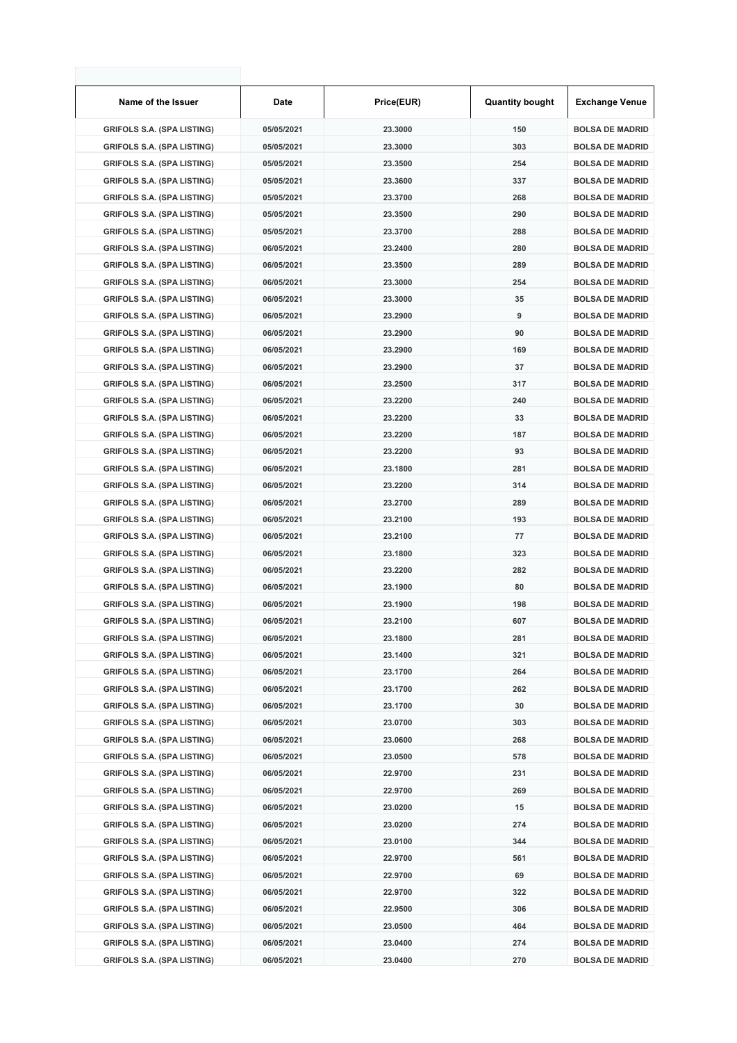| Name of the Issuer | Date | Price(EUR) | Quantity bought | Exchange Venue |
|---|---|---|---|---|
| GRIFOLS S.A. (SPA LISTING) | 05/05/2021 | 23.3000 | 150 | BOLSA DE MADRID |
| GRIFOLS S.A. (SPA LISTING) | 05/05/2021 | 23.3000 | 303 | BOLSA DE MADRID |
| GRIFOLS S.A. (SPA LISTING) | 05/05/2021 | 23.3500 | 254 | BOLSA DE MADRID |
| GRIFOLS S.A. (SPA LISTING) | 05/05/2021 | 23.3600 | 337 | BOLSA DE MADRID |
| GRIFOLS S.A. (SPA LISTING) | 05/05/2021 | 23.3700 | 268 | BOLSA DE MADRID |
| GRIFOLS S.A. (SPA LISTING) | 05/05/2021 | 23.3500 | 290 | BOLSA DE MADRID |
| GRIFOLS S.A. (SPA LISTING) | 05/05/2021 | 23.3700 | 288 | BOLSA DE MADRID |
| GRIFOLS S.A. (SPA LISTING) | 06/05/2021 | 23.2400 | 280 | BOLSA DE MADRID |
| GRIFOLS S.A. (SPA LISTING) | 06/05/2021 | 23.3500 | 289 | BOLSA DE MADRID |
| GRIFOLS S.A. (SPA LISTING) | 06/05/2021 | 23.3000 | 254 | BOLSA DE MADRID |
| GRIFOLS S.A. (SPA LISTING) | 06/05/2021 | 23.3000 | 35 | BOLSA DE MADRID |
| GRIFOLS S.A. (SPA LISTING) | 06/05/2021 | 23.2900 | 9 | BOLSA DE MADRID |
| GRIFOLS S.A. (SPA LISTING) | 06/05/2021 | 23.2900 | 90 | BOLSA DE MADRID |
| GRIFOLS S.A. (SPA LISTING) | 06/05/2021 | 23.2900 | 169 | BOLSA DE MADRID |
| GRIFOLS S.A. (SPA LISTING) | 06/05/2021 | 23.2900 | 37 | BOLSA DE MADRID |
| GRIFOLS S.A. (SPA LISTING) | 06/05/2021 | 23.2500 | 317 | BOLSA DE MADRID |
| GRIFOLS S.A. (SPA LISTING) | 06/05/2021 | 23.2200 | 240 | BOLSA DE MADRID |
| GRIFOLS S.A. (SPA LISTING) | 06/05/2021 | 23.2200 | 33 | BOLSA DE MADRID |
| GRIFOLS S.A. (SPA LISTING) | 06/05/2021 | 23.2200 | 187 | BOLSA DE MADRID |
| GRIFOLS S.A. (SPA LISTING) | 06/05/2021 | 23.2200 | 93 | BOLSA DE MADRID |
| GRIFOLS S.A. (SPA LISTING) | 06/05/2021 | 23.1800 | 281 | BOLSA DE MADRID |
| GRIFOLS S.A. (SPA LISTING) | 06/05/2021 | 23.2200 | 314 | BOLSA DE MADRID |
| GRIFOLS S.A. (SPA LISTING) | 06/05/2021 | 23.2700 | 289 | BOLSA DE MADRID |
| GRIFOLS S.A. (SPA LISTING) | 06/05/2021 | 23.2100 | 193 | BOLSA DE MADRID |
| GRIFOLS S.A. (SPA LISTING) | 06/05/2021 | 23.2100 | 77 | BOLSA DE MADRID |
| GRIFOLS S.A. (SPA LISTING) | 06/05/2021 | 23.1800 | 323 | BOLSA DE MADRID |
| GRIFOLS S.A. (SPA LISTING) | 06/05/2021 | 23.2200 | 282 | BOLSA DE MADRID |
| GRIFOLS S.A. (SPA LISTING) | 06/05/2021 | 23.1900 | 80 | BOLSA DE MADRID |
| GRIFOLS S.A. (SPA LISTING) | 06/05/2021 | 23.1900 | 198 | BOLSA DE MADRID |
| GRIFOLS S.A. (SPA LISTING) | 06/05/2021 | 23.2100 | 607 | BOLSA DE MADRID |
| GRIFOLS S.A. (SPA LISTING) | 06/05/2021 | 23.1800 | 281 | BOLSA DE MADRID |
| GRIFOLS S.A. (SPA LISTING) | 06/05/2021 | 23.1400 | 321 | BOLSA DE MADRID |
| GRIFOLS S.A. (SPA LISTING) | 06/05/2021 | 23.1700 | 264 | BOLSA DE MADRID |
| GRIFOLS S.A. (SPA LISTING) | 06/05/2021 | 23.1700 | 262 | BOLSA DE MADRID |
| GRIFOLS S.A. (SPA LISTING) | 06/05/2021 | 23.1700 | 30 | BOLSA DE MADRID |
| GRIFOLS S.A. (SPA LISTING) | 06/05/2021 | 23.0700 | 303 | BOLSA DE MADRID |
| GRIFOLS S.A. (SPA LISTING) | 06/05/2021 | 23.0600 | 268 | BOLSA DE MADRID |
| GRIFOLS S.A. (SPA LISTING) | 06/05/2021 | 23.0500 | 578 | BOLSA DE MADRID |
| GRIFOLS S.A. (SPA LISTING) | 06/05/2021 | 22.9700 | 231 | BOLSA DE MADRID |
| GRIFOLS S.A. (SPA LISTING) | 06/05/2021 | 22.9700 | 269 | BOLSA DE MADRID |
| GRIFOLS S.A. (SPA LISTING) | 06/05/2021 | 23.0200 | 15 | BOLSA DE MADRID |
| GRIFOLS S.A. (SPA LISTING) | 06/05/2021 | 23.0200 | 274 | BOLSA DE MADRID |
| GRIFOLS S.A. (SPA LISTING) | 06/05/2021 | 23.0100 | 344 | BOLSA DE MADRID |
| GRIFOLS S.A. (SPA LISTING) | 06/05/2021 | 22.9700 | 561 | BOLSA DE MADRID |
| GRIFOLS S.A. (SPA LISTING) | 06/05/2021 | 22.9700 | 69 | BOLSA DE MADRID |
| GRIFOLS S.A. (SPA LISTING) | 06/05/2021 | 22.9700 | 322 | BOLSA DE MADRID |
| GRIFOLS S.A. (SPA LISTING) | 06/05/2021 | 22.9500 | 306 | BOLSA DE MADRID |
| GRIFOLS S.A. (SPA LISTING) | 06/05/2021 | 23.0500 | 464 | BOLSA DE MADRID |
| GRIFOLS S.A. (SPA LISTING) | 06/05/2021 | 23.0400 | 274 | BOLSA DE MADRID |
| GRIFOLS S.A. (SPA LISTING) | 06/05/2021 | 23.0400 | 270 | BOLSA DE MADRID |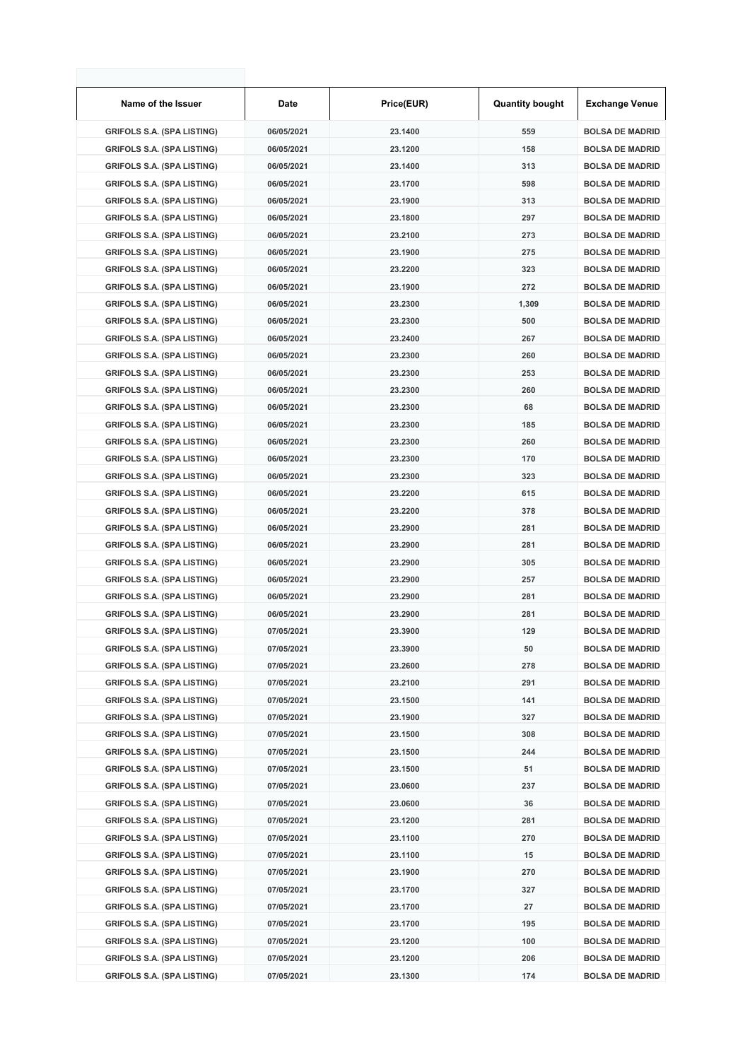| Name of the Issuer | Date | Price(EUR) | Quantity bought | Exchange Venue |
|---|---|---|---|---|
| GRIFOLS S.A. (SPA LISTING) | 06/05/2021 | 23.1400 | 559 | BOLSA DE MADRID |
| GRIFOLS S.A. (SPA LISTING) | 06/05/2021 | 23.1200 | 158 | BOLSA DE MADRID |
| GRIFOLS S.A. (SPA LISTING) | 06/05/2021 | 23.1400 | 313 | BOLSA DE MADRID |
| GRIFOLS S.A. (SPA LISTING) | 06/05/2021 | 23.1700 | 598 | BOLSA DE MADRID |
| GRIFOLS S.A. (SPA LISTING) | 06/05/2021 | 23.1900 | 313 | BOLSA DE MADRID |
| GRIFOLS S.A. (SPA LISTING) | 06/05/2021 | 23.1800 | 297 | BOLSA DE MADRID |
| GRIFOLS S.A. (SPA LISTING) | 06/05/2021 | 23.2100 | 273 | BOLSA DE MADRID |
| GRIFOLS S.A. (SPA LISTING) | 06/05/2021 | 23.1900 | 275 | BOLSA DE MADRID |
| GRIFOLS S.A. (SPA LISTING) | 06/05/2021 | 23.2200 | 323 | BOLSA DE MADRID |
| GRIFOLS S.A. (SPA LISTING) | 06/05/2021 | 23.1900 | 272 | BOLSA DE MADRID |
| GRIFOLS S.A. (SPA LISTING) | 06/05/2021 | 23.2300 | 1,309 | BOLSA DE MADRID |
| GRIFOLS S.A. (SPA LISTING) | 06/05/2021 | 23.2300 | 500 | BOLSA DE MADRID |
| GRIFOLS S.A. (SPA LISTING) | 06/05/2021 | 23.2400 | 267 | BOLSA DE MADRID |
| GRIFOLS S.A. (SPA LISTING) | 06/05/2021 | 23.2300 | 260 | BOLSA DE MADRID |
| GRIFOLS S.A. (SPA LISTING) | 06/05/2021 | 23.2300 | 253 | BOLSA DE MADRID |
| GRIFOLS S.A. (SPA LISTING) | 06/05/2021 | 23.2300 | 260 | BOLSA DE MADRID |
| GRIFOLS S.A. (SPA LISTING) | 06/05/2021 | 23.2300 | 68 | BOLSA DE MADRID |
| GRIFOLS S.A. (SPA LISTING) | 06/05/2021 | 23.2300 | 185 | BOLSA DE MADRID |
| GRIFOLS S.A. (SPA LISTING) | 06/05/2021 | 23.2300 | 260 | BOLSA DE MADRID |
| GRIFOLS S.A. (SPA LISTING) | 06/05/2021 | 23.2300 | 170 | BOLSA DE MADRID |
| GRIFOLS S.A. (SPA LISTING) | 06/05/2021 | 23.2300 | 323 | BOLSA DE MADRID |
| GRIFOLS S.A. (SPA LISTING) | 06/05/2021 | 23.2200 | 615 | BOLSA DE MADRID |
| GRIFOLS S.A. (SPA LISTING) | 06/05/2021 | 23.2200 | 378 | BOLSA DE MADRID |
| GRIFOLS S.A. (SPA LISTING) | 06/05/2021 | 23.2900 | 281 | BOLSA DE MADRID |
| GRIFOLS S.A. (SPA LISTING) | 06/05/2021 | 23.2900 | 281 | BOLSA DE MADRID |
| GRIFOLS S.A. (SPA LISTING) | 06/05/2021 | 23.2900 | 305 | BOLSA DE MADRID |
| GRIFOLS S.A. (SPA LISTING) | 06/05/2021 | 23.2900 | 257 | BOLSA DE MADRID |
| GRIFOLS S.A. (SPA LISTING) | 06/05/2021 | 23.2900 | 281 | BOLSA DE MADRID |
| GRIFOLS S.A. (SPA LISTING) | 06/05/2021 | 23.2900 | 281 | BOLSA DE MADRID |
| GRIFOLS S.A. (SPA LISTING) | 07/05/2021 | 23.3900 | 129 | BOLSA DE MADRID |
| GRIFOLS S.A. (SPA LISTING) | 07/05/2021 | 23.3900 | 50 | BOLSA DE MADRID |
| GRIFOLS S.A. (SPA LISTING) | 07/05/2021 | 23.2600 | 278 | BOLSA DE MADRID |
| GRIFOLS S.A. (SPA LISTING) | 07/05/2021 | 23.2100 | 291 | BOLSA DE MADRID |
| GRIFOLS S.A. (SPA LISTING) | 07/05/2021 | 23.1500 | 141 | BOLSA DE MADRID |
| GRIFOLS S.A. (SPA LISTING) | 07/05/2021 | 23.1900 | 327 | BOLSA DE MADRID |
| GRIFOLS S.A. (SPA LISTING) | 07/05/2021 | 23.1500 | 308 | BOLSA DE MADRID |
| GRIFOLS S.A. (SPA LISTING) | 07/05/2021 | 23.1500 | 244 | BOLSA DE MADRID |
| GRIFOLS S.A. (SPA LISTING) | 07/05/2021 | 23.1500 | 51 | BOLSA DE MADRID |
| GRIFOLS S.A. (SPA LISTING) | 07/05/2021 | 23.0600 | 237 | BOLSA DE MADRID |
| GRIFOLS S.A. (SPA LISTING) | 07/05/2021 | 23.0600 | 36 | BOLSA DE MADRID |
| GRIFOLS S.A. (SPA LISTING) | 07/05/2021 | 23.1200 | 281 | BOLSA DE MADRID |
| GRIFOLS S.A. (SPA LISTING) | 07/05/2021 | 23.1100 | 270 | BOLSA DE MADRID |
| GRIFOLS S.A. (SPA LISTING) | 07/05/2021 | 23.1100 | 15 | BOLSA DE MADRID |
| GRIFOLS S.A. (SPA LISTING) | 07/05/2021 | 23.1900 | 270 | BOLSA DE MADRID |
| GRIFOLS S.A. (SPA LISTING) | 07/05/2021 | 23.1700 | 327 | BOLSA DE MADRID |
| GRIFOLS S.A. (SPA LISTING) | 07/05/2021 | 23.1700 | 27 | BOLSA DE MADRID |
| GRIFOLS S.A. (SPA LISTING) | 07/05/2021 | 23.1700 | 195 | BOLSA DE MADRID |
| GRIFOLS S.A. (SPA LISTING) | 07/05/2021 | 23.1200 | 100 | BOLSA DE MADRID |
| GRIFOLS S.A. (SPA LISTING) | 07/05/2021 | 23.1200 | 206 | BOLSA DE MADRID |
| GRIFOLS S.A. (SPA LISTING) | 07/05/2021 | 23.1300 | 174 | BOLSA DE MADRID |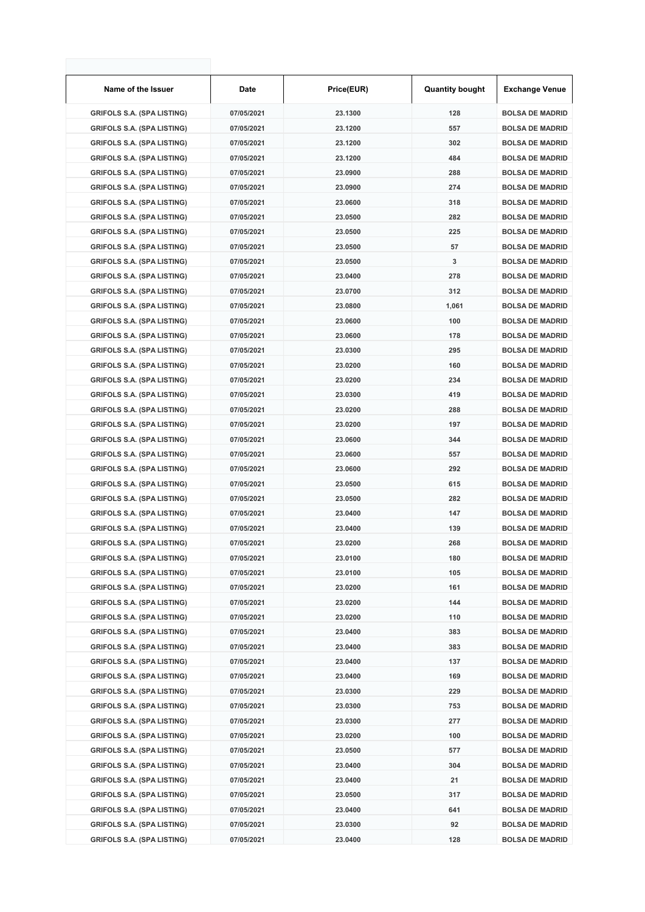| Name of the Issuer | Date | Price(EUR) | Quantity bought | Exchange Venue |
|---|---|---|---|---|
| GRIFOLS S.A. (SPA LISTING) | 07/05/2021 | 23.1300 | 128 | BOLSA DE MADRID |
| GRIFOLS S.A. (SPA LISTING) | 07/05/2021 | 23.1200 | 557 | BOLSA DE MADRID |
| GRIFOLS S.A. (SPA LISTING) | 07/05/2021 | 23.1200 | 302 | BOLSA DE MADRID |
| GRIFOLS S.A. (SPA LISTING) | 07/05/2021 | 23.1200 | 484 | BOLSA DE MADRID |
| GRIFOLS S.A. (SPA LISTING) | 07/05/2021 | 23.0900 | 288 | BOLSA DE MADRID |
| GRIFOLS S.A. (SPA LISTING) | 07/05/2021 | 23.0900 | 274 | BOLSA DE MADRID |
| GRIFOLS S.A. (SPA LISTING) | 07/05/2021 | 23.0600 | 318 | BOLSA DE MADRID |
| GRIFOLS S.A. (SPA LISTING) | 07/05/2021 | 23.0500 | 282 | BOLSA DE MADRID |
| GRIFOLS S.A. (SPA LISTING) | 07/05/2021 | 23.0500 | 225 | BOLSA DE MADRID |
| GRIFOLS S.A. (SPA LISTING) | 07/05/2021 | 23.0500 | 57 | BOLSA DE MADRID |
| GRIFOLS S.A. (SPA LISTING) | 07/05/2021 | 23.0500 | 3 | BOLSA DE MADRID |
| GRIFOLS S.A. (SPA LISTING) | 07/05/2021 | 23.0400 | 278 | BOLSA DE MADRID |
| GRIFOLS S.A. (SPA LISTING) | 07/05/2021 | 23.0700 | 312 | BOLSA DE MADRID |
| GRIFOLS S.A. (SPA LISTING) | 07/05/2021 | 23.0800 | 1,061 | BOLSA DE MADRID |
| GRIFOLS S.A. (SPA LISTING) | 07/05/2021 | 23.0600 | 100 | BOLSA DE MADRID |
| GRIFOLS S.A. (SPA LISTING) | 07/05/2021 | 23.0600 | 178 | BOLSA DE MADRID |
| GRIFOLS S.A. (SPA LISTING) | 07/05/2021 | 23.0300 | 295 | BOLSA DE MADRID |
| GRIFOLS S.A. (SPA LISTING) | 07/05/2021 | 23.0200 | 160 | BOLSA DE MADRID |
| GRIFOLS S.A. (SPA LISTING) | 07/05/2021 | 23.0200 | 234 | BOLSA DE MADRID |
| GRIFOLS S.A. (SPA LISTING) | 07/05/2021 | 23.0300 | 419 | BOLSA DE MADRID |
| GRIFOLS S.A. (SPA LISTING) | 07/05/2021 | 23.0200 | 288 | BOLSA DE MADRID |
| GRIFOLS S.A. (SPA LISTING) | 07/05/2021 | 23.0200 | 197 | BOLSA DE MADRID |
| GRIFOLS S.A. (SPA LISTING) | 07/05/2021 | 23.0600 | 344 | BOLSA DE MADRID |
| GRIFOLS S.A. (SPA LISTING) | 07/05/2021 | 23.0600 | 557 | BOLSA DE MADRID |
| GRIFOLS S.A. (SPA LISTING) | 07/05/2021 | 23.0600 | 292 | BOLSA DE MADRID |
| GRIFOLS S.A. (SPA LISTING) | 07/05/2021 | 23.0500 | 615 | BOLSA DE MADRID |
| GRIFOLS S.A. (SPA LISTING) | 07/05/2021 | 23.0500 | 282 | BOLSA DE MADRID |
| GRIFOLS S.A. (SPA LISTING) | 07/05/2021 | 23.0400 | 147 | BOLSA DE MADRID |
| GRIFOLS S.A. (SPA LISTING) | 07/05/2021 | 23.0400 | 139 | BOLSA DE MADRID |
| GRIFOLS S.A. (SPA LISTING) | 07/05/2021 | 23.0200 | 268 | BOLSA DE MADRID |
| GRIFOLS S.A. (SPA LISTING) | 07/05/2021 | 23.0100 | 180 | BOLSA DE MADRID |
| GRIFOLS S.A. (SPA LISTING) | 07/05/2021 | 23.0100 | 105 | BOLSA DE MADRID |
| GRIFOLS S.A. (SPA LISTING) | 07/05/2021 | 23.0200 | 161 | BOLSA DE MADRID |
| GRIFOLS S.A. (SPA LISTING) | 07/05/2021 | 23.0200 | 144 | BOLSA DE MADRID |
| GRIFOLS S.A. (SPA LISTING) | 07/05/2021 | 23.0200 | 110 | BOLSA DE MADRID |
| GRIFOLS S.A. (SPA LISTING) | 07/05/2021 | 23.0400 | 383 | BOLSA DE MADRID |
| GRIFOLS S.A. (SPA LISTING) | 07/05/2021 | 23.0400 | 383 | BOLSA DE MADRID |
| GRIFOLS S.A. (SPA LISTING) | 07/05/2021 | 23.0400 | 137 | BOLSA DE MADRID |
| GRIFOLS S.A. (SPA LISTING) | 07/05/2021 | 23.0400 | 169 | BOLSA DE MADRID |
| GRIFOLS S.A. (SPA LISTING) | 07/05/2021 | 23.0300 | 229 | BOLSA DE MADRID |
| GRIFOLS S.A. (SPA LISTING) | 07/05/2021 | 23.0300 | 753 | BOLSA DE MADRID |
| GRIFOLS S.A. (SPA LISTING) | 07/05/2021 | 23.0300 | 277 | BOLSA DE MADRID |
| GRIFOLS S.A. (SPA LISTING) | 07/05/2021 | 23.0200 | 100 | BOLSA DE MADRID |
| GRIFOLS S.A. (SPA LISTING) | 07/05/2021 | 23.0500 | 577 | BOLSA DE MADRID |
| GRIFOLS S.A. (SPA LISTING) | 07/05/2021 | 23.0400 | 304 | BOLSA DE MADRID |
| GRIFOLS S.A. (SPA LISTING) | 07/05/2021 | 23.0400 | 21 | BOLSA DE MADRID |
| GRIFOLS S.A. (SPA LISTING) | 07/05/2021 | 23.0500 | 317 | BOLSA DE MADRID |
| GRIFOLS S.A. (SPA LISTING) | 07/05/2021 | 23.0400 | 641 | BOLSA DE MADRID |
| GRIFOLS S.A. (SPA LISTING) | 07/05/2021 | 23.0300 | 92 | BOLSA DE MADRID |
| GRIFOLS S.A. (SPA LISTING) | 07/05/2021 | 23.0400 | 128 | BOLSA DE MADRID |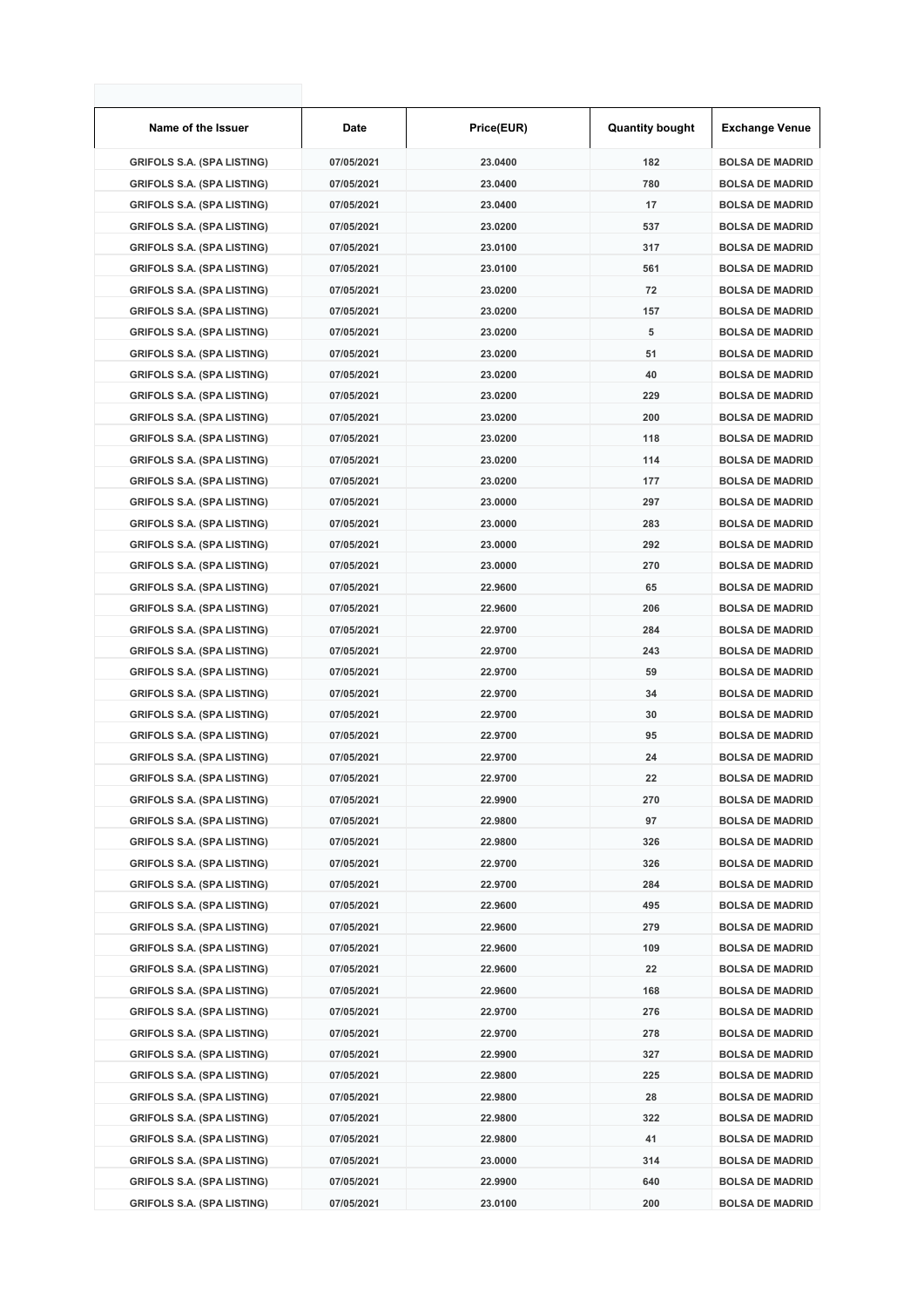| Name of the Issuer | Date | Price(EUR) | Quantity bought | Exchange Venue |
|---|---|---|---|---|
| GRIFOLS S.A. (SPA LISTING) | 07/05/2021 | 23.0400 | 182 | BOLSA DE MADRID |
| GRIFOLS S.A. (SPA LISTING) | 07/05/2021 | 23.0400 | 780 | BOLSA DE MADRID |
| GRIFOLS S.A. (SPA LISTING) | 07/05/2021 | 23.0400 | 17 | BOLSA DE MADRID |
| GRIFOLS S.A. (SPA LISTING) | 07/05/2021 | 23.0200 | 537 | BOLSA DE MADRID |
| GRIFOLS S.A. (SPA LISTING) | 07/05/2021 | 23.0100 | 317 | BOLSA DE MADRID |
| GRIFOLS S.A. (SPA LISTING) | 07/05/2021 | 23.0100 | 561 | BOLSA DE MADRID |
| GRIFOLS S.A. (SPA LISTING) | 07/05/2021 | 23.0200 | 72 | BOLSA DE MADRID |
| GRIFOLS S.A. (SPA LISTING) | 07/05/2021 | 23.0200 | 157 | BOLSA DE MADRID |
| GRIFOLS S.A. (SPA LISTING) | 07/05/2021 | 23.0200 | 5 | BOLSA DE MADRID |
| GRIFOLS S.A. (SPA LISTING) | 07/05/2021 | 23.0200 | 51 | BOLSA DE MADRID |
| GRIFOLS S.A. (SPA LISTING) | 07/05/2021 | 23.0200 | 40 | BOLSA DE MADRID |
| GRIFOLS S.A. (SPA LISTING) | 07/05/2021 | 23.0200 | 229 | BOLSA DE MADRID |
| GRIFOLS S.A. (SPA LISTING) | 07/05/2021 | 23.0200 | 200 | BOLSA DE MADRID |
| GRIFOLS S.A. (SPA LISTING) | 07/05/2021 | 23.0200 | 118 | BOLSA DE MADRID |
| GRIFOLS S.A. (SPA LISTING) | 07/05/2021 | 23.0200 | 114 | BOLSA DE MADRID |
| GRIFOLS S.A. (SPA LISTING) | 07/05/2021 | 23.0200 | 177 | BOLSA DE MADRID |
| GRIFOLS S.A. (SPA LISTING) | 07/05/2021 | 23.0000 | 297 | BOLSA DE MADRID |
| GRIFOLS S.A. (SPA LISTING) | 07/05/2021 | 23.0000 | 283 | BOLSA DE MADRID |
| GRIFOLS S.A. (SPA LISTING) | 07/05/2021 | 23.0000 | 292 | BOLSA DE MADRID |
| GRIFOLS S.A. (SPA LISTING) | 07/05/2021 | 23.0000 | 270 | BOLSA DE MADRID |
| GRIFOLS S.A. (SPA LISTING) | 07/05/2021 | 22.9600 | 65 | BOLSA DE MADRID |
| GRIFOLS S.A. (SPA LISTING) | 07/05/2021 | 22.9600 | 206 | BOLSA DE MADRID |
| GRIFOLS S.A. (SPA LISTING) | 07/05/2021 | 22.9700 | 284 | BOLSA DE MADRID |
| GRIFOLS S.A. (SPA LISTING) | 07/05/2021 | 22.9700 | 243 | BOLSA DE MADRID |
| GRIFOLS S.A. (SPA LISTING) | 07/05/2021 | 22.9700 | 59 | BOLSA DE MADRID |
| GRIFOLS S.A. (SPA LISTING) | 07/05/2021 | 22.9700 | 34 | BOLSA DE MADRID |
| GRIFOLS S.A. (SPA LISTING) | 07/05/2021 | 22.9700 | 30 | BOLSA DE MADRID |
| GRIFOLS S.A. (SPA LISTING) | 07/05/2021 | 22.9700 | 95 | BOLSA DE MADRID |
| GRIFOLS S.A. (SPA LISTING) | 07/05/2021 | 22.9700 | 24 | BOLSA DE MADRID |
| GRIFOLS S.A. (SPA LISTING) | 07/05/2021 | 22.9700 | 22 | BOLSA DE MADRID |
| GRIFOLS S.A. (SPA LISTING) | 07/05/2021 | 22.9900 | 270 | BOLSA DE MADRID |
| GRIFOLS S.A. (SPA LISTING) | 07/05/2021 | 22.9800 | 97 | BOLSA DE MADRID |
| GRIFOLS S.A. (SPA LISTING) | 07/05/2021 | 22.9800 | 326 | BOLSA DE MADRID |
| GRIFOLS S.A. (SPA LISTING) | 07/05/2021 | 22.9700 | 326 | BOLSA DE MADRID |
| GRIFOLS S.A. (SPA LISTING) | 07/05/2021 | 22.9700 | 284 | BOLSA DE MADRID |
| GRIFOLS S.A. (SPA LISTING) | 07/05/2021 | 22.9600 | 495 | BOLSA DE MADRID |
| GRIFOLS S.A. (SPA LISTING) | 07/05/2021 | 22.9600 | 279 | BOLSA DE MADRID |
| GRIFOLS S.A. (SPA LISTING) | 07/05/2021 | 22.9600 | 109 | BOLSA DE MADRID |
| GRIFOLS S.A. (SPA LISTING) | 07/05/2021 | 22.9600 | 22 | BOLSA DE MADRID |
| GRIFOLS S.A. (SPA LISTING) | 07/05/2021 | 22.9600 | 168 | BOLSA DE MADRID |
| GRIFOLS S.A. (SPA LISTING) | 07/05/2021 | 22.9700 | 276 | BOLSA DE MADRID |
| GRIFOLS S.A. (SPA LISTING) | 07/05/2021 | 22.9700 | 278 | BOLSA DE MADRID |
| GRIFOLS S.A. (SPA LISTING) | 07/05/2021 | 22.9900 | 327 | BOLSA DE MADRID |
| GRIFOLS S.A. (SPA LISTING) | 07/05/2021 | 22.9800 | 225 | BOLSA DE MADRID |
| GRIFOLS S.A. (SPA LISTING) | 07/05/2021 | 22.9800 | 28 | BOLSA DE MADRID |
| GRIFOLS S.A. (SPA LISTING) | 07/05/2021 | 22.9800 | 322 | BOLSA DE MADRID |
| GRIFOLS S.A. (SPA LISTING) | 07/05/2021 | 22.9800 | 41 | BOLSA DE MADRID |
| GRIFOLS S.A. (SPA LISTING) | 07/05/2021 | 23.0000 | 314 | BOLSA DE MADRID |
| GRIFOLS S.A. (SPA LISTING) | 07/05/2021 | 22.9900 | 640 | BOLSA DE MADRID |
| GRIFOLS S.A. (SPA LISTING) | 07/05/2021 | 23.0100 | 200 | BOLSA DE MADRID |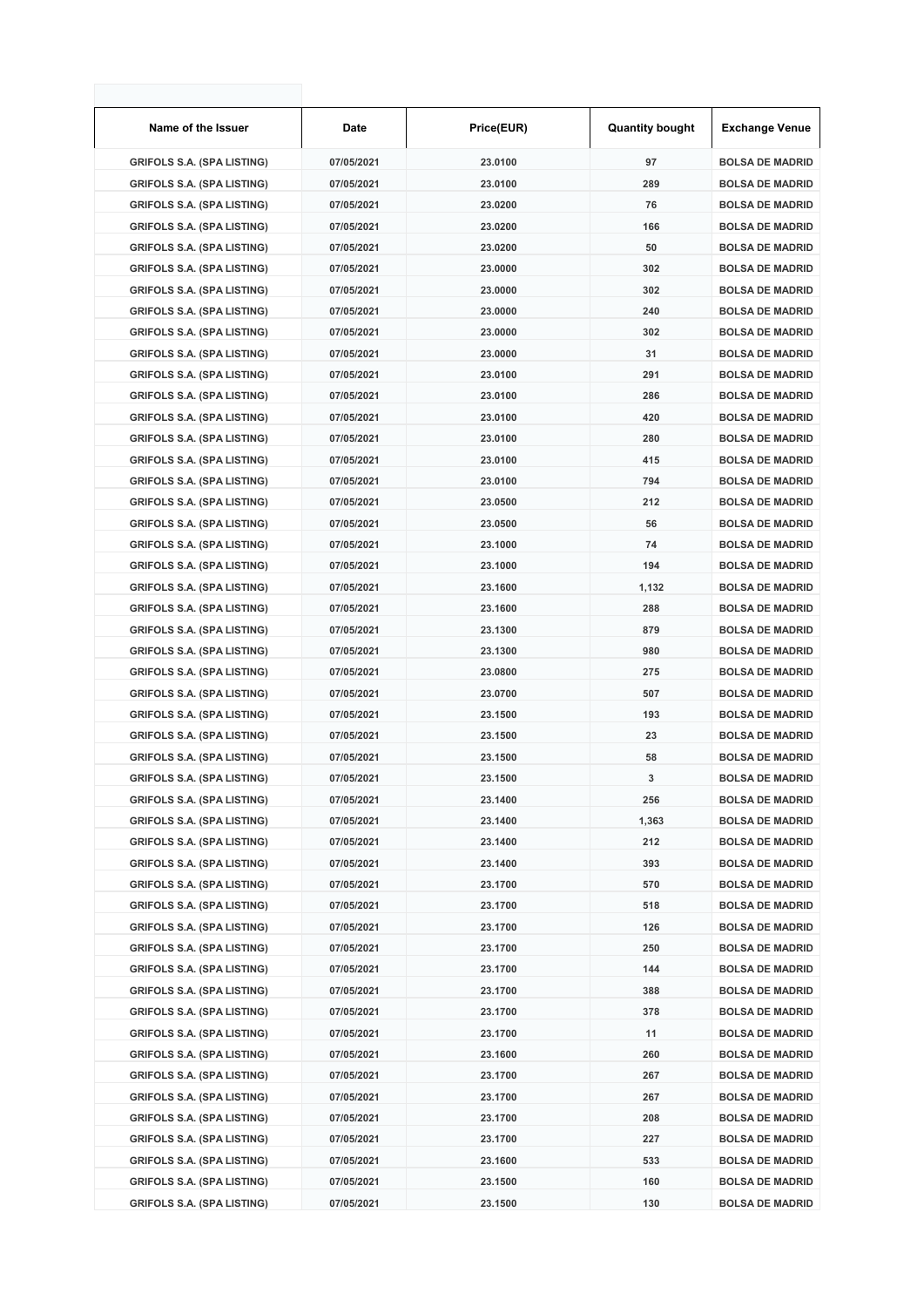| Name of the Issuer | Date | Price(EUR) | Quantity bought | Exchange Venue |
|---|---|---|---|---|
| GRIFOLS S.A. (SPA LISTING) | 07/05/2021 | 23.0100 | 97 | BOLSA DE MADRID |
| GRIFOLS S.A. (SPA LISTING) | 07/05/2021 | 23.0100 | 289 | BOLSA DE MADRID |
| GRIFOLS S.A. (SPA LISTING) | 07/05/2021 | 23.0200 | 76 | BOLSA DE MADRID |
| GRIFOLS S.A. (SPA LISTING) | 07/05/2021 | 23.0200 | 166 | BOLSA DE MADRID |
| GRIFOLS S.A. (SPA LISTING) | 07/05/2021 | 23.0200 | 50 | BOLSA DE MADRID |
| GRIFOLS S.A. (SPA LISTING) | 07/05/2021 | 23.0000 | 302 | BOLSA DE MADRID |
| GRIFOLS S.A. (SPA LISTING) | 07/05/2021 | 23.0000 | 302 | BOLSA DE MADRID |
| GRIFOLS S.A. (SPA LISTING) | 07/05/2021 | 23.0000 | 240 | BOLSA DE MADRID |
| GRIFOLS S.A. (SPA LISTING) | 07/05/2021 | 23.0000 | 302 | BOLSA DE MADRID |
| GRIFOLS S.A. (SPA LISTING) | 07/05/2021 | 23.0000 | 31 | BOLSA DE MADRID |
| GRIFOLS S.A. (SPA LISTING) | 07/05/2021 | 23.0100 | 291 | BOLSA DE MADRID |
| GRIFOLS S.A. (SPA LISTING) | 07/05/2021 | 23.0100 | 286 | BOLSA DE MADRID |
| GRIFOLS S.A. (SPA LISTING) | 07/05/2021 | 23.0100 | 420 | BOLSA DE MADRID |
| GRIFOLS S.A. (SPA LISTING) | 07/05/2021 | 23.0100 | 280 | BOLSA DE MADRID |
| GRIFOLS S.A. (SPA LISTING) | 07/05/2021 | 23.0100 | 415 | BOLSA DE MADRID |
| GRIFOLS S.A. (SPA LISTING) | 07/05/2021 | 23.0100 | 794 | BOLSA DE MADRID |
| GRIFOLS S.A. (SPA LISTING) | 07/05/2021 | 23.0500 | 212 | BOLSA DE MADRID |
| GRIFOLS S.A. (SPA LISTING) | 07/05/2021 | 23.0500 | 56 | BOLSA DE MADRID |
| GRIFOLS S.A. (SPA LISTING) | 07/05/2021 | 23.1000 | 74 | BOLSA DE MADRID |
| GRIFOLS S.A. (SPA LISTING) | 07/05/2021 | 23.1000 | 194 | BOLSA DE MADRID |
| GRIFOLS S.A. (SPA LISTING) | 07/05/2021 | 23.1600 | 1,132 | BOLSA DE MADRID |
| GRIFOLS S.A. (SPA LISTING) | 07/05/2021 | 23.1600 | 288 | BOLSA DE MADRID |
| GRIFOLS S.A. (SPA LISTING) | 07/05/2021 | 23.1300 | 879 | BOLSA DE MADRID |
| GRIFOLS S.A. (SPA LISTING) | 07/05/2021 | 23.1300 | 980 | BOLSA DE MADRID |
| GRIFOLS S.A. (SPA LISTING) | 07/05/2021 | 23.0800 | 275 | BOLSA DE MADRID |
| GRIFOLS S.A. (SPA LISTING) | 07/05/2021 | 23.0700 | 507 | BOLSA DE MADRID |
| GRIFOLS S.A. (SPA LISTING) | 07/05/2021 | 23.1500 | 193 | BOLSA DE MADRID |
| GRIFOLS S.A. (SPA LISTING) | 07/05/2021 | 23.1500 | 23 | BOLSA DE MADRID |
| GRIFOLS S.A. (SPA LISTING) | 07/05/2021 | 23.1500 | 58 | BOLSA DE MADRID |
| GRIFOLS S.A. (SPA LISTING) | 07/05/2021 | 23.1500 | 3 | BOLSA DE MADRID |
| GRIFOLS S.A. (SPA LISTING) | 07/05/2021 | 23.1400 | 256 | BOLSA DE MADRID |
| GRIFOLS S.A. (SPA LISTING) | 07/05/2021 | 23.1400 | 1,363 | BOLSA DE MADRID |
| GRIFOLS S.A. (SPA LISTING) | 07/05/2021 | 23.1400 | 212 | BOLSA DE MADRID |
| GRIFOLS S.A. (SPA LISTING) | 07/05/2021 | 23.1400 | 393 | BOLSA DE MADRID |
| GRIFOLS S.A. (SPA LISTING) | 07/05/2021 | 23.1700 | 570 | BOLSA DE MADRID |
| GRIFOLS S.A. (SPA LISTING) | 07/05/2021 | 23.1700 | 518 | BOLSA DE MADRID |
| GRIFOLS S.A. (SPA LISTING) | 07/05/2021 | 23.1700 | 126 | BOLSA DE MADRID |
| GRIFOLS S.A. (SPA LISTING) | 07/05/2021 | 23.1700 | 250 | BOLSA DE MADRID |
| GRIFOLS S.A. (SPA LISTING) | 07/05/2021 | 23.1700 | 144 | BOLSA DE MADRID |
| GRIFOLS S.A. (SPA LISTING) | 07/05/2021 | 23.1700 | 388 | BOLSA DE MADRID |
| GRIFOLS S.A. (SPA LISTING) | 07/05/2021 | 23.1700 | 378 | BOLSA DE MADRID |
| GRIFOLS S.A. (SPA LISTING) | 07/05/2021 | 23.1700 | 11 | BOLSA DE MADRID |
| GRIFOLS S.A. (SPA LISTING) | 07/05/2021 | 23.1600 | 260 | BOLSA DE MADRID |
| GRIFOLS S.A. (SPA LISTING) | 07/05/2021 | 23.1700 | 267 | BOLSA DE MADRID |
| GRIFOLS S.A. (SPA LISTING) | 07/05/2021 | 23.1700 | 267 | BOLSA DE MADRID |
| GRIFOLS S.A. (SPA LISTING) | 07/05/2021 | 23.1700 | 208 | BOLSA DE MADRID |
| GRIFOLS S.A. (SPA LISTING) | 07/05/2021 | 23.1700 | 227 | BOLSA DE MADRID |
| GRIFOLS S.A. (SPA LISTING) | 07/05/2021 | 23.1600 | 533 | BOLSA DE MADRID |
| GRIFOLS S.A. (SPA LISTING) | 07/05/2021 | 23.1500 | 160 | BOLSA DE MADRID |
| GRIFOLS S.A. (SPA LISTING) | 07/05/2021 | 23.1500 | 130 | BOLSA DE MADRID |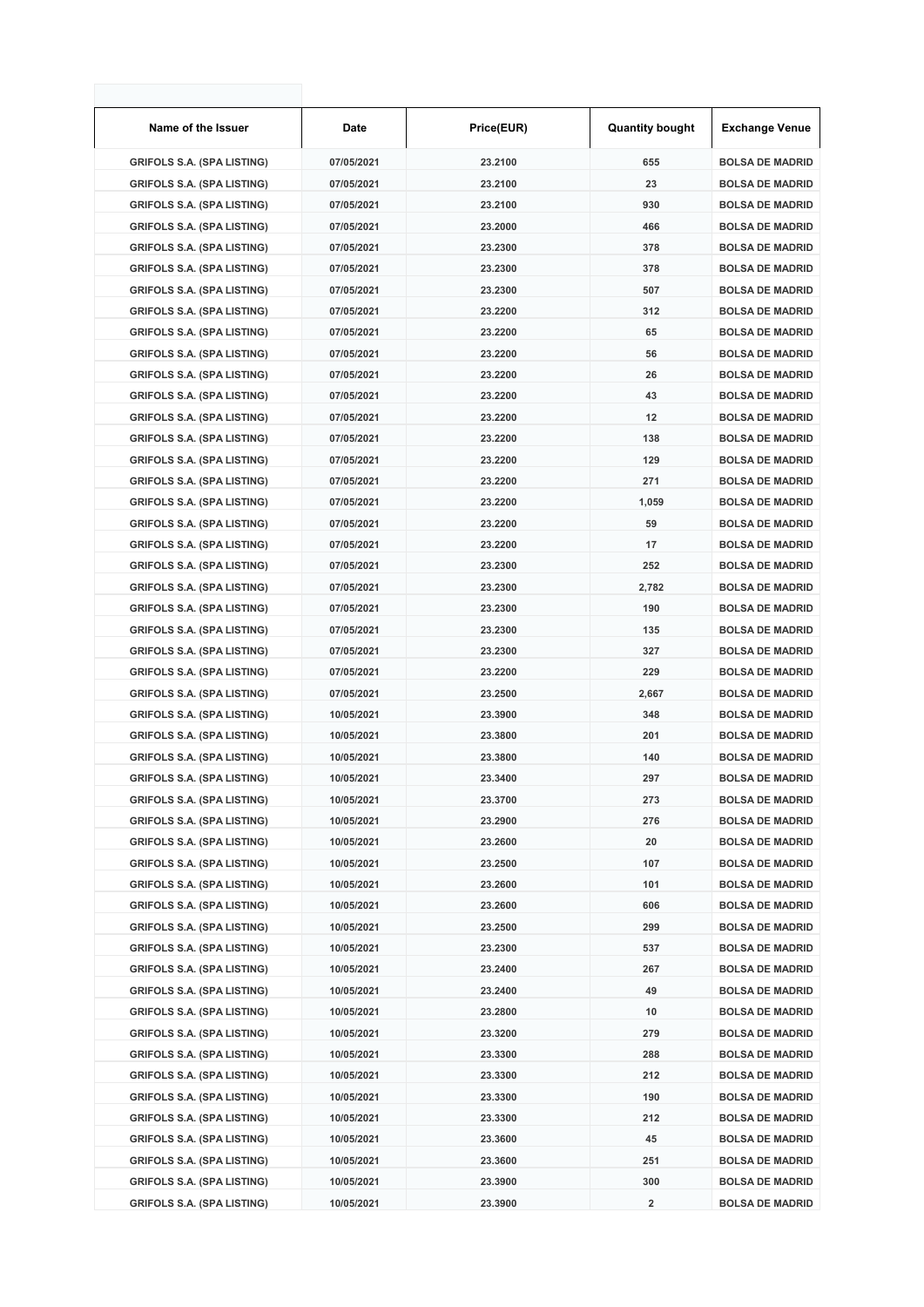| Name of the Issuer | Date | Price(EUR) | Quantity bought | Exchange Venue |
|---|---|---|---|---|
| GRIFOLS S.A. (SPA LISTING) | 07/05/2021 | 23.2100 | 655 | BOLSA DE MADRID |
| GRIFOLS S.A. (SPA LISTING) | 07/05/2021 | 23.2100 | 23 | BOLSA DE MADRID |
| GRIFOLS S.A. (SPA LISTING) | 07/05/2021 | 23.2100 | 930 | BOLSA DE MADRID |
| GRIFOLS S.A. (SPA LISTING) | 07/05/2021 | 23.2000 | 466 | BOLSA DE MADRID |
| GRIFOLS S.A. (SPA LISTING) | 07/05/2021 | 23.2300 | 378 | BOLSA DE MADRID |
| GRIFOLS S.A. (SPA LISTING) | 07/05/2021 | 23.2300 | 378 | BOLSA DE MADRID |
| GRIFOLS S.A. (SPA LISTING) | 07/05/2021 | 23.2300 | 507 | BOLSA DE MADRID |
| GRIFOLS S.A. (SPA LISTING) | 07/05/2021 | 23.2200 | 312 | BOLSA DE MADRID |
| GRIFOLS S.A. (SPA LISTING) | 07/05/2021 | 23.2200 | 65 | BOLSA DE MADRID |
| GRIFOLS S.A. (SPA LISTING) | 07/05/2021 | 23.2200 | 56 | BOLSA DE MADRID |
| GRIFOLS S.A. (SPA LISTING) | 07/05/2021 | 23.2200 | 26 | BOLSA DE MADRID |
| GRIFOLS S.A. (SPA LISTING) | 07/05/2021 | 23.2200 | 43 | BOLSA DE MADRID |
| GRIFOLS S.A. (SPA LISTING) | 07/05/2021 | 23.2200 | 12 | BOLSA DE MADRID |
| GRIFOLS S.A. (SPA LISTING) | 07/05/2021 | 23.2200 | 138 | BOLSA DE MADRID |
| GRIFOLS S.A. (SPA LISTING) | 07/05/2021 | 23.2200 | 129 | BOLSA DE MADRID |
| GRIFOLS S.A. (SPA LISTING) | 07/05/2021 | 23.2200 | 271 | BOLSA DE MADRID |
| GRIFOLS S.A. (SPA LISTING) | 07/05/2021 | 23.2200 | 1,059 | BOLSA DE MADRID |
| GRIFOLS S.A. (SPA LISTING) | 07/05/2021 | 23.2200 | 59 | BOLSA DE MADRID |
| GRIFOLS S.A. (SPA LISTING) | 07/05/2021 | 23.2200 | 17 | BOLSA DE MADRID |
| GRIFOLS S.A. (SPA LISTING) | 07/05/2021 | 23.2300 | 252 | BOLSA DE MADRID |
| GRIFOLS S.A. (SPA LISTING) | 07/05/2021 | 23.2300 | 2,782 | BOLSA DE MADRID |
| GRIFOLS S.A. (SPA LISTING) | 07/05/2021 | 23.2300 | 190 | BOLSA DE MADRID |
| GRIFOLS S.A. (SPA LISTING) | 07/05/2021 | 23.2300 | 135 | BOLSA DE MADRID |
| GRIFOLS S.A. (SPA LISTING) | 07/05/2021 | 23.2300 | 327 | BOLSA DE MADRID |
| GRIFOLS S.A. (SPA LISTING) | 07/05/2021 | 23.2200 | 229 | BOLSA DE MADRID |
| GRIFOLS S.A. (SPA LISTING) | 07/05/2021 | 23.2500 | 2,667 | BOLSA DE MADRID |
| GRIFOLS S.A. (SPA LISTING) | 10/05/2021 | 23.3900 | 348 | BOLSA DE MADRID |
| GRIFOLS S.A. (SPA LISTING) | 10/05/2021 | 23.3800 | 201 | BOLSA DE MADRID |
| GRIFOLS S.A. (SPA LISTING) | 10/05/2021 | 23.3800 | 140 | BOLSA DE MADRID |
| GRIFOLS S.A. (SPA LISTING) | 10/05/2021 | 23.3400 | 297 | BOLSA DE MADRID |
| GRIFOLS S.A. (SPA LISTING) | 10/05/2021 | 23.3700 | 273 | BOLSA DE MADRID |
| GRIFOLS S.A. (SPA LISTING) | 10/05/2021 | 23.2900 | 276 | BOLSA DE MADRID |
| GRIFOLS S.A. (SPA LISTING) | 10/05/2021 | 23.2600 | 20 | BOLSA DE MADRID |
| GRIFOLS S.A. (SPA LISTING) | 10/05/2021 | 23.2500 | 107 | BOLSA DE MADRID |
| GRIFOLS S.A. (SPA LISTING) | 10/05/2021 | 23.2600 | 101 | BOLSA DE MADRID |
| GRIFOLS S.A. (SPA LISTING) | 10/05/2021 | 23.2600 | 606 | BOLSA DE MADRID |
| GRIFOLS S.A. (SPA LISTING) | 10/05/2021 | 23.2500 | 299 | BOLSA DE MADRID |
| GRIFOLS S.A. (SPA LISTING) | 10/05/2021 | 23.2300 | 537 | BOLSA DE MADRID |
| GRIFOLS S.A. (SPA LISTING) | 10/05/2021 | 23.2400 | 267 | BOLSA DE MADRID |
| GRIFOLS S.A. (SPA LISTING) | 10/05/2021 | 23.2400 | 49 | BOLSA DE MADRID |
| GRIFOLS S.A. (SPA LISTING) | 10/05/2021 | 23.2800 | 10 | BOLSA DE MADRID |
| GRIFOLS S.A. (SPA LISTING) | 10/05/2021 | 23.3200 | 279 | BOLSA DE MADRID |
| GRIFOLS S.A. (SPA LISTING) | 10/05/2021 | 23.3300 | 288 | BOLSA DE MADRID |
| GRIFOLS S.A. (SPA LISTING) | 10/05/2021 | 23.3300 | 212 | BOLSA DE MADRID |
| GRIFOLS S.A. (SPA LISTING) | 10/05/2021 | 23.3300 | 190 | BOLSA DE MADRID |
| GRIFOLS S.A. (SPA LISTING) | 10/05/2021 | 23.3300 | 212 | BOLSA DE MADRID |
| GRIFOLS S.A. (SPA LISTING) | 10/05/2021 | 23.3600 | 45 | BOLSA DE MADRID |
| GRIFOLS S.A. (SPA LISTING) | 10/05/2021 | 23.3600 | 251 | BOLSA DE MADRID |
| GRIFOLS S.A. (SPA LISTING) | 10/05/2021 | 23.3900 | 300 | BOLSA DE MADRID |
| GRIFOLS S.A. (SPA LISTING) | 10/05/2021 | 23.3900 | 2 | BOLSA DE MADRID |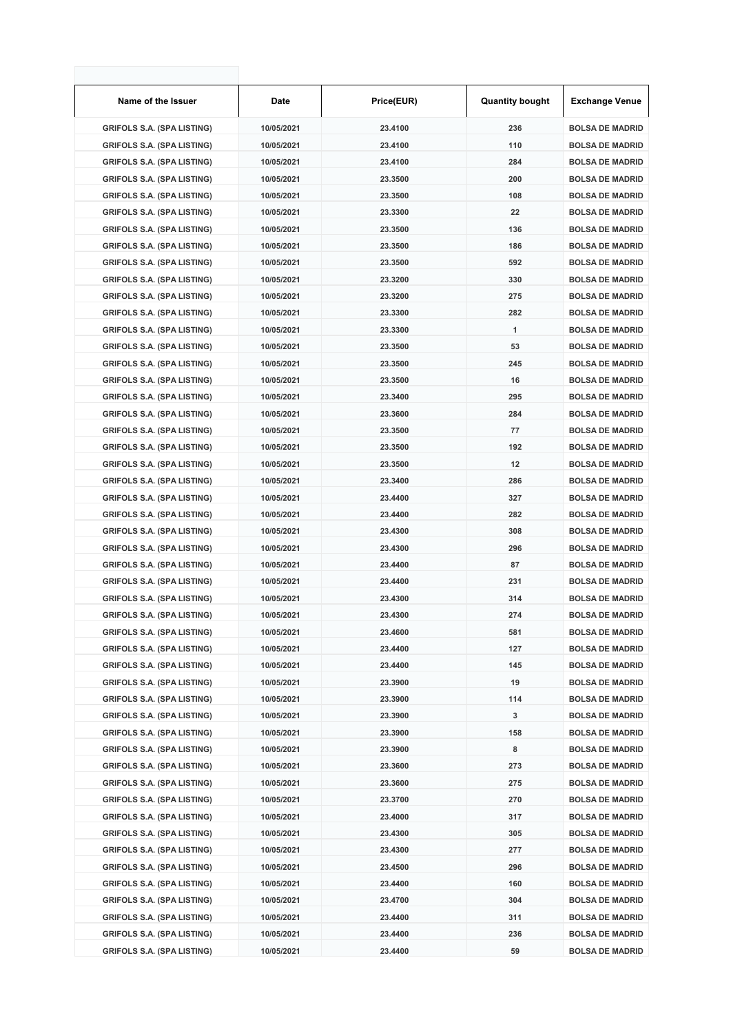| Name of the Issuer | Date | Price(EUR) | Quantity bought | Exchange Venue |
|---|---|---|---|---|
| GRIFOLS S.A. (SPA LISTING) | 10/05/2021 | 23.4100 | 236 | BOLSA DE MADRID |
| GRIFOLS S.A. (SPA LISTING) | 10/05/2021 | 23.4100 | 110 | BOLSA DE MADRID |
| GRIFOLS S.A. (SPA LISTING) | 10/05/2021 | 23.4100 | 284 | BOLSA DE MADRID |
| GRIFOLS S.A. (SPA LISTING) | 10/05/2021 | 23.3500 | 200 | BOLSA DE MADRID |
| GRIFOLS S.A. (SPA LISTING) | 10/05/2021 | 23.3500 | 108 | BOLSA DE MADRID |
| GRIFOLS S.A. (SPA LISTING) | 10/05/2021 | 23.3300 | 22 | BOLSA DE MADRID |
| GRIFOLS S.A. (SPA LISTING) | 10/05/2021 | 23.3500 | 136 | BOLSA DE MADRID |
| GRIFOLS S.A. (SPA LISTING) | 10/05/2021 | 23.3500 | 186 | BOLSA DE MADRID |
| GRIFOLS S.A. (SPA LISTING) | 10/05/2021 | 23.3500 | 592 | BOLSA DE MADRID |
| GRIFOLS S.A. (SPA LISTING) | 10/05/2021 | 23.3200 | 330 | BOLSA DE MADRID |
| GRIFOLS S.A. (SPA LISTING) | 10/05/2021 | 23.3200 | 275 | BOLSA DE MADRID |
| GRIFOLS S.A. (SPA LISTING) | 10/05/2021 | 23.3300 | 282 | BOLSA DE MADRID |
| GRIFOLS S.A. (SPA LISTING) | 10/05/2021 | 23.3300 | 1 | BOLSA DE MADRID |
| GRIFOLS S.A. (SPA LISTING) | 10/05/2021 | 23.3500 | 53 | BOLSA DE MADRID |
| GRIFOLS S.A. (SPA LISTING) | 10/05/2021 | 23.3500 | 245 | BOLSA DE MADRID |
| GRIFOLS S.A. (SPA LISTING) | 10/05/2021 | 23.3500 | 16 | BOLSA DE MADRID |
| GRIFOLS S.A. (SPA LISTING) | 10/05/2021 | 23.3400 | 295 | BOLSA DE MADRID |
| GRIFOLS S.A. (SPA LISTING) | 10/05/2021 | 23.3600 | 284 | BOLSA DE MADRID |
| GRIFOLS S.A. (SPA LISTING) | 10/05/2021 | 23.3500 | 77 | BOLSA DE MADRID |
| GRIFOLS S.A. (SPA LISTING) | 10/05/2021 | 23.3500 | 192 | BOLSA DE MADRID |
| GRIFOLS S.A. (SPA LISTING) | 10/05/2021 | 23.3500 | 12 | BOLSA DE MADRID |
| GRIFOLS S.A. (SPA LISTING) | 10/05/2021 | 23.3400 | 286 | BOLSA DE MADRID |
| GRIFOLS S.A. (SPA LISTING) | 10/05/2021 | 23.4400 | 327 | BOLSA DE MADRID |
| GRIFOLS S.A. (SPA LISTING) | 10/05/2021 | 23.4400 | 282 | BOLSA DE MADRID |
| GRIFOLS S.A. (SPA LISTING) | 10/05/2021 | 23.4300 | 308 | BOLSA DE MADRID |
| GRIFOLS S.A. (SPA LISTING) | 10/05/2021 | 23.4300 | 296 | BOLSA DE MADRID |
| GRIFOLS S.A. (SPA LISTING) | 10/05/2021 | 23.4400 | 87 | BOLSA DE MADRID |
| GRIFOLS S.A. (SPA LISTING) | 10/05/2021 | 23.4400 | 231 | BOLSA DE MADRID |
| GRIFOLS S.A. (SPA LISTING) | 10/05/2021 | 23.4300 | 314 | BOLSA DE MADRID |
| GRIFOLS S.A. (SPA LISTING) | 10/05/2021 | 23.4300 | 274 | BOLSA DE MADRID |
| GRIFOLS S.A. (SPA LISTING) | 10/05/2021 | 23.4600 | 581 | BOLSA DE MADRID |
| GRIFOLS S.A. (SPA LISTING) | 10/05/2021 | 23.4400 | 127 | BOLSA DE MADRID |
| GRIFOLS S.A. (SPA LISTING) | 10/05/2021 | 23.4400 | 145 | BOLSA DE MADRID |
| GRIFOLS S.A. (SPA LISTING) | 10/05/2021 | 23.3900 | 19 | BOLSA DE MADRID |
| GRIFOLS S.A. (SPA LISTING) | 10/05/2021 | 23.3900 | 114 | BOLSA DE MADRID |
| GRIFOLS S.A. (SPA LISTING) | 10/05/2021 | 23.3900 | 3 | BOLSA DE MADRID |
| GRIFOLS S.A. (SPA LISTING) | 10/05/2021 | 23.3900 | 158 | BOLSA DE MADRID |
| GRIFOLS S.A. (SPA LISTING) | 10/05/2021 | 23.3900 | 8 | BOLSA DE MADRID |
| GRIFOLS S.A. (SPA LISTING) | 10/05/2021 | 23.3600 | 273 | BOLSA DE MADRID |
| GRIFOLS S.A. (SPA LISTING) | 10/05/2021 | 23.3600 | 275 | BOLSA DE MADRID |
| GRIFOLS S.A. (SPA LISTING) | 10/05/2021 | 23.3700 | 270 | BOLSA DE MADRID |
| GRIFOLS S.A. (SPA LISTING) | 10/05/2021 | 23.4000 | 317 | BOLSA DE MADRID |
| GRIFOLS S.A. (SPA LISTING) | 10/05/2021 | 23.4300 | 305 | BOLSA DE MADRID |
| GRIFOLS S.A. (SPA LISTING) | 10/05/2021 | 23.4300 | 277 | BOLSA DE MADRID |
| GRIFOLS S.A. (SPA LISTING) | 10/05/2021 | 23.4500 | 296 | BOLSA DE MADRID |
| GRIFOLS S.A. (SPA LISTING) | 10/05/2021 | 23.4400 | 160 | BOLSA DE MADRID |
| GRIFOLS S.A. (SPA LISTING) | 10/05/2021 | 23.4700 | 304 | BOLSA DE MADRID |
| GRIFOLS S.A. (SPA LISTING) | 10/05/2021 | 23.4400 | 311 | BOLSA DE MADRID |
| GRIFOLS S.A. (SPA LISTING) | 10/05/2021 | 23.4400 | 236 | BOLSA DE MADRID |
| GRIFOLS S.A. (SPA LISTING) | 10/05/2021 | 23.4400 | 59 | BOLSA DE MADRID |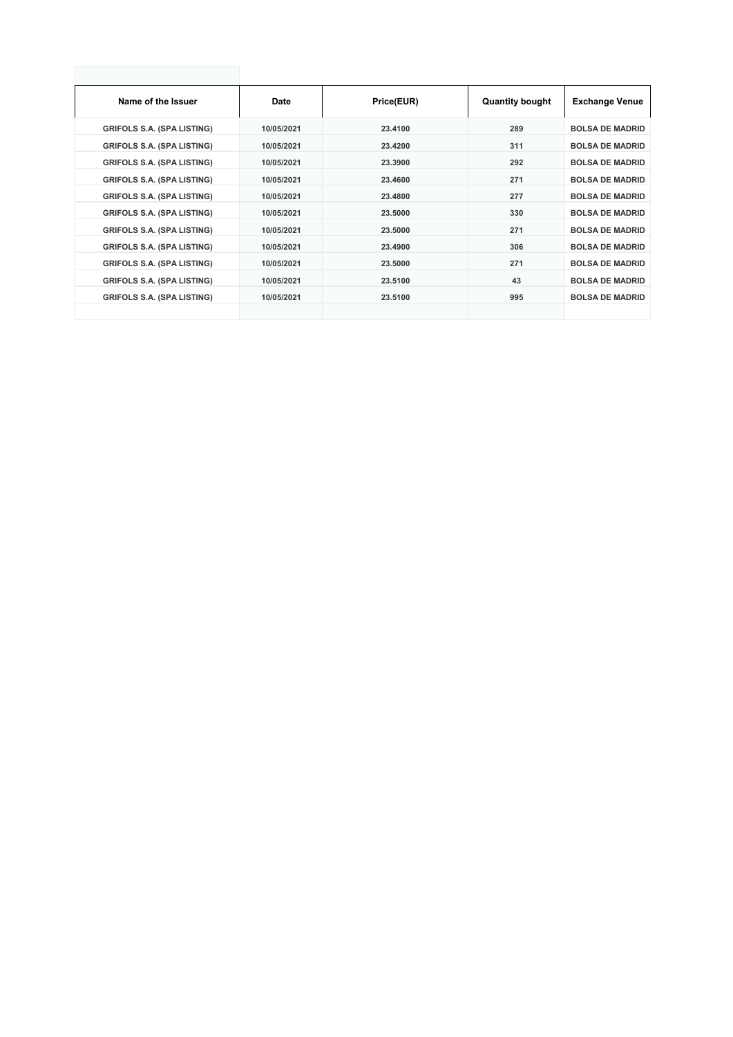| Name of the Issuer | Date | Price(EUR) | Quantity bought | Exchange Venue |
| --- | --- | --- | --- | --- |
| GRIFOLS S.A. (SPA LISTING) | 10/05/2021 | 23.4100 | 289 | BOLSA DE MADRID |
| GRIFOLS S.A. (SPA LISTING) | 10/05/2021 | 23.4200 | 311 | BOLSA DE MADRID |
| GRIFOLS S.A. (SPA LISTING) | 10/05/2021 | 23.3900 | 292 | BOLSA DE MADRID |
| GRIFOLS S.A. (SPA LISTING) | 10/05/2021 | 23.4600 | 271 | BOLSA DE MADRID |
| GRIFOLS S.A. (SPA LISTING) | 10/05/2021 | 23.4800 | 277 | BOLSA DE MADRID |
| GRIFOLS S.A. (SPA LISTING) | 10/05/2021 | 23.5000 | 330 | BOLSA DE MADRID |
| GRIFOLS S.A. (SPA LISTING) | 10/05/2021 | 23.5000 | 271 | BOLSA DE MADRID |
| GRIFOLS S.A. (SPA LISTING) | 10/05/2021 | 23.4900 | 306 | BOLSA DE MADRID |
| GRIFOLS S.A. (SPA LISTING) | 10/05/2021 | 23.5000 | 271 | BOLSA DE MADRID |
| GRIFOLS S.A. (SPA LISTING) | 10/05/2021 | 23.5100 | 43 | BOLSA DE MADRID |
| GRIFOLS S.A. (SPA LISTING) | 10/05/2021 | 23.5100 | 995 | BOLSA DE MADRID |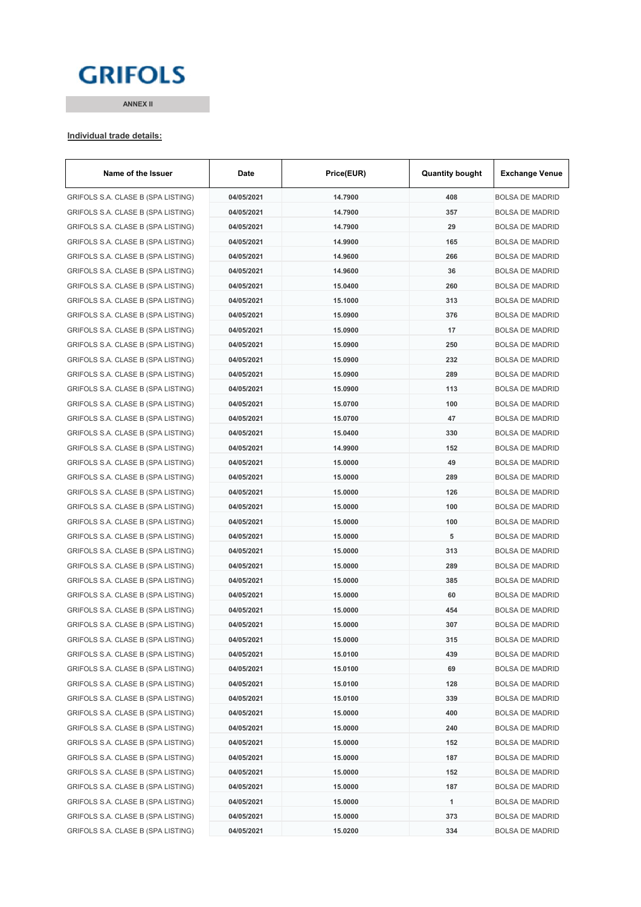GRIFOLS

ANNEX II

**Individual trade details:**

| Name of the Issuer | Date | Price(EUR) | Quantity bought | Exchange Venue |
|---|---|---|---|---|
| GRIFOLS S.A. CLASE B (SPA LISTING) | 04/05/2021 | 14.7900 | 408 | BOLSA DE MADRID |
| GRIFOLS S.A. CLASE B (SPA LISTING) | 04/05/2021 | 14.7900 | 357 | BOLSA DE MADRID |
| GRIFOLS S.A. CLASE B (SPA LISTING) | 04/05/2021 | 14.7900 | 29 | BOLSA DE MADRID |
| GRIFOLS S.A. CLASE B (SPA LISTING) | 04/05/2021 | 14.9900 | 165 | BOLSA DE MADRID |
| GRIFOLS S.A. CLASE B (SPA LISTING) | 04/05/2021 | 14.9600 | 266 | BOLSA DE MADRID |
| GRIFOLS S.A. CLASE B (SPA LISTING) | 04/05/2021 | 14.9600 | 36 | BOLSA DE MADRID |
| GRIFOLS S.A. CLASE B (SPA LISTING) | 04/05/2021 | 15.0400 | 260 | BOLSA DE MADRID |
| GRIFOLS S.A. CLASE B (SPA LISTING) | 04/05/2021 | 15.1000 | 313 | BOLSA DE MADRID |
| GRIFOLS S.A. CLASE B (SPA LISTING) | 04/05/2021 | 15.0900 | 376 | BOLSA DE MADRID |
| GRIFOLS S.A. CLASE B (SPA LISTING) | 04/05/2021 | 15.0900 | 17 | BOLSA DE MADRID |
| GRIFOLS S.A. CLASE B (SPA LISTING) | 04/05/2021 | 15.0900 | 250 | BOLSA DE MADRID |
| GRIFOLS S.A. CLASE B (SPA LISTING) | 04/05/2021 | 15.0900 | 232 | BOLSA DE MADRID |
| GRIFOLS S.A. CLASE B (SPA LISTING) | 04/05/2021 | 15.0900 | 289 | BOLSA DE MADRID |
| GRIFOLS S.A. CLASE B (SPA LISTING) | 04/05/2021 | 15.0900 | 113 | BOLSA DE MADRID |
| GRIFOLS S.A. CLASE B (SPA LISTING) | 04/05/2021 | 15.0700 | 100 | BOLSA DE MADRID |
| GRIFOLS S.A. CLASE B (SPA LISTING) | 04/05/2021 | 15.0700 | 47 | BOLSA DE MADRID |
| GRIFOLS S.A. CLASE B (SPA LISTING) | 04/05/2021 | 15.0400 | 330 | BOLSA DE MADRID |
| GRIFOLS S.A. CLASE B (SPA LISTING) | 04/05/2021 | 14.9900 | 152 | BOLSA DE MADRID |
| GRIFOLS S.A. CLASE B (SPA LISTING) | 04/05/2021 | 15.0000 | 49 | BOLSA DE MADRID |
| GRIFOLS S.A. CLASE B (SPA LISTING) | 04/05/2021 | 15.0000 | 289 | BOLSA DE MADRID |
| GRIFOLS S.A. CLASE B (SPA LISTING) | 04/05/2021 | 15.0000 | 126 | BOLSA DE MADRID |
| GRIFOLS S.A. CLASE B (SPA LISTING) | 04/05/2021 | 15.0000 | 100 | BOLSA DE MADRID |
| GRIFOLS S.A. CLASE B (SPA LISTING) | 04/05/2021 | 15.0000 | 100 | BOLSA DE MADRID |
| GRIFOLS S.A. CLASE B (SPA LISTING) | 04/05/2021 | 15.0000 | 5 | BOLSA DE MADRID |
| GRIFOLS S.A. CLASE B (SPA LISTING) | 04/05/2021 | 15.0000 | 313 | BOLSA DE MADRID |
| GRIFOLS S.A. CLASE B (SPA LISTING) | 04/05/2021 | 15.0000 | 289 | BOLSA DE MADRID |
| GRIFOLS S.A. CLASE B (SPA LISTING) | 04/05/2021 | 15.0000 | 385 | BOLSA DE MADRID |
| GRIFOLS S.A. CLASE B (SPA LISTING) | 04/05/2021 | 15.0000 | 60 | BOLSA DE MADRID |
| GRIFOLS S.A. CLASE B (SPA LISTING) | 04/05/2021 | 15.0000 | 454 | BOLSA DE MADRID |
| GRIFOLS S.A. CLASE B (SPA LISTING) | 04/05/2021 | 15.0000 | 307 | BOLSA DE MADRID |
| GRIFOLS S.A. CLASE B (SPA LISTING) | 04/05/2021 | 15.0000 | 315 | BOLSA DE MADRID |
| GRIFOLS S.A. CLASE B (SPA LISTING) | 04/05/2021 | 15.0100 | 439 | BOLSA DE MADRID |
| GRIFOLS S.A. CLASE B (SPA LISTING) | 04/05/2021 | 15.0100 | 69 | BOLSA DE MADRID |
| GRIFOLS S.A. CLASE B (SPA LISTING) | 04/05/2021 | 15.0100 | 128 | BOLSA DE MADRID |
| GRIFOLS S.A. CLASE B (SPA LISTING) | 04/05/2021 | 15.0100 | 339 | BOLSA DE MADRID |
| GRIFOLS S.A. CLASE B (SPA LISTING) | 04/05/2021 | 15.0000 | 400 | BOLSA DE MADRID |
| GRIFOLS S.A. CLASE B (SPA LISTING) | 04/05/2021 | 15.0000 | 240 | BOLSA DE MADRID |
| GRIFOLS S.A. CLASE B (SPA LISTING) | 04/05/2021 | 15.0000 | 152 | BOLSA DE MADRID |
| GRIFOLS S.A. CLASE B (SPA LISTING) | 04/05/2021 | 15.0000 | 187 | BOLSA DE MADRID |
| GRIFOLS S.A. CLASE B (SPA LISTING) | 04/05/2021 | 15.0000 | 152 | BOLSA DE MADRID |
| GRIFOLS S.A. CLASE B (SPA LISTING) | 04/05/2021 | 15.0000 | 187 | BOLSA DE MADRID |
| GRIFOLS S.A. CLASE B (SPA LISTING) | 04/05/2021 | 15.0000 | 1 | BOLSA DE MADRID |
| GRIFOLS S.A. CLASE B (SPA LISTING) | 04/05/2021 | 15.0000 | 373 | BOLSA DE MADRID |
| GRIFOLS S.A. CLASE B (SPA LISTING) | 04/05/2021 | 15.0200 | 334 | BOLSA DE MADRID |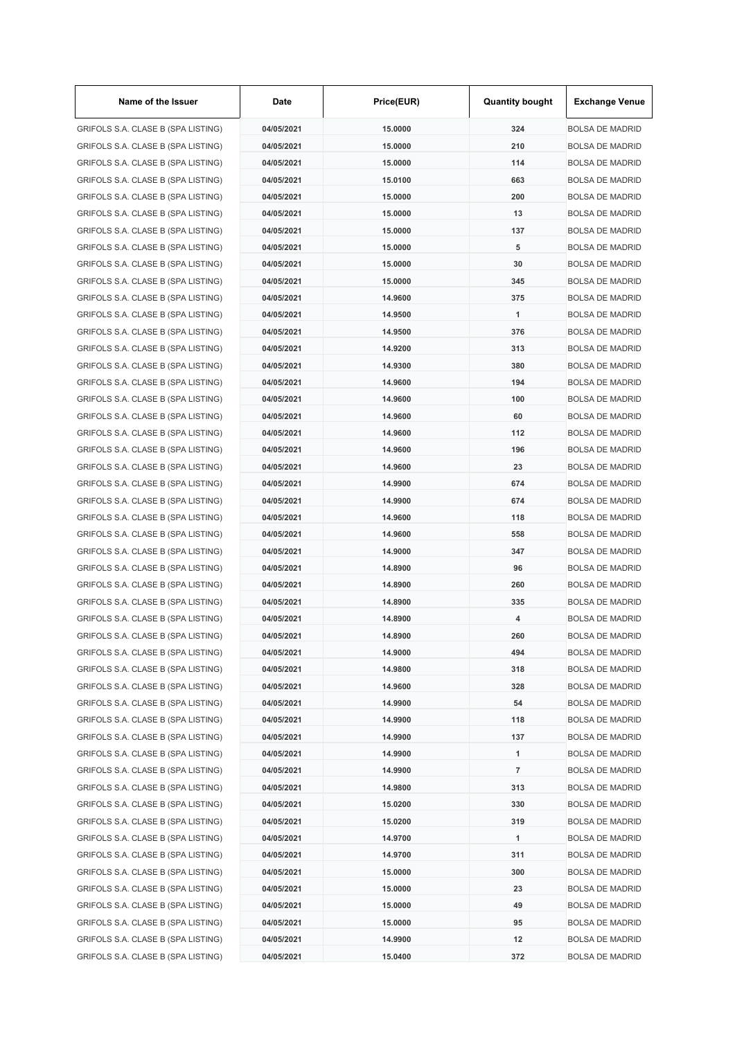| Name of the Issuer | Date | Price(EUR) | Quantity bought | Exchange Venue |
|---|---|---|---|---|
| GRIFOLS S.A. CLASE B (SPA LISTING) | 04/05/2021 | 15.0000 | 324 | BOLSA DE MADRID |
| GRIFOLS S.A. CLASE B (SPA LISTING) | 04/05/2021 | 15.0000 | 210 | BOLSA DE MADRID |
| GRIFOLS S.A. CLASE B (SPA LISTING) | 04/05/2021 | 15.0000 | 114 | BOLSA DE MADRID |
| GRIFOLS S.A. CLASE B (SPA LISTING) | 04/05/2021 | 15.0100 | 663 | BOLSA DE MADRID |
| GRIFOLS S.A. CLASE B (SPA LISTING) | 04/05/2021 | 15.0000 | 200 | BOLSA DE MADRID |
| GRIFOLS S.A. CLASE B (SPA LISTING) | 04/05/2021 | 15.0000 | 13 | BOLSA DE MADRID |
| GRIFOLS S.A. CLASE B (SPA LISTING) | 04/05/2021 | 15.0000 | 137 | BOLSA DE MADRID |
| GRIFOLS S.A. CLASE B (SPA LISTING) | 04/05/2021 | 15.0000 | 5 | BOLSA DE MADRID |
| GRIFOLS S.A. CLASE B (SPA LISTING) | 04/05/2021 | 15.0000 | 30 | BOLSA DE MADRID |
| GRIFOLS S.A. CLASE B (SPA LISTING) | 04/05/2021 | 15.0000 | 345 | BOLSA DE MADRID |
| GRIFOLS S.A. CLASE B (SPA LISTING) | 04/05/2021 | 14.9600 | 375 | BOLSA DE MADRID |
| GRIFOLS S.A. CLASE B (SPA LISTING) | 04/05/2021 | 14.9500 | 1 | BOLSA DE MADRID |
| GRIFOLS S.A. CLASE B (SPA LISTING) | 04/05/2021 | 14.9500 | 376 | BOLSA DE MADRID |
| GRIFOLS S.A. CLASE B (SPA LISTING) | 04/05/2021 | 14.9200 | 313 | BOLSA DE MADRID |
| GRIFOLS S.A. CLASE B (SPA LISTING) | 04/05/2021 | 14.9300 | 380 | BOLSA DE MADRID |
| GRIFOLS S.A. CLASE B (SPA LISTING) | 04/05/2021 | 14.9600 | 194 | BOLSA DE MADRID |
| GRIFOLS S.A. CLASE B (SPA LISTING) | 04/05/2021 | 14.9600 | 100 | BOLSA DE MADRID |
| GRIFOLS S.A. CLASE B (SPA LISTING) | 04/05/2021 | 14.9600 | 60 | BOLSA DE MADRID |
| GRIFOLS S.A. CLASE B (SPA LISTING) | 04/05/2021 | 14.9600 | 112 | BOLSA DE MADRID |
| GRIFOLS S.A. CLASE B (SPA LISTING) | 04/05/2021 | 14.9600 | 196 | BOLSA DE MADRID |
| GRIFOLS S.A. CLASE B (SPA LISTING) | 04/05/2021 | 14.9600 | 23 | BOLSA DE MADRID |
| GRIFOLS S.A. CLASE B (SPA LISTING) | 04/05/2021 | 14.9900 | 674 | BOLSA DE MADRID |
| GRIFOLS S.A. CLASE B (SPA LISTING) | 04/05/2021 | 14.9900 | 674 | BOLSA DE MADRID |
| GRIFOLS S.A. CLASE B (SPA LISTING) | 04/05/2021 | 14.9600 | 118 | BOLSA DE MADRID |
| GRIFOLS S.A. CLASE B (SPA LISTING) | 04/05/2021 | 14.9600 | 558 | BOLSA DE MADRID |
| GRIFOLS S.A. CLASE B (SPA LISTING) | 04/05/2021 | 14.9000 | 347 | BOLSA DE MADRID |
| GRIFOLS S.A. CLASE B (SPA LISTING) | 04/05/2021 | 14.8900 | 96 | BOLSA DE MADRID |
| GRIFOLS S.A. CLASE B (SPA LISTING) | 04/05/2021 | 14.8900 | 260 | BOLSA DE MADRID |
| GRIFOLS S.A. CLASE B (SPA LISTING) | 04/05/2021 | 14.8900 | 335 | BOLSA DE MADRID |
| GRIFOLS S.A. CLASE B (SPA LISTING) | 04/05/2021 | 14.8900 | 4 | BOLSA DE MADRID |
| GRIFOLS S.A. CLASE B (SPA LISTING) | 04/05/2021 | 14.8900 | 260 | BOLSA DE MADRID |
| GRIFOLS S.A. CLASE B (SPA LISTING) | 04/05/2021 | 14.9000 | 494 | BOLSA DE MADRID |
| GRIFOLS S.A. CLASE B (SPA LISTING) | 04/05/2021 | 14.9800 | 318 | BOLSA DE MADRID |
| GRIFOLS S.A. CLASE B (SPA LISTING) | 04/05/2021 | 14.9600 | 328 | BOLSA DE MADRID |
| GRIFOLS S.A. CLASE B (SPA LISTING) | 04/05/2021 | 14.9900 | 54 | BOLSA DE MADRID |
| GRIFOLS S.A. CLASE B (SPA LISTING) | 04/05/2021 | 14.9900 | 118 | BOLSA DE MADRID |
| GRIFOLS S.A. CLASE B (SPA LISTING) | 04/05/2021 | 14.9900 | 137 | BOLSA DE MADRID |
| GRIFOLS S.A. CLASE B (SPA LISTING) | 04/05/2021 | 14.9900 | 1 | BOLSA DE MADRID |
| GRIFOLS S.A. CLASE B (SPA LISTING) | 04/05/2021 | 14.9900 | 7 | BOLSA DE MADRID |
| GRIFOLS S.A. CLASE B (SPA LISTING) | 04/05/2021 | 14.9800 | 313 | BOLSA DE MADRID |
| GRIFOLS S.A. CLASE B (SPA LISTING) | 04/05/2021 | 15.0200 | 330 | BOLSA DE MADRID |
| GRIFOLS S.A. CLASE B (SPA LISTING) | 04/05/2021 | 15.0200 | 319 | BOLSA DE MADRID |
| GRIFOLS S.A. CLASE B (SPA LISTING) | 04/05/2021 | 14.9700 | 1 | BOLSA DE MADRID |
| GRIFOLS S.A. CLASE B (SPA LISTING) | 04/05/2021 | 14.9700 | 311 | BOLSA DE MADRID |
| GRIFOLS S.A. CLASE B (SPA LISTING) | 04/05/2021 | 15.0000 | 300 | BOLSA DE MADRID |
| GRIFOLS S.A. CLASE B (SPA LISTING) | 04/05/2021 | 15.0000 | 23 | BOLSA DE MADRID |
| GRIFOLS S.A. CLASE B (SPA LISTING) | 04/05/2021 | 15.0000 | 49 | BOLSA DE MADRID |
| GRIFOLS S.A. CLASE B (SPA LISTING) | 04/05/2021 | 15.0000 | 95 | BOLSA DE MADRID |
| GRIFOLS S.A. CLASE B (SPA LISTING) | 04/05/2021 | 14.9900 | 12 | BOLSA DE MADRID |
| GRIFOLS S.A. CLASE B (SPA LISTING) | 04/05/2021 | 15.0400 | 372 | BOLSA DE MADRID |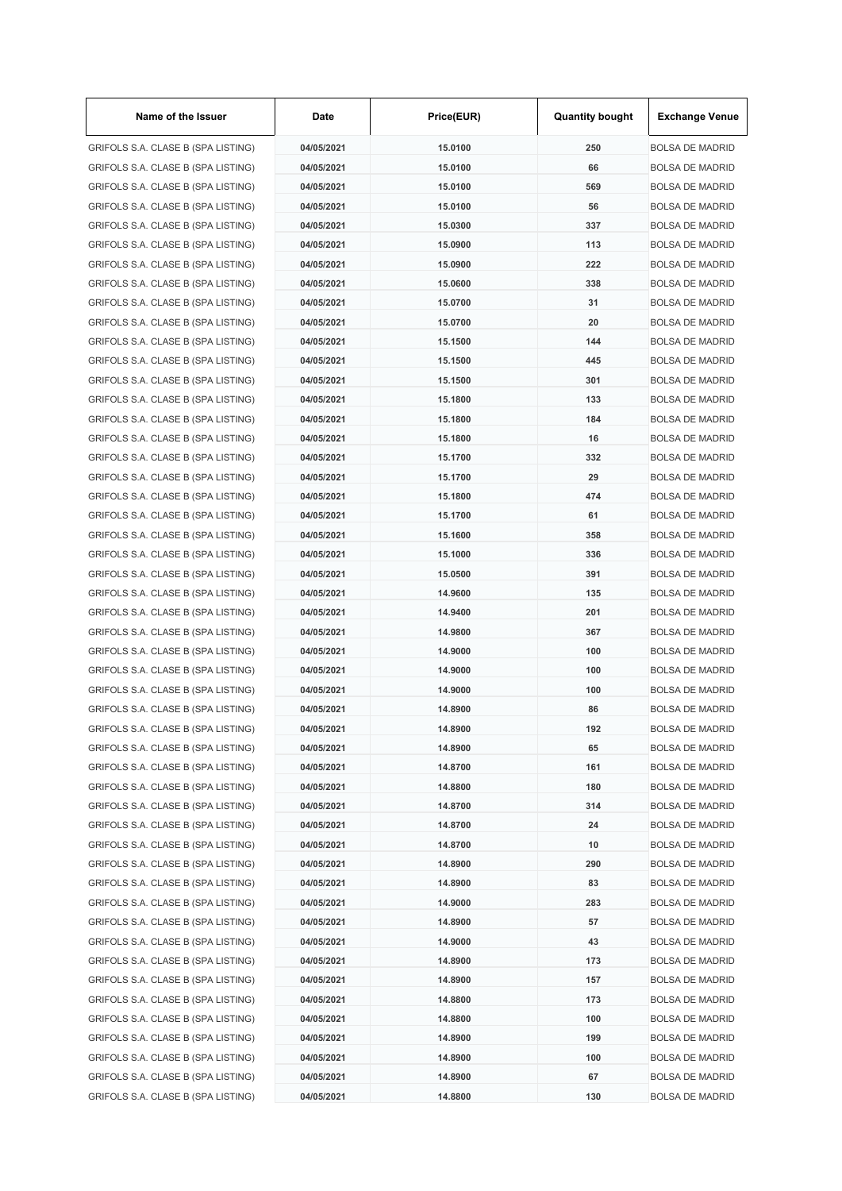| Name of the Issuer | Date | Price(EUR) | Quantity bought | Exchange Venue |
| --- | --- | --- | --- | --- |
| GRIFOLS S.A. CLASE B (SPA LISTING) | 04/05/2021 | 15.0100 | 250 | BOLSA DE MADRID |
| GRIFOLS S.A. CLASE B (SPA LISTING) | 04/05/2021 | 15.0100 | 66 | BOLSA DE MADRID |
| GRIFOLS S.A. CLASE B (SPA LISTING) | 04/05/2021 | 15.0100 | 569 | BOLSA DE MADRID |
| GRIFOLS S.A. CLASE B (SPA LISTING) | 04/05/2021 | 15.0100 | 56 | BOLSA DE MADRID |
| GRIFOLS S.A. CLASE B (SPA LISTING) | 04/05/2021 | 15.0300 | 337 | BOLSA DE MADRID |
| GRIFOLS S.A. CLASE B (SPA LISTING) | 04/05/2021 | 15.0900 | 113 | BOLSA DE MADRID |
| GRIFOLS S.A. CLASE B (SPA LISTING) | 04/05/2021 | 15.0900 | 222 | BOLSA DE MADRID |
| GRIFOLS S.A. CLASE B (SPA LISTING) | 04/05/2021 | 15.0600 | 338 | BOLSA DE MADRID |
| GRIFOLS S.A. CLASE B (SPA LISTING) | 04/05/2021 | 15.0700 | 31 | BOLSA DE MADRID |
| GRIFOLS S.A. CLASE B (SPA LISTING) | 04/05/2021 | 15.0700 | 20 | BOLSA DE MADRID |
| GRIFOLS S.A. CLASE B (SPA LISTING) | 04/05/2021 | 15.1500 | 144 | BOLSA DE MADRID |
| GRIFOLS S.A. CLASE B (SPA LISTING) | 04/05/2021 | 15.1500 | 445 | BOLSA DE MADRID |
| GRIFOLS S.A. CLASE B (SPA LISTING) | 04/05/2021 | 15.1500 | 301 | BOLSA DE MADRID |
| GRIFOLS S.A. CLASE B (SPA LISTING) | 04/05/2021 | 15.1800 | 133 | BOLSA DE MADRID |
| GRIFOLS S.A. CLASE B (SPA LISTING) | 04/05/2021 | 15.1800 | 184 | BOLSA DE MADRID |
| GRIFOLS S.A. CLASE B (SPA LISTING) | 04/05/2021 | 15.1800 | 16 | BOLSA DE MADRID |
| GRIFOLS S.A. CLASE B (SPA LISTING) | 04/05/2021 | 15.1700 | 332 | BOLSA DE MADRID |
| GRIFOLS S.A. CLASE B (SPA LISTING) | 04/05/2021 | 15.1700 | 29 | BOLSA DE MADRID |
| GRIFOLS S.A. CLASE B (SPA LISTING) | 04/05/2021 | 15.1800 | 474 | BOLSA DE MADRID |
| GRIFOLS S.A. CLASE B (SPA LISTING) | 04/05/2021 | 15.1700 | 61 | BOLSA DE MADRID |
| GRIFOLS S.A. CLASE B (SPA LISTING) | 04/05/2021 | 15.1600 | 358 | BOLSA DE MADRID |
| GRIFOLS S.A. CLASE B (SPA LISTING) | 04/05/2021 | 15.1000 | 336 | BOLSA DE MADRID |
| GRIFOLS S.A. CLASE B (SPA LISTING) | 04/05/2021 | 15.0500 | 391 | BOLSA DE MADRID |
| GRIFOLS S.A. CLASE B (SPA LISTING) | 04/05/2021 | 14.9600 | 135 | BOLSA DE MADRID |
| GRIFOLS S.A. CLASE B (SPA LISTING) | 04/05/2021 | 14.9400 | 201 | BOLSA DE MADRID |
| GRIFOLS S.A. CLASE B (SPA LISTING) | 04/05/2021 | 14.9800 | 367 | BOLSA DE MADRID |
| GRIFOLS S.A. CLASE B (SPA LISTING) | 04/05/2021 | 14.9000 | 100 | BOLSA DE MADRID |
| GRIFOLS S.A. CLASE B (SPA LISTING) | 04/05/2021 | 14.9000 | 100 | BOLSA DE MADRID |
| GRIFOLS S.A. CLASE B (SPA LISTING) | 04/05/2021 | 14.9000 | 100 | BOLSA DE MADRID |
| GRIFOLS S.A. CLASE B (SPA LISTING) | 04/05/2021 | 14.8900 | 86 | BOLSA DE MADRID |
| GRIFOLS S.A. CLASE B (SPA LISTING) | 04/05/2021 | 14.8900 | 192 | BOLSA DE MADRID |
| GRIFOLS S.A. CLASE B (SPA LISTING) | 04/05/2021 | 14.8900 | 65 | BOLSA DE MADRID |
| GRIFOLS S.A. CLASE B (SPA LISTING) | 04/05/2021 | 14.8700 | 161 | BOLSA DE MADRID |
| GRIFOLS S.A. CLASE B (SPA LISTING) | 04/05/2021 | 14.8800 | 180 | BOLSA DE MADRID |
| GRIFOLS S.A. CLASE B (SPA LISTING) | 04/05/2021 | 14.8700 | 314 | BOLSA DE MADRID |
| GRIFOLS S.A. CLASE B (SPA LISTING) | 04/05/2021 | 14.8700 | 24 | BOLSA DE MADRID |
| GRIFOLS S.A. CLASE B (SPA LISTING) | 04/05/2021 | 14.8700 | 10 | BOLSA DE MADRID |
| GRIFOLS S.A. CLASE B (SPA LISTING) | 04/05/2021 | 14.8900 | 290 | BOLSA DE MADRID |
| GRIFOLS S.A. CLASE B (SPA LISTING) | 04/05/2021 | 14.8900 | 83 | BOLSA DE MADRID |
| GRIFOLS S.A. CLASE B (SPA LISTING) | 04/05/2021 | 14.9000 | 283 | BOLSA DE MADRID |
| GRIFOLS S.A. CLASE B (SPA LISTING) | 04/05/2021 | 14.8900 | 57 | BOLSA DE MADRID |
| GRIFOLS S.A. CLASE B (SPA LISTING) | 04/05/2021 | 14.9000 | 43 | BOLSA DE MADRID |
| GRIFOLS S.A. CLASE B (SPA LISTING) | 04/05/2021 | 14.8900 | 173 | BOLSA DE MADRID |
| GRIFOLS S.A. CLASE B (SPA LISTING) | 04/05/2021 | 14.8900 | 157 | BOLSA DE MADRID |
| GRIFOLS S.A. CLASE B (SPA LISTING) | 04/05/2021 | 14.8800 | 173 | BOLSA DE MADRID |
| GRIFOLS S.A. CLASE B (SPA LISTING) | 04/05/2021 | 14.8800 | 100 | BOLSA DE MADRID |
| GRIFOLS S.A. CLASE B (SPA LISTING) | 04/05/2021 | 14.8900 | 199 | BOLSA DE MADRID |
| GRIFOLS S.A. CLASE B (SPA LISTING) | 04/05/2021 | 14.8900 | 100 | BOLSA DE MADRID |
| GRIFOLS S.A. CLASE B (SPA LISTING) | 04/05/2021 | 14.8900 | 67 | BOLSA DE MADRID |
| GRIFOLS S.A. CLASE B (SPA LISTING) | 04/05/2021 | 14.8800 | 130 | BOLSA DE MADRID |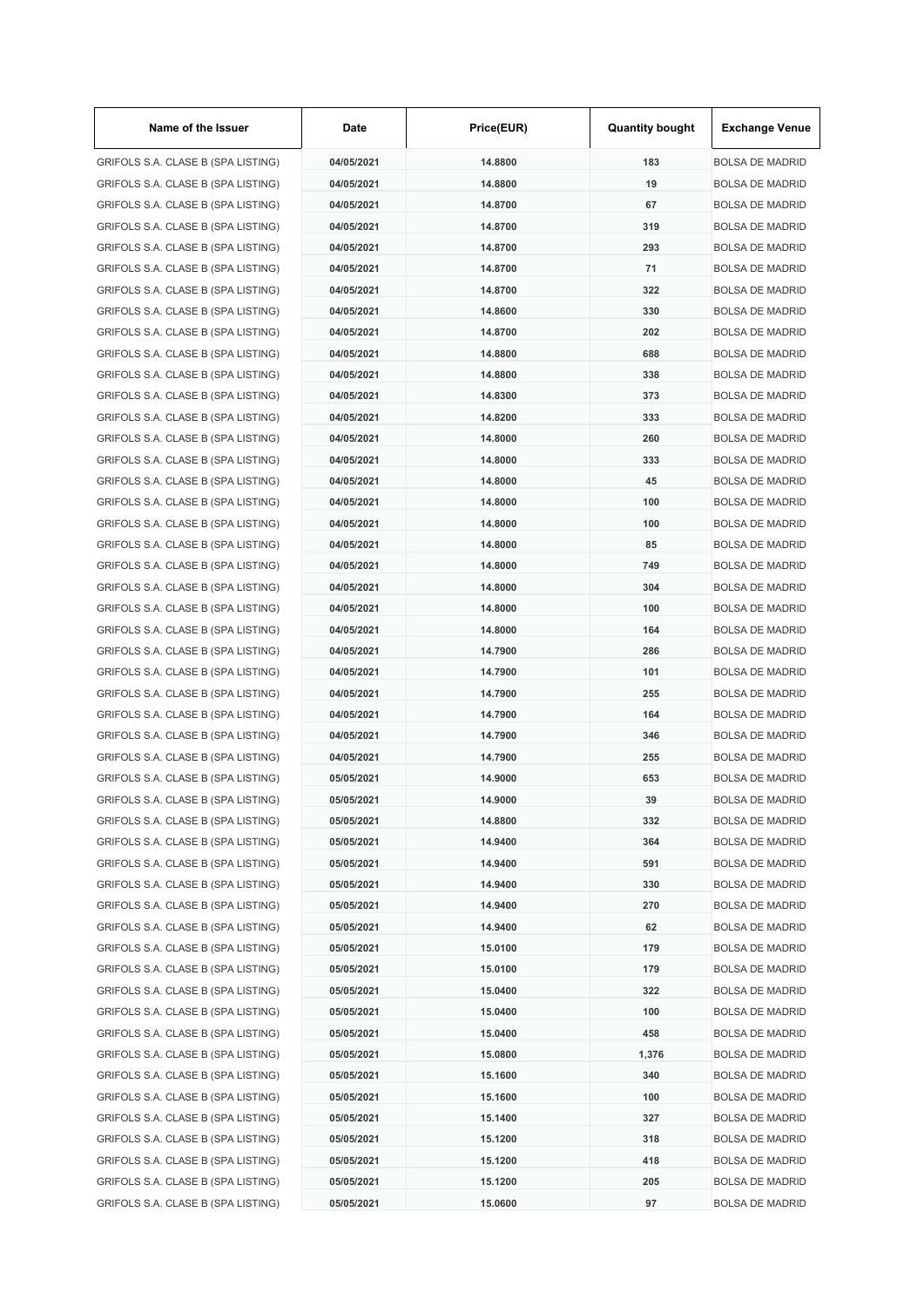| Name of the Issuer | Date | Price(EUR) | Quantity bought | Exchange Venue |
|---|---|---|---|---|
| GRIFOLS S.A. CLASE B (SPA LISTING) | 04/05/2021 | 14.8800 | 183 | BOLSA DE MADRID |
| GRIFOLS S.A. CLASE B (SPA LISTING) | 04/05/2021 | 14.8800 | 19 | BOLSA DE MADRID |
| GRIFOLS S.A. CLASE B (SPA LISTING) | 04/05/2021 | 14.8700 | 67 | BOLSA DE MADRID |
| GRIFOLS S.A. CLASE B (SPA LISTING) | 04/05/2021 | 14.8700 | 319 | BOLSA DE MADRID |
| GRIFOLS S.A. CLASE B (SPA LISTING) | 04/05/2021 | 14.8700 | 293 | BOLSA DE MADRID |
| GRIFOLS S.A. CLASE B (SPA LISTING) | 04/05/2021 | 14.8700 | 71 | BOLSA DE MADRID |
| GRIFOLS S.A. CLASE B (SPA LISTING) | 04/05/2021 | 14.8700 | 322 | BOLSA DE MADRID |
| GRIFOLS S.A. CLASE B (SPA LISTING) | 04/05/2021 | 14.8600 | 330 | BOLSA DE MADRID |
| GRIFOLS S.A. CLASE B (SPA LISTING) | 04/05/2021 | 14.8700 | 202 | BOLSA DE MADRID |
| GRIFOLS S.A. CLASE B (SPA LISTING) | 04/05/2021 | 14.8800 | 688 | BOLSA DE MADRID |
| GRIFOLS S.A. CLASE B (SPA LISTING) | 04/05/2021 | 14.8800 | 338 | BOLSA DE MADRID |
| GRIFOLS S.A. CLASE B (SPA LISTING) | 04/05/2021 | 14.8300 | 373 | BOLSA DE MADRID |
| GRIFOLS S.A. CLASE B (SPA LISTING) | 04/05/2021 | 14.8200 | 333 | BOLSA DE MADRID |
| GRIFOLS S.A. CLASE B (SPA LISTING) | 04/05/2021 | 14.8000 | 260 | BOLSA DE MADRID |
| GRIFOLS S.A. CLASE B (SPA LISTING) | 04/05/2021 | 14.8000 | 333 | BOLSA DE MADRID |
| GRIFOLS S.A. CLASE B (SPA LISTING) | 04/05/2021 | 14.8000 | 45 | BOLSA DE MADRID |
| GRIFOLS S.A. CLASE B (SPA LISTING) | 04/05/2021 | 14.8000 | 100 | BOLSA DE MADRID |
| GRIFOLS S.A. CLASE B (SPA LISTING) | 04/05/2021 | 14.8000 | 100 | BOLSA DE MADRID |
| GRIFOLS S.A. CLASE B (SPA LISTING) | 04/05/2021 | 14.8000 | 85 | BOLSA DE MADRID |
| GRIFOLS S.A. CLASE B (SPA LISTING) | 04/05/2021 | 14.8000 | 749 | BOLSA DE MADRID |
| GRIFOLS S.A. CLASE B (SPA LISTING) | 04/05/2021 | 14.8000 | 304 | BOLSA DE MADRID |
| GRIFOLS S.A. CLASE B (SPA LISTING) | 04/05/2021 | 14.8000 | 100 | BOLSA DE MADRID |
| GRIFOLS S.A. CLASE B (SPA LISTING) | 04/05/2021 | 14.8000 | 164 | BOLSA DE MADRID |
| GRIFOLS S.A. CLASE B (SPA LISTING) | 04/05/2021 | 14.7900 | 286 | BOLSA DE MADRID |
| GRIFOLS S.A. CLASE B (SPA LISTING) | 04/05/2021 | 14.7900 | 101 | BOLSA DE MADRID |
| GRIFOLS S.A. CLASE B (SPA LISTING) | 04/05/2021 | 14.7900 | 255 | BOLSA DE MADRID |
| GRIFOLS S.A. CLASE B (SPA LISTING) | 04/05/2021 | 14.7900 | 164 | BOLSA DE MADRID |
| GRIFOLS S.A. CLASE B (SPA LISTING) | 04/05/2021 | 14.7900 | 346 | BOLSA DE MADRID |
| GRIFOLS S.A. CLASE B (SPA LISTING) | 04/05/2021 | 14.7900 | 255 | BOLSA DE MADRID |
| GRIFOLS S.A. CLASE B (SPA LISTING) | 05/05/2021 | 14.9000 | 653 | BOLSA DE MADRID |
| GRIFOLS S.A. CLASE B (SPA LISTING) | 05/05/2021 | 14.9000 | 39 | BOLSA DE MADRID |
| GRIFOLS S.A. CLASE B (SPA LISTING) | 05/05/2021 | 14.8800 | 332 | BOLSA DE MADRID |
| GRIFOLS S.A. CLASE B (SPA LISTING) | 05/05/2021 | 14.9400 | 364 | BOLSA DE MADRID |
| GRIFOLS S.A. CLASE B (SPA LISTING) | 05/05/2021 | 14.9400 | 591 | BOLSA DE MADRID |
| GRIFOLS S.A. CLASE B (SPA LISTING) | 05/05/2021 | 14.9400 | 330 | BOLSA DE MADRID |
| GRIFOLS S.A. CLASE B (SPA LISTING) | 05/05/2021 | 14.9400 | 270 | BOLSA DE MADRID |
| GRIFOLS S.A. CLASE B (SPA LISTING) | 05/05/2021 | 14.9400 | 62 | BOLSA DE MADRID |
| GRIFOLS S.A. CLASE B (SPA LISTING) | 05/05/2021 | 15.0100 | 179 | BOLSA DE MADRID |
| GRIFOLS S.A. CLASE B (SPA LISTING) | 05/05/2021 | 15.0100 | 179 | BOLSA DE MADRID |
| GRIFOLS S.A. CLASE B (SPA LISTING) | 05/05/2021 | 15.0400 | 322 | BOLSA DE MADRID |
| GRIFOLS S.A. CLASE B (SPA LISTING) | 05/05/2021 | 15.0400 | 100 | BOLSA DE MADRID |
| GRIFOLS S.A. CLASE B (SPA LISTING) | 05/05/2021 | 15.0400 | 458 | BOLSA DE MADRID |
| GRIFOLS S.A. CLASE B (SPA LISTING) | 05/05/2021 | 15.0800 | 1,376 | BOLSA DE MADRID |
| GRIFOLS S.A. CLASE B (SPA LISTING) | 05/05/2021 | 15.1600 | 340 | BOLSA DE MADRID |
| GRIFOLS S.A. CLASE B (SPA LISTING) | 05/05/2021 | 15.1600 | 100 | BOLSA DE MADRID |
| GRIFOLS S.A. CLASE B (SPA LISTING) | 05/05/2021 | 15.1400 | 327 | BOLSA DE MADRID |
| GRIFOLS S.A. CLASE B (SPA LISTING) | 05/05/2021 | 15.1200 | 318 | BOLSA DE MADRID |
| GRIFOLS S.A. CLASE B (SPA LISTING) | 05/05/2021 | 15.1200 | 418 | BOLSA DE MADRID |
| GRIFOLS S.A. CLASE B (SPA LISTING) | 05/05/2021 | 15.1200 | 205 | BOLSA DE MADRID |
| GRIFOLS S.A. CLASE B (SPA LISTING) | 05/05/2021 | 15.0600 | 97 | BOLSA DE MADRID |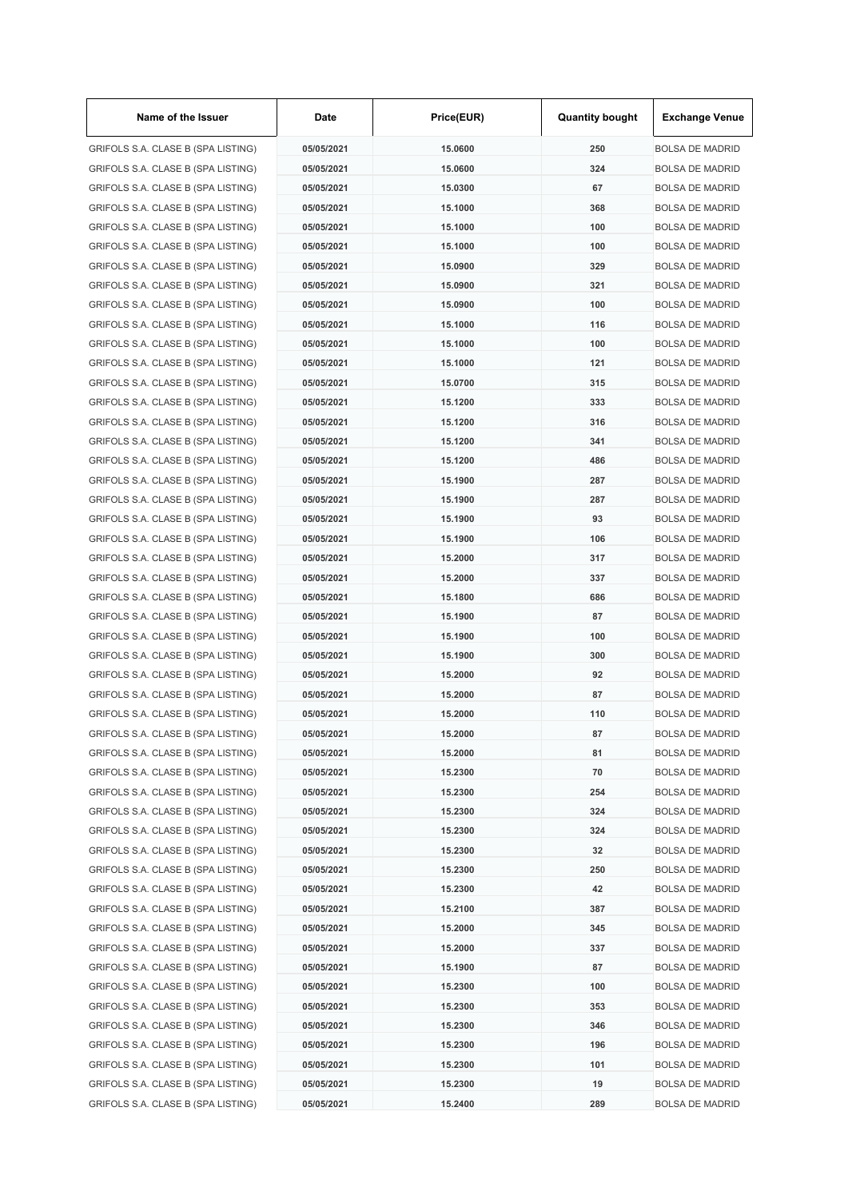| Name of the Issuer | Date | Price(EUR) | Quantity bought | Exchange Venue |
|---|---|---|---|---|
| GRIFOLS S.A. CLASE B (SPA LISTING) | 05/05/2021 | 15.0600 | 250 | BOLSA DE MADRID |
| GRIFOLS S.A. CLASE B (SPA LISTING) | 05/05/2021 | 15.0600 | 324 | BOLSA DE MADRID |
| GRIFOLS S.A. CLASE B (SPA LISTING) | 05/05/2021 | 15.0300 | 67 | BOLSA DE MADRID |
| GRIFOLS S.A. CLASE B (SPA LISTING) | 05/05/2021 | 15.1000 | 368 | BOLSA DE MADRID |
| GRIFOLS S.A. CLASE B (SPA LISTING) | 05/05/2021 | 15.1000 | 100 | BOLSA DE MADRID |
| GRIFOLS S.A. CLASE B (SPA LISTING) | 05/05/2021 | 15.1000 | 100 | BOLSA DE MADRID |
| GRIFOLS S.A. CLASE B (SPA LISTING) | 05/05/2021 | 15.0900 | 329 | BOLSA DE MADRID |
| GRIFOLS S.A. CLASE B (SPA LISTING) | 05/05/2021 | 15.0900 | 321 | BOLSA DE MADRID |
| GRIFOLS S.A. CLASE B (SPA LISTING) | 05/05/2021 | 15.0900 | 100 | BOLSA DE MADRID |
| GRIFOLS S.A. CLASE B (SPA LISTING) | 05/05/2021 | 15.1000 | 116 | BOLSA DE MADRID |
| GRIFOLS S.A. CLASE B (SPA LISTING) | 05/05/2021 | 15.1000 | 100 | BOLSA DE MADRID |
| GRIFOLS S.A. CLASE B (SPA LISTING) | 05/05/2021 | 15.1000 | 121 | BOLSA DE MADRID |
| GRIFOLS S.A. CLASE B (SPA LISTING) | 05/05/2021 | 15.0700 | 315 | BOLSA DE MADRID |
| GRIFOLS S.A. CLASE B (SPA LISTING) | 05/05/2021 | 15.1200 | 333 | BOLSA DE MADRID |
| GRIFOLS S.A. CLASE B (SPA LISTING) | 05/05/2021 | 15.1200 | 316 | BOLSA DE MADRID |
| GRIFOLS S.A. CLASE B (SPA LISTING) | 05/05/2021 | 15.1200 | 341 | BOLSA DE MADRID |
| GRIFOLS S.A. CLASE B (SPA LISTING) | 05/05/2021 | 15.1200 | 486 | BOLSA DE MADRID |
| GRIFOLS S.A. CLASE B (SPA LISTING) | 05/05/2021 | 15.1900 | 287 | BOLSA DE MADRID |
| GRIFOLS S.A. CLASE B (SPA LISTING) | 05/05/2021 | 15.1900 | 287 | BOLSA DE MADRID |
| GRIFOLS S.A. CLASE B (SPA LISTING) | 05/05/2021 | 15.1900 | 93 | BOLSA DE MADRID |
| GRIFOLS S.A. CLASE B (SPA LISTING) | 05/05/2021 | 15.1900 | 106 | BOLSA DE MADRID |
| GRIFOLS S.A. CLASE B (SPA LISTING) | 05/05/2021 | 15.2000 | 317 | BOLSA DE MADRID |
| GRIFOLS S.A. CLASE B (SPA LISTING) | 05/05/2021 | 15.2000 | 337 | BOLSA DE MADRID |
| GRIFOLS S.A. CLASE B (SPA LISTING) | 05/05/2021 | 15.1800 | 686 | BOLSA DE MADRID |
| GRIFOLS S.A. CLASE B (SPA LISTING) | 05/05/2021 | 15.1900 | 87 | BOLSA DE MADRID |
| GRIFOLS S.A. CLASE B (SPA LISTING) | 05/05/2021 | 15.1900 | 100 | BOLSA DE MADRID |
| GRIFOLS S.A. CLASE B (SPA LISTING) | 05/05/2021 | 15.1900 | 300 | BOLSA DE MADRID |
| GRIFOLS S.A. CLASE B (SPA LISTING) | 05/05/2021 | 15.2000 | 92 | BOLSA DE MADRID |
| GRIFOLS S.A. CLASE B (SPA LISTING) | 05/05/2021 | 15.2000 | 87 | BOLSA DE MADRID |
| GRIFOLS S.A. CLASE B (SPA LISTING) | 05/05/2021 | 15.2000 | 110 | BOLSA DE MADRID |
| GRIFOLS S.A. CLASE B (SPA LISTING) | 05/05/2021 | 15.2000 | 87 | BOLSA DE MADRID |
| GRIFOLS S.A. CLASE B (SPA LISTING) | 05/05/2021 | 15.2000 | 81 | BOLSA DE MADRID |
| GRIFOLS S.A. CLASE B (SPA LISTING) | 05/05/2021 | 15.2300 | 70 | BOLSA DE MADRID |
| GRIFOLS S.A. CLASE B (SPA LISTING) | 05/05/2021 | 15.2300 | 254 | BOLSA DE MADRID |
| GRIFOLS S.A. CLASE B (SPA LISTING) | 05/05/2021 | 15.2300 | 324 | BOLSA DE MADRID |
| GRIFOLS S.A. CLASE B (SPA LISTING) | 05/05/2021 | 15.2300 | 324 | BOLSA DE MADRID |
| GRIFOLS S.A. CLASE B (SPA LISTING) | 05/05/2021 | 15.2300 | 32 | BOLSA DE MADRID |
| GRIFOLS S.A. CLASE B (SPA LISTING) | 05/05/2021 | 15.2300 | 250 | BOLSA DE MADRID |
| GRIFOLS S.A. CLASE B (SPA LISTING) | 05/05/2021 | 15.2300 | 42 | BOLSA DE MADRID |
| GRIFOLS S.A. CLASE B (SPA LISTING) | 05/05/2021 | 15.2100 | 387 | BOLSA DE MADRID |
| GRIFOLS S.A. CLASE B (SPA LISTING) | 05/05/2021 | 15.2000 | 345 | BOLSA DE MADRID |
| GRIFOLS S.A. CLASE B (SPA LISTING) | 05/05/2021 | 15.2000 | 337 | BOLSA DE MADRID |
| GRIFOLS S.A. CLASE B (SPA LISTING) | 05/05/2021 | 15.1900 | 87 | BOLSA DE MADRID |
| GRIFOLS S.A. CLASE B (SPA LISTING) | 05/05/2021 | 15.2300 | 100 | BOLSA DE MADRID |
| GRIFOLS S.A. CLASE B (SPA LISTING) | 05/05/2021 | 15.2300 | 353 | BOLSA DE MADRID |
| GRIFOLS S.A. CLASE B (SPA LISTING) | 05/05/2021 | 15.2300 | 346 | BOLSA DE MADRID |
| GRIFOLS S.A. CLASE B (SPA LISTING) | 05/05/2021 | 15.2300 | 196 | BOLSA DE MADRID |
| GRIFOLS S.A. CLASE B (SPA LISTING) | 05/05/2021 | 15.2300 | 101 | BOLSA DE MADRID |
| GRIFOLS S.A. CLASE B (SPA LISTING) | 05/05/2021 | 15.2300 | 19 | BOLSA DE MADRID |
| GRIFOLS S.A. CLASE B (SPA LISTING) | 05/05/2021 | 15.2400 | 289 | BOLSA DE MADRID |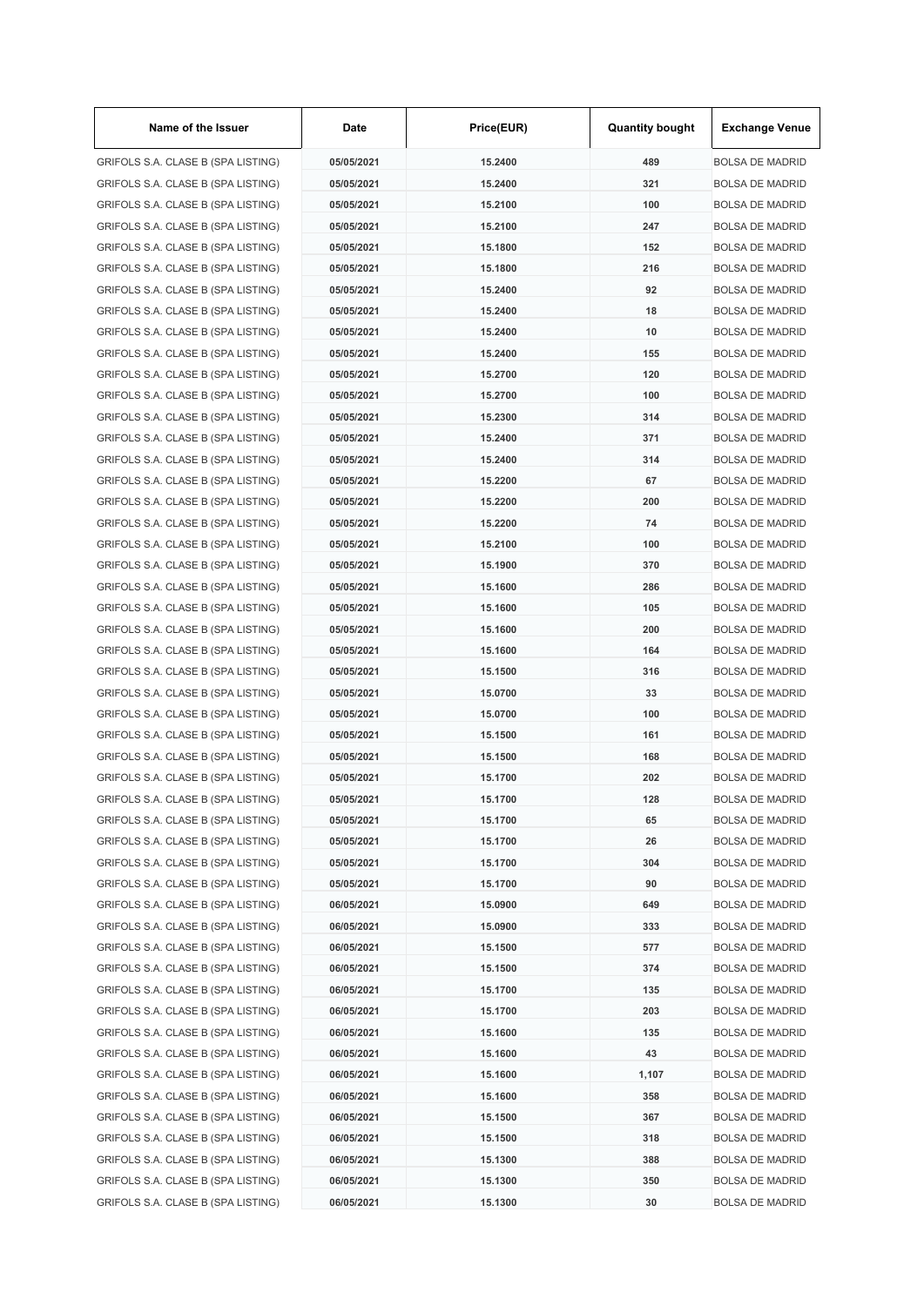| Name of the Issuer | Date | Price(EUR) | Quantity bought | Exchange Venue |
| --- | --- | --- | --- | --- |
| GRIFOLS S.A. CLASE B (SPA LISTING) | 05/05/2021 | 15.2400 | 489 | BOLSA DE MADRID |
| GRIFOLS S.A. CLASE B (SPA LISTING) | 05/05/2021 | 15.2400 | 321 | BOLSA DE MADRID |
| GRIFOLS S.A. CLASE B (SPA LISTING) | 05/05/2021 | 15.2100 | 100 | BOLSA DE MADRID |
| GRIFOLS S.A. CLASE B (SPA LISTING) | 05/05/2021 | 15.2100 | 247 | BOLSA DE MADRID |
| GRIFOLS S.A. CLASE B (SPA LISTING) | 05/05/2021 | 15.1800 | 152 | BOLSA DE MADRID |
| GRIFOLS S.A. CLASE B (SPA LISTING) | 05/05/2021 | 15.1800 | 216 | BOLSA DE MADRID |
| GRIFOLS S.A. CLASE B (SPA LISTING) | 05/05/2021 | 15.2400 | 92 | BOLSA DE MADRID |
| GRIFOLS S.A. CLASE B (SPA LISTING) | 05/05/2021 | 15.2400 | 18 | BOLSA DE MADRID |
| GRIFOLS S.A. CLASE B (SPA LISTING) | 05/05/2021 | 15.2400 | 10 | BOLSA DE MADRID |
| GRIFOLS S.A. CLASE B (SPA LISTING) | 05/05/2021 | 15.2400 | 155 | BOLSA DE MADRID |
| GRIFOLS S.A. CLASE B (SPA LISTING) | 05/05/2021 | 15.2700 | 120 | BOLSA DE MADRID |
| GRIFOLS S.A. CLASE B (SPA LISTING) | 05/05/2021 | 15.2700 | 100 | BOLSA DE MADRID |
| GRIFOLS S.A. CLASE B (SPA LISTING) | 05/05/2021 | 15.2300 | 314 | BOLSA DE MADRID |
| GRIFOLS S.A. CLASE B (SPA LISTING) | 05/05/2021 | 15.2400 | 371 | BOLSA DE MADRID |
| GRIFOLS S.A. CLASE B (SPA LISTING) | 05/05/2021 | 15.2400 | 314 | BOLSA DE MADRID |
| GRIFOLS S.A. CLASE B (SPA LISTING) | 05/05/2021 | 15.2200 | 67 | BOLSA DE MADRID |
| GRIFOLS S.A. CLASE B (SPA LISTING) | 05/05/2021 | 15.2200 | 200 | BOLSA DE MADRID |
| GRIFOLS S.A. CLASE B (SPA LISTING) | 05/05/2021 | 15.2200 | 74 | BOLSA DE MADRID |
| GRIFOLS S.A. CLASE B (SPA LISTING) | 05/05/2021 | 15.2100 | 100 | BOLSA DE MADRID |
| GRIFOLS S.A. CLASE B (SPA LISTING) | 05/05/2021 | 15.1900 | 370 | BOLSA DE MADRID |
| GRIFOLS S.A. CLASE B (SPA LISTING) | 05/05/2021 | 15.1600 | 286 | BOLSA DE MADRID |
| GRIFOLS S.A. CLASE B (SPA LISTING) | 05/05/2021 | 15.1600 | 105 | BOLSA DE MADRID |
| GRIFOLS S.A. CLASE B (SPA LISTING) | 05/05/2021 | 15.1600 | 200 | BOLSA DE MADRID |
| GRIFOLS S.A. CLASE B (SPA LISTING) | 05/05/2021 | 15.1600 | 164 | BOLSA DE MADRID |
| GRIFOLS S.A. CLASE B (SPA LISTING) | 05/05/2021 | 15.1500 | 316 | BOLSA DE MADRID |
| GRIFOLS S.A. CLASE B (SPA LISTING) | 05/05/2021 | 15.0700 | 33 | BOLSA DE MADRID |
| GRIFOLS S.A. CLASE B (SPA LISTING) | 05/05/2021 | 15.0700 | 100 | BOLSA DE MADRID |
| GRIFOLS S.A. CLASE B (SPA LISTING) | 05/05/2021 | 15.1500 | 161 | BOLSA DE MADRID |
| GRIFOLS S.A. CLASE B (SPA LISTING) | 05/05/2021 | 15.1500 | 168 | BOLSA DE MADRID |
| GRIFOLS S.A. CLASE B (SPA LISTING) | 05/05/2021 | 15.1700 | 202 | BOLSA DE MADRID |
| GRIFOLS S.A. CLASE B (SPA LISTING) | 05/05/2021 | 15.1700 | 128 | BOLSA DE MADRID |
| GRIFOLS S.A. CLASE B (SPA LISTING) | 05/05/2021 | 15.1700 | 65 | BOLSA DE MADRID |
| GRIFOLS S.A. CLASE B (SPA LISTING) | 05/05/2021 | 15.1700 | 26 | BOLSA DE MADRID |
| GRIFOLS S.A. CLASE B (SPA LISTING) | 05/05/2021 | 15.1700 | 304 | BOLSA DE MADRID |
| GRIFOLS S.A. CLASE B (SPA LISTING) | 05/05/2021 | 15.1700 | 90 | BOLSA DE MADRID |
| GRIFOLS S.A. CLASE B (SPA LISTING) | 06/05/2021 | 15.0900 | 649 | BOLSA DE MADRID |
| GRIFOLS S.A. CLASE B (SPA LISTING) | 06/05/2021 | 15.0900 | 333 | BOLSA DE MADRID |
| GRIFOLS S.A. CLASE B (SPA LISTING) | 06/05/2021 | 15.1500 | 577 | BOLSA DE MADRID |
| GRIFOLS S.A. CLASE B (SPA LISTING) | 06/05/2021 | 15.1500 | 374 | BOLSA DE MADRID |
| GRIFOLS S.A. CLASE B (SPA LISTING) | 06/05/2021 | 15.1700 | 135 | BOLSA DE MADRID |
| GRIFOLS S.A. CLASE B (SPA LISTING) | 06/05/2021 | 15.1700 | 203 | BOLSA DE MADRID |
| GRIFOLS S.A. CLASE B (SPA LISTING) | 06/05/2021 | 15.1600 | 135 | BOLSA DE MADRID |
| GRIFOLS S.A. CLASE B (SPA LISTING) | 06/05/2021 | 15.1600 | 43 | BOLSA DE MADRID |
| GRIFOLS S.A. CLASE B (SPA LISTING) | 06/05/2021 | 15.1600 | 1,107 | BOLSA DE MADRID |
| GRIFOLS S.A. CLASE B (SPA LISTING) | 06/05/2021 | 15.1600 | 358 | BOLSA DE MADRID |
| GRIFOLS S.A. CLASE B (SPA LISTING) | 06/05/2021 | 15.1500 | 367 | BOLSA DE MADRID |
| GRIFOLS S.A. CLASE B (SPA LISTING) | 06/05/2021 | 15.1500 | 318 | BOLSA DE MADRID |
| GRIFOLS S.A. CLASE B (SPA LISTING) | 06/05/2021 | 15.1300 | 388 | BOLSA DE MADRID |
| GRIFOLS S.A. CLASE B (SPA LISTING) | 06/05/2021 | 15.1300 | 350 | BOLSA DE MADRID |
| GRIFOLS S.A. CLASE B (SPA LISTING) | 06/05/2021 | 15.1300 | 30 | BOLSA DE MADRID |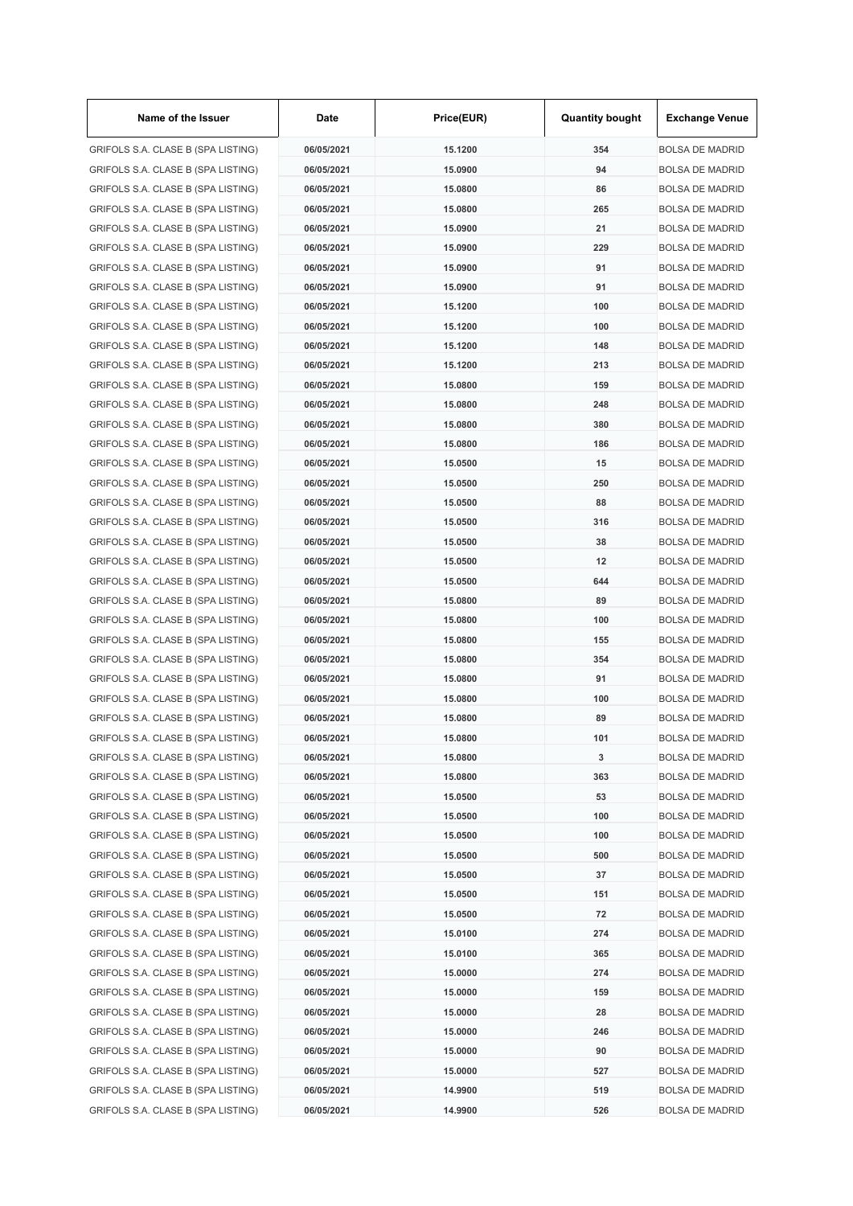| Name of the Issuer | Date | Price(EUR) | Quantity bought | Exchange Venue |
| --- | --- | --- | --- | --- |
| GRIFOLS S.A. CLASE B (SPA LISTING) | 06/05/2021 | 15.1200 | 354 | BOLSA DE MADRID |
| GRIFOLS S.A. CLASE B (SPA LISTING) | 06/05/2021 | 15.0900 | 94 | BOLSA DE MADRID |
| GRIFOLS S.A. CLASE B (SPA LISTING) | 06/05/2021 | 15.0800 | 86 | BOLSA DE MADRID |
| GRIFOLS S.A. CLASE B (SPA LISTING) | 06/05/2021 | 15.0800 | 265 | BOLSA DE MADRID |
| GRIFOLS S.A. CLASE B (SPA LISTING) | 06/05/2021 | 15.0900 | 21 | BOLSA DE MADRID |
| GRIFOLS S.A. CLASE B (SPA LISTING) | 06/05/2021 | 15.0900 | 229 | BOLSA DE MADRID |
| GRIFOLS S.A. CLASE B (SPA LISTING) | 06/05/2021 | 15.0900 | 91 | BOLSA DE MADRID |
| GRIFOLS S.A. CLASE B (SPA LISTING) | 06/05/2021 | 15.0900 | 91 | BOLSA DE MADRID |
| GRIFOLS S.A. CLASE B (SPA LISTING) | 06/05/2021 | 15.1200 | 100 | BOLSA DE MADRID |
| GRIFOLS S.A. CLASE B (SPA LISTING) | 06/05/2021 | 15.1200 | 100 | BOLSA DE MADRID |
| GRIFOLS S.A. CLASE B (SPA LISTING) | 06/05/2021 | 15.1200 | 148 | BOLSA DE MADRID |
| GRIFOLS S.A. CLASE B (SPA LISTING) | 06/05/2021 | 15.1200 | 213 | BOLSA DE MADRID |
| GRIFOLS S.A. CLASE B (SPA LISTING) | 06/05/2021 | 15.0800 | 159 | BOLSA DE MADRID |
| GRIFOLS S.A. CLASE B (SPA LISTING) | 06/05/2021 | 15.0800 | 248 | BOLSA DE MADRID |
| GRIFOLS S.A. CLASE B (SPA LISTING) | 06/05/2021 | 15.0800 | 380 | BOLSA DE MADRID |
| GRIFOLS S.A. CLASE B (SPA LISTING) | 06/05/2021 | 15.0800 | 186 | BOLSA DE MADRID |
| GRIFOLS S.A. CLASE B (SPA LISTING) | 06/05/2021 | 15.0500 | 15 | BOLSA DE MADRID |
| GRIFOLS S.A. CLASE B (SPA LISTING) | 06/05/2021 | 15.0500 | 250 | BOLSA DE MADRID |
| GRIFOLS S.A. CLASE B (SPA LISTING) | 06/05/2021 | 15.0500 | 88 | BOLSA DE MADRID |
| GRIFOLS S.A. CLASE B (SPA LISTING) | 06/05/2021 | 15.0500 | 316 | BOLSA DE MADRID |
| GRIFOLS S.A. CLASE B (SPA LISTING) | 06/05/2021 | 15.0500 | 38 | BOLSA DE MADRID |
| GRIFOLS S.A. CLASE B (SPA LISTING) | 06/05/2021 | 15.0500 | 12 | BOLSA DE MADRID |
| GRIFOLS S.A. CLASE B (SPA LISTING) | 06/05/2021 | 15.0500 | 644 | BOLSA DE MADRID |
| GRIFOLS S.A. CLASE B (SPA LISTING) | 06/05/2021 | 15.0800 | 89 | BOLSA DE MADRID |
| GRIFOLS S.A. CLASE B (SPA LISTING) | 06/05/2021 | 15.0800 | 100 | BOLSA DE MADRID |
| GRIFOLS S.A. CLASE B (SPA LISTING) | 06/05/2021 | 15.0800 | 155 | BOLSA DE MADRID |
| GRIFOLS S.A. CLASE B (SPA LISTING) | 06/05/2021 | 15.0800 | 354 | BOLSA DE MADRID |
| GRIFOLS S.A. CLASE B (SPA LISTING) | 06/05/2021 | 15.0800 | 91 | BOLSA DE MADRID |
| GRIFOLS S.A. CLASE B (SPA LISTING) | 06/05/2021 | 15.0800 | 100 | BOLSA DE MADRID |
| GRIFOLS S.A. CLASE B (SPA LISTING) | 06/05/2021 | 15.0800 | 89 | BOLSA DE MADRID |
| GRIFOLS S.A. CLASE B (SPA LISTING) | 06/05/2021 | 15.0800 | 101 | BOLSA DE MADRID |
| GRIFOLS S.A. CLASE B (SPA LISTING) | 06/05/2021 | 15.0800 | 3 | BOLSA DE MADRID |
| GRIFOLS S.A. CLASE B (SPA LISTING) | 06/05/2021 | 15.0800 | 363 | BOLSA DE MADRID |
| GRIFOLS S.A. CLASE B (SPA LISTING) | 06/05/2021 | 15.0500 | 53 | BOLSA DE MADRID |
| GRIFOLS S.A. CLASE B (SPA LISTING) | 06/05/2021 | 15.0500 | 100 | BOLSA DE MADRID |
| GRIFOLS S.A. CLASE B (SPA LISTING) | 06/05/2021 | 15.0500 | 100 | BOLSA DE MADRID |
| GRIFOLS S.A. CLASE B (SPA LISTING) | 06/05/2021 | 15.0500 | 500 | BOLSA DE MADRID |
| GRIFOLS S.A. CLASE B (SPA LISTING) | 06/05/2021 | 15.0500 | 37 | BOLSA DE MADRID |
| GRIFOLS S.A. CLASE B (SPA LISTING) | 06/05/2021 | 15.0500 | 151 | BOLSA DE MADRID |
| GRIFOLS S.A. CLASE B (SPA LISTING) | 06/05/2021 | 15.0500 | 72 | BOLSA DE MADRID |
| GRIFOLS S.A. CLASE B (SPA LISTING) | 06/05/2021 | 15.0100 | 274 | BOLSA DE MADRID |
| GRIFOLS S.A. CLASE B (SPA LISTING) | 06/05/2021 | 15.0100 | 365 | BOLSA DE MADRID |
| GRIFOLS S.A. CLASE B (SPA LISTING) | 06/05/2021 | 15.0000 | 274 | BOLSA DE MADRID |
| GRIFOLS S.A. CLASE B (SPA LISTING) | 06/05/2021 | 15.0000 | 159 | BOLSA DE MADRID |
| GRIFOLS S.A. CLASE B (SPA LISTING) | 06/05/2021 | 15.0000 | 28 | BOLSA DE MADRID |
| GRIFOLS S.A. CLASE B (SPA LISTING) | 06/05/2021 | 15.0000 | 246 | BOLSA DE MADRID |
| GRIFOLS S.A. CLASE B (SPA LISTING) | 06/05/2021 | 15.0000 | 90 | BOLSA DE MADRID |
| GRIFOLS S.A. CLASE B (SPA LISTING) | 06/05/2021 | 15.0000 | 527 | BOLSA DE MADRID |
| GRIFOLS S.A. CLASE B (SPA LISTING) | 06/05/2021 | 14.9900 | 519 | BOLSA DE MADRID |
| GRIFOLS S.A. CLASE B (SPA LISTING) | 06/05/2021 | 14.9900 | 526 | BOLSA DE MADRID |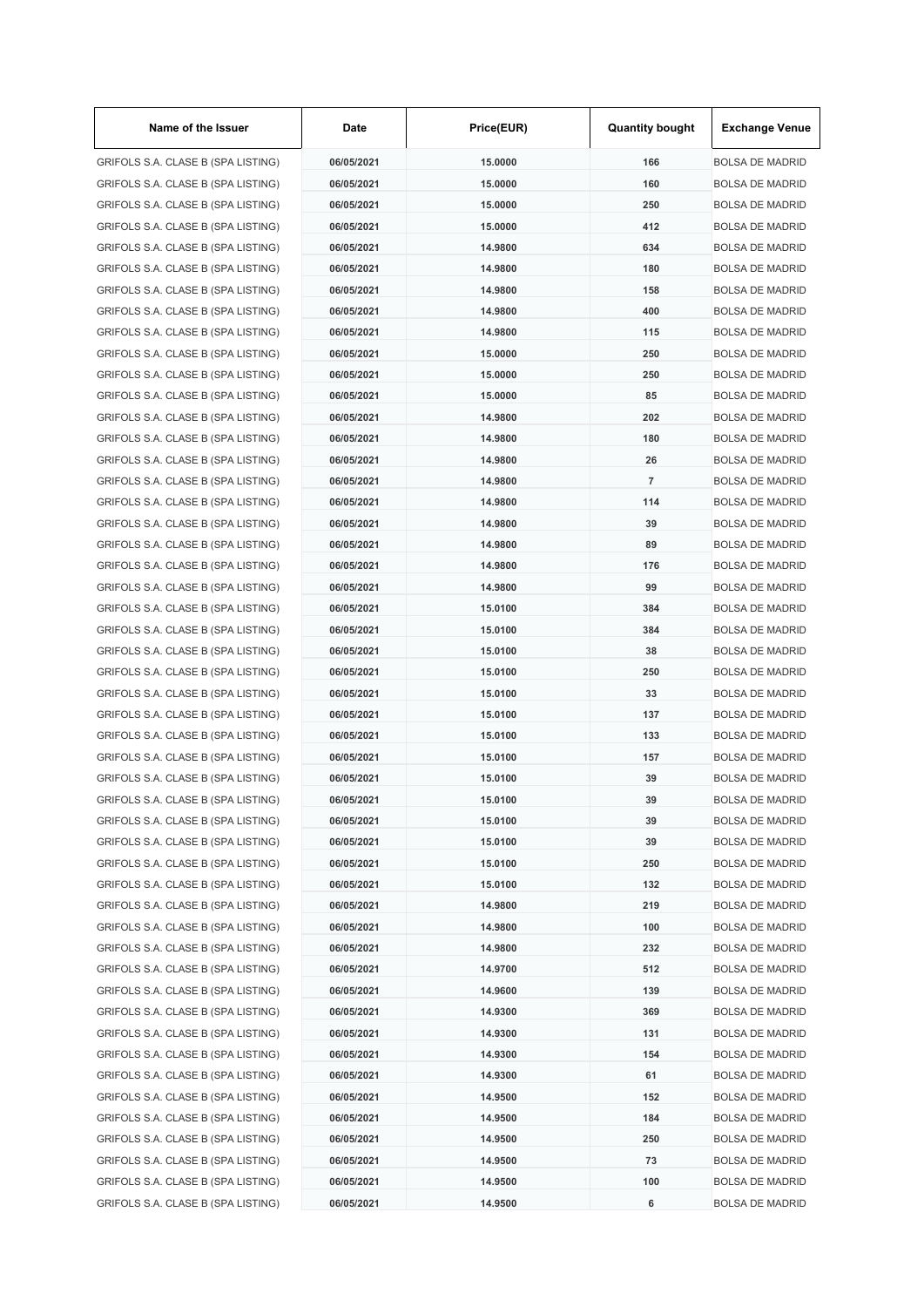| Name of the Issuer | Date | Price(EUR) | Quantity bought | Exchange Venue |
| --- | --- | --- | --- | --- |
| GRIFOLS S.A. CLASE B (SPA LISTING) | 06/05/2021 | 15.0000 | 166 | BOLSA DE MADRID |
| GRIFOLS S.A. CLASE B (SPA LISTING) | 06/05/2021 | 15.0000 | 160 | BOLSA DE MADRID |
| GRIFOLS S.A. CLASE B (SPA LISTING) | 06/05/2021 | 15.0000 | 250 | BOLSA DE MADRID |
| GRIFOLS S.A. CLASE B (SPA LISTING) | 06/05/2021 | 15.0000 | 412 | BOLSA DE MADRID |
| GRIFOLS S.A. CLASE B (SPA LISTING) | 06/05/2021 | 14.9800 | 634 | BOLSA DE MADRID |
| GRIFOLS S.A. CLASE B (SPA LISTING) | 06/05/2021 | 14.9800 | 180 | BOLSA DE MADRID |
| GRIFOLS S.A. CLASE B (SPA LISTING) | 06/05/2021 | 14.9800 | 158 | BOLSA DE MADRID |
| GRIFOLS S.A. CLASE B (SPA LISTING) | 06/05/2021 | 14.9800 | 400 | BOLSA DE MADRID |
| GRIFOLS S.A. CLASE B (SPA LISTING) | 06/05/2021 | 14.9800 | 115 | BOLSA DE MADRID |
| GRIFOLS S.A. CLASE B (SPA LISTING) | 06/05/2021 | 15.0000 | 250 | BOLSA DE MADRID |
| GRIFOLS S.A. CLASE B (SPA LISTING) | 06/05/2021 | 15.0000 | 250 | BOLSA DE MADRID |
| GRIFOLS S.A. CLASE B (SPA LISTING) | 06/05/2021 | 15.0000 | 85 | BOLSA DE MADRID |
| GRIFOLS S.A. CLASE B (SPA LISTING) | 06/05/2021 | 14.9800 | 202 | BOLSA DE MADRID |
| GRIFOLS S.A. CLASE B (SPA LISTING) | 06/05/2021 | 14.9800 | 180 | BOLSA DE MADRID |
| GRIFOLS S.A. CLASE B (SPA LISTING) | 06/05/2021 | 14.9800 | 26 | BOLSA DE MADRID |
| GRIFOLS S.A. CLASE B (SPA LISTING) | 06/05/2021 | 14.9800 | 7 | BOLSA DE MADRID |
| GRIFOLS S.A. CLASE B (SPA LISTING) | 06/05/2021 | 14.9800 | 114 | BOLSA DE MADRID |
| GRIFOLS S.A. CLASE B (SPA LISTING) | 06/05/2021 | 14.9800 | 39 | BOLSA DE MADRID |
| GRIFOLS S.A. CLASE B (SPA LISTING) | 06/05/2021 | 14.9800 | 89 | BOLSA DE MADRID |
| GRIFOLS S.A. CLASE B (SPA LISTING) | 06/05/2021 | 14.9800 | 176 | BOLSA DE MADRID |
| GRIFOLS S.A. CLASE B (SPA LISTING) | 06/05/2021 | 14.9800 | 99 | BOLSA DE MADRID |
| GRIFOLS S.A. CLASE B (SPA LISTING) | 06/05/2021 | 15.0100 | 384 | BOLSA DE MADRID |
| GRIFOLS S.A. CLASE B (SPA LISTING) | 06/05/2021 | 15.0100 | 384 | BOLSA DE MADRID |
| GRIFOLS S.A. CLASE B (SPA LISTING) | 06/05/2021 | 15.0100 | 38 | BOLSA DE MADRID |
| GRIFOLS S.A. CLASE B (SPA LISTING) | 06/05/2021 | 15.0100 | 250 | BOLSA DE MADRID |
| GRIFOLS S.A. CLASE B (SPA LISTING) | 06/05/2021 | 15.0100 | 33 | BOLSA DE MADRID |
| GRIFOLS S.A. CLASE B (SPA LISTING) | 06/05/2021 | 15.0100 | 137 | BOLSA DE MADRID |
| GRIFOLS S.A. CLASE B (SPA LISTING) | 06/05/2021 | 15.0100 | 133 | BOLSA DE MADRID |
| GRIFOLS S.A. CLASE B (SPA LISTING) | 06/05/2021 | 15.0100 | 157 | BOLSA DE MADRID |
| GRIFOLS S.A. CLASE B (SPA LISTING) | 06/05/2021 | 15.0100 | 39 | BOLSA DE MADRID |
| GRIFOLS S.A. CLASE B (SPA LISTING) | 06/05/2021 | 15.0100 | 39 | BOLSA DE MADRID |
| GRIFOLS S.A. CLASE B (SPA LISTING) | 06/05/2021 | 15.0100 | 39 | BOLSA DE MADRID |
| GRIFOLS S.A. CLASE B (SPA LISTING) | 06/05/2021 | 15.0100 | 39 | BOLSA DE MADRID |
| GRIFOLS S.A. CLASE B (SPA LISTING) | 06/05/2021 | 15.0100 | 250 | BOLSA DE MADRID |
| GRIFOLS S.A. CLASE B (SPA LISTING) | 06/05/2021 | 15.0100 | 132 | BOLSA DE MADRID |
| GRIFOLS S.A. CLASE B (SPA LISTING) | 06/05/2021 | 14.9800 | 219 | BOLSA DE MADRID |
| GRIFOLS S.A. CLASE B (SPA LISTING) | 06/05/2021 | 14.9800 | 100 | BOLSA DE MADRID |
| GRIFOLS S.A. CLASE B (SPA LISTING) | 06/05/2021 | 14.9800 | 232 | BOLSA DE MADRID |
| GRIFOLS S.A. CLASE B (SPA LISTING) | 06/05/2021 | 14.9700 | 512 | BOLSA DE MADRID |
| GRIFOLS S.A. CLASE B (SPA LISTING) | 06/05/2021 | 14.9600 | 139 | BOLSA DE MADRID |
| GRIFOLS S.A. CLASE B (SPA LISTING) | 06/05/2021 | 14.9300 | 369 | BOLSA DE MADRID |
| GRIFOLS S.A. CLASE B (SPA LISTING) | 06/05/2021 | 14.9300 | 131 | BOLSA DE MADRID |
| GRIFOLS S.A. CLASE B (SPA LISTING) | 06/05/2021 | 14.9300 | 154 | BOLSA DE MADRID |
| GRIFOLS S.A. CLASE B (SPA LISTING) | 06/05/2021 | 14.9300 | 61 | BOLSA DE MADRID |
| GRIFOLS S.A. CLASE B (SPA LISTING) | 06/05/2021 | 14.9500 | 152 | BOLSA DE MADRID |
| GRIFOLS S.A. CLASE B (SPA LISTING) | 06/05/2021 | 14.9500 | 184 | BOLSA DE MADRID |
| GRIFOLS S.A. CLASE B (SPA LISTING) | 06/05/2021 | 14.9500 | 250 | BOLSA DE MADRID |
| GRIFOLS S.A. CLASE B (SPA LISTING) | 06/05/2021 | 14.9500 | 73 | BOLSA DE MADRID |
| GRIFOLS S.A. CLASE B (SPA LISTING) | 06/05/2021 | 14.9500 | 100 | BOLSA DE MADRID |
| GRIFOLS S.A. CLASE B (SPA LISTING) | 06/05/2021 | 14.9500 | 6 | BOLSA DE MADRID |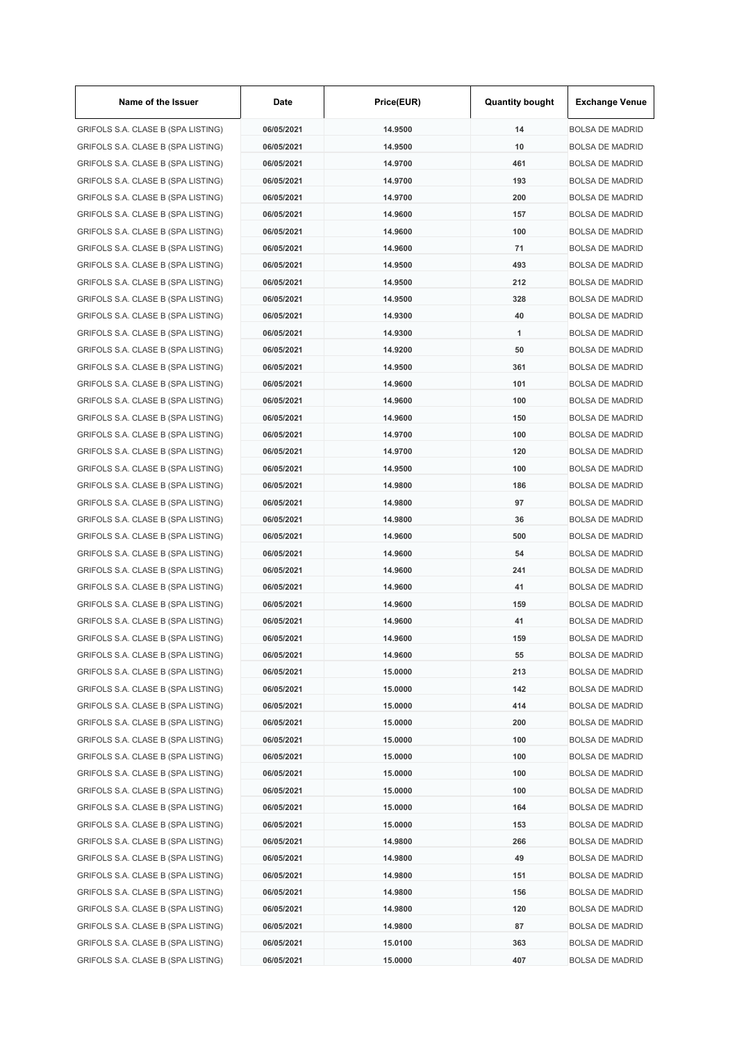| Name of the Issuer | Date | Price(EUR) | Quantity bought | Exchange Venue |
| --- | --- | --- | --- | --- |
| GRIFOLS S.A. CLASE B (SPA LISTING) | 06/05/2021 | 14.9500 | 14 | BOLSA DE MADRID |
| GRIFOLS S.A. CLASE B (SPA LISTING) | 06/05/2021 | 14.9500 | 10 | BOLSA DE MADRID |
| GRIFOLS S.A. CLASE B (SPA LISTING) | 06/05/2021 | 14.9700 | 461 | BOLSA DE MADRID |
| GRIFOLS S.A. CLASE B (SPA LISTING) | 06/05/2021 | 14.9700 | 193 | BOLSA DE MADRID |
| GRIFOLS S.A. CLASE B (SPA LISTING) | 06/05/2021 | 14.9700 | 200 | BOLSA DE MADRID |
| GRIFOLS S.A. CLASE B (SPA LISTING) | 06/05/2021 | 14.9600 | 157 | BOLSA DE MADRID |
| GRIFOLS S.A. CLASE B (SPA LISTING) | 06/05/2021 | 14.9600 | 100 | BOLSA DE MADRID |
| GRIFOLS S.A. CLASE B (SPA LISTING) | 06/05/2021 | 14.9600 | 71 | BOLSA DE MADRID |
| GRIFOLS S.A. CLASE B (SPA LISTING) | 06/05/2021 | 14.9500 | 493 | BOLSA DE MADRID |
| GRIFOLS S.A. CLASE B (SPA LISTING) | 06/05/2021 | 14.9500 | 212 | BOLSA DE MADRID |
| GRIFOLS S.A. CLASE B (SPA LISTING) | 06/05/2021 | 14.9500 | 328 | BOLSA DE MADRID |
| GRIFOLS S.A. CLASE B (SPA LISTING) | 06/05/2021 | 14.9300 | 40 | BOLSA DE MADRID |
| GRIFOLS S.A. CLASE B (SPA LISTING) | 06/05/2021 | 14.9300 | 1 | BOLSA DE MADRID |
| GRIFOLS S.A. CLASE B (SPA LISTING) | 06/05/2021 | 14.9200 | 50 | BOLSA DE MADRID |
| GRIFOLS S.A. CLASE B (SPA LISTING) | 06/05/2021 | 14.9500 | 361 | BOLSA DE MADRID |
| GRIFOLS S.A. CLASE B (SPA LISTING) | 06/05/2021 | 14.9600 | 101 | BOLSA DE MADRID |
| GRIFOLS S.A. CLASE B (SPA LISTING) | 06/05/2021 | 14.9600 | 100 | BOLSA DE MADRID |
| GRIFOLS S.A. CLASE B (SPA LISTING) | 06/05/2021 | 14.9600 | 150 | BOLSA DE MADRID |
| GRIFOLS S.A. CLASE B (SPA LISTING) | 06/05/2021 | 14.9700 | 100 | BOLSA DE MADRID |
| GRIFOLS S.A. CLASE B (SPA LISTING) | 06/05/2021 | 14.9700 | 120 | BOLSA DE MADRID |
| GRIFOLS S.A. CLASE B (SPA LISTING) | 06/05/2021 | 14.9500 | 100 | BOLSA DE MADRID |
| GRIFOLS S.A. CLASE B (SPA LISTING) | 06/05/2021 | 14.9800 | 186 | BOLSA DE MADRID |
| GRIFOLS S.A. CLASE B (SPA LISTING) | 06/05/2021 | 14.9800 | 97 | BOLSA DE MADRID |
| GRIFOLS S.A. CLASE B (SPA LISTING) | 06/05/2021 | 14.9800 | 36 | BOLSA DE MADRID |
| GRIFOLS S.A. CLASE B (SPA LISTING) | 06/05/2021 | 14.9600 | 500 | BOLSA DE MADRID |
| GRIFOLS S.A. CLASE B (SPA LISTING) | 06/05/2021 | 14.9600 | 54 | BOLSA DE MADRID |
| GRIFOLS S.A. CLASE B (SPA LISTING) | 06/05/2021 | 14.9600 | 241 | BOLSA DE MADRID |
| GRIFOLS S.A. CLASE B (SPA LISTING) | 06/05/2021 | 14.9600 | 41 | BOLSA DE MADRID |
| GRIFOLS S.A. CLASE B (SPA LISTING) | 06/05/2021 | 14.9600 | 159 | BOLSA DE MADRID |
| GRIFOLS S.A. CLASE B (SPA LISTING) | 06/05/2021 | 14.9600 | 41 | BOLSA DE MADRID |
| GRIFOLS S.A. CLASE B (SPA LISTING) | 06/05/2021 | 14.9600 | 159 | BOLSA DE MADRID |
| GRIFOLS S.A. CLASE B (SPA LISTING) | 06/05/2021 | 14.9600 | 55 | BOLSA DE MADRID |
| GRIFOLS S.A. CLASE B (SPA LISTING) | 06/05/2021 | 15.0000 | 213 | BOLSA DE MADRID |
| GRIFOLS S.A. CLASE B (SPA LISTING) | 06/05/2021 | 15.0000 | 142 | BOLSA DE MADRID |
| GRIFOLS S.A. CLASE B (SPA LISTING) | 06/05/2021 | 15.0000 | 414 | BOLSA DE MADRID |
| GRIFOLS S.A. CLASE B (SPA LISTING) | 06/05/2021 | 15.0000 | 200 | BOLSA DE MADRID |
| GRIFOLS S.A. CLASE B (SPA LISTING) | 06/05/2021 | 15.0000 | 100 | BOLSA DE MADRID |
| GRIFOLS S.A. CLASE B (SPA LISTING) | 06/05/2021 | 15.0000 | 100 | BOLSA DE MADRID |
| GRIFOLS S.A. CLASE B (SPA LISTING) | 06/05/2021 | 15.0000 | 100 | BOLSA DE MADRID |
| GRIFOLS S.A. CLASE B (SPA LISTING) | 06/05/2021 | 15.0000 | 100 | BOLSA DE MADRID |
| GRIFOLS S.A. CLASE B (SPA LISTING) | 06/05/2021 | 15.0000 | 164 | BOLSA DE MADRID |
| GRIFOLS S.A. CLASE B (SPA LISTING) | 06/05/2021 | 15.0000 | 153 | BOLSA DE MADRID |
| GRIFOLS S.A. CLASE B (SPA LISTING) | 06/05/2021 | 14.9800 | 266 | BOLSA DE MADRID |
| GRIFOLS S.A. CLASE B (SPA LISTING) | 06/05/2021 | 14.9800 | 49 | BOLSA DE MADRID |
| GRIFOLS S.A. CLASE B (SPA LISTING) | 06/05/2021 | 14.9800 | 151 | BOLSA DE MADRID |
| GRIFOLS S.A. CLASE B (SPA LISTING) | 06/05/2021 | 14.9800 | 156 | BOLSA DE MADRID |
| GRIFOLS S.A. CLASE B (SPA LISTING) | 06/05/2021 | 14.9800 | 120 | BOLSA DE MADRID |
| GRIFOLS S.A. CLASE B (SPA LISTING) | 06/05/2021 | 14.9800 | 87 | BOLSA DE MADRID |
| GRIFOLS S.A. CLASE B (SPA LISTING) | 06/05/2021 | 15.0100 | 363 | BOLSA DE MADRID |
| GRIFOLS S.A. CLASE B (SPA LISTING) | 06/05/2021 | 15.0000 | 407 | BOLSA DE MADRID |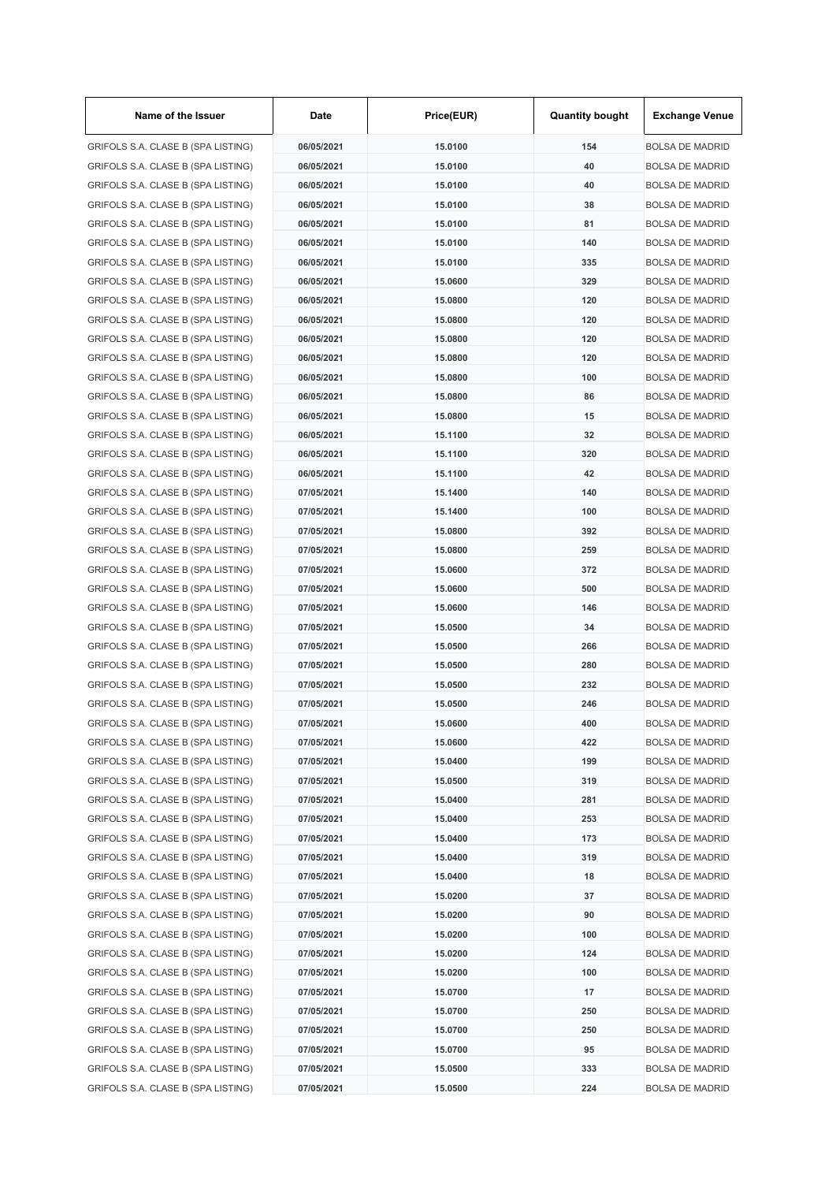| Name of the Issuer | Date | Price(EUR) | Quantity bought | Exchange Venue |
|---|---|---|---|---|
| GRIFOLS S.A. CLASE B (SPA LISTING) | 06/05/2021 | 15.0100 | 154 | BOLSA DE MADRID |
| GRIFOLS S.A. CLASE B (SPA LISTING) | 06/05/2021 | 15.0100 | 40 | BOLSA DE MADRID |
| GRIFOLS S.A. CLASE B (SPA LISTING) | 06/05/2021 | 15.0100 | 40 | BOLSA DE MADRID |
| GRIFOLS S.A. CLASE B (SPA LISTING) | 06/05/2021 | 15.0100 | 38 | BOLSA DE MADRID |
| GRIFOLS S.A. CLASE B (SPA LISTING) | 06/05/2021 | 15.0100 | 81 | BOLSA DE MADRID |
| GRIFOLS S.A. CLASE B (SPA LISTING) | 06/05/2021 | 15.0100 | 140 | BOLSA DE MADRID |
| GRIFOLS S.A. CLASE B (SPA LISTING) | 06/05/2021 | 15.0100 | 335 | BOLSA DE MADRID |
| GRIFOLS S.A. CLASE B (SPA LISTING) | 06/05/2021 | 15.0600 | 329 | BOLSA DE MADRID |
| GRIFOLS S.A. CLASE B (SPA LISTING) | 06/05/2021 | 15.0800 | 120 | BOLSA DE MADRID |
| GRIFOLS S.A. CLASE B (SPA LISTING) | 06/05/2021 | 15.0800 | 120 | BOLSA DE MADRID |
| GRIFOLS S.A. CLASE B (SPA LISTING) | 06/05/2021 | 15.0800 | 120 | BOLSA DE MADRID |
| GRIFOLS S.A. CLASE B (SPA LISTING) | 06/05/2021 | 15.0800 | 120 | BOLSA DE MADRID |
| GRIFOLS S.A. CLASE B (SPA LISTING) | 06/05/2021 | 15.0800 | 100 | BOLSA DE MADRID |
| GRIFOLS S.A. CLASE B (SPA LISTING) | 06/05/2021 | 15.0800 | 86 | BOLSA DE MADRID |
| GRIFOLS S.A. CLASE B (SPA LISTING) | 06/05/2021 | 15.0800 | 15 | BOLSA DE MADRID |
| GRIFOLS S.A. CLASE B (SPA LISTING) | 06/05/2021 | 15.1100 | 32 | BOLSA DE MADRID |
| GRIFOLS S.A. CLASE B (SPA LISTING) | 06/05/2021 | 15.1100 | 320 | BOLSA DE MADRID |
| GRIFOLS S.A. CLASE B (SPA LISTING) | 06/05/2021 | 15.1100 | 42 | BOLSA DE MADRID |
| GRIFOLS S.A. CLASE B (SPA LISTING) | 07/05/2021 | 15.1400 | 140 | BOLSA DE MADRID |
| GRIFOLS S.A. CLASE B (SPA LISTING) | 07/05/2021 | 15.1400 | 100 | BOLSA DE MADRID |
| GRIFOLS S.A. CLASE B (SPA LISTING) | 07/05/2021 | 15.0800 | 392 | BOLSA DE MADRID |
| GRIFOLS S.A. CLASE B (SPA LISTING) | 07/05/2021 | 15.0800 | 259 | BOLSA DE MADRID |
| GRIFOLS S.A. CLASE B (SPA LISTING) | 07/05/2021 | 15.0600 | 372 | BOLSA DE MADRID |
| GRIFOLS S.A. CLASE B (SPA LISTING) | 07/05/2021 | 15.0600 | 500 | BOLSA DE MADRID |
| GRIFOLS S.A. CLASE B (SPA LISTING) | 07/05/2021 | 15.0600 | 146 | BOLSA DE MADRID |
| GRIFOLS S.A. CLASE B (SPA LISTING) | 07/05/2021 | 15.0500 | 34 | BOLSA DE MADRID |
| GRIFOLS S.A. CLASE B (SPA LISTING) | 07/05/2021 | 15.0500 | 266 | BOLSA DE MADRID |
| GRIFOLS S.A. CLASE B (SPA LISTING) | 07/05/2021 | 15.0500 | 280 | BOLSA DE MADRID |
| GRIFOLS S.A. CLASE B (SPA LISTING) | 07/05/2021 | 15.0500 | 232 | BOLSA DE MADRID |
| GRIFOLS S.A. CLASE B (SPA LISTING) | 07/05/2021 | 15.0500 | 246 | BOLSA DE MADRID |
| GRIFOLS S.A. CLASE B (SPA LISTING) | 07/05/2021 | 15.0600 | 400 | BOLSA DE MADRID |
| GRIFOLS S.A. CLASE B (SPA LISTING) | 07/05/2021 | 15.0600 | 422 | BOLSA DE MADRID |
| GRIFOLS S.A. CLASE B (SPA LISTING) | 07/05/2021 | 15.0400 | 199 | BOLSA DE MADRID |
| GRIFOLS S.A. CLASE B (SPA LISTING) | 07/05/2021 | 15.0500 | 319 | BOLSA DE MADRID |
| GRIFOLS S.A. CLASE B (SPA LISTING) | 07/05/2021 | 15.0400 | 281 | BOLSA DE MADRID |
| GRIFOLS S.A. CLASE B (SPA LISTING) | 07/05/2021 | 15.0400 | 253 | BOLSA DE MADRID |
| GRIFOLS S.A. CLASE B (SPA LISTING) | 07/05/2021 | 15.0400 | 173 | BOLSA DE MADRID |
| GRIFOLS S.A. CLASE B (SPA LISTING) | 07/05/2021 | 15.0400 | 319 | BOLSA DE MADRID |
| GRIFOLS S.A. CLASE B (SPA LISTING) | 07/05/2021 | 15.0400 | 18 | BOLSA DE MADRID |
| GRIFOLS S.A. CLASE B (SPA LISTING) | 07/05/2021 | 15.0200 | 37 | BOLSA DE MADRID |
| GRIFOLS S.A. CLASE B (SPA LISTING) | 07/05/2021 | 15.0200 | 90 | BOLSA DE MADRID |
| GRIFOLS S.A. CLASE B (SPA LISTING) | 07/05/2021 | 15.0200 | 100 | BOLSA DE MADRID |
| GRIFOLS S.A. CLASE B (SPA LISTING) | 07/05/2021 | 15.0200 | 124 | BOLSA DE MADRID |
| GRIFOLS S.A. CLASE B (SPA LISTING) | 07/05/2021 | 15.0200 | 100 | BOLSA DE MADRID |
| GRIFOLS S.A. CLASE B (SPA LISTING) | 07/05/2021 | 15.0700 | 17 | BOLSA DE MADRID |
| GRIFOLS S.A. CLASE B (SPA LISTING) | 07/05/2021 | 15.0700 | 250 | BOLSA DE MADRID |
| GRIFOLS S.A. CLASE B (SPA LISTING) | 07/05/2021 | 15.0700 | 250 | BOLSA DE MADRID |
| GRIFOLS S.A. CLASE B (SPA LISTING) | 07/05/2021 | 15.0700 | 95 | BOLSA DE MADRID |
| GRIFOLS S.A. CLASE B (SPA LISTING) | 07/05/2021 | 15.0500 | 333 | BOLSA DE MADRID |
| GRIFOLS S.A. CLASE B (SPA LISTING) | 07/05/2021 | 15.0500 | 224 | BOLSA DE MADRID |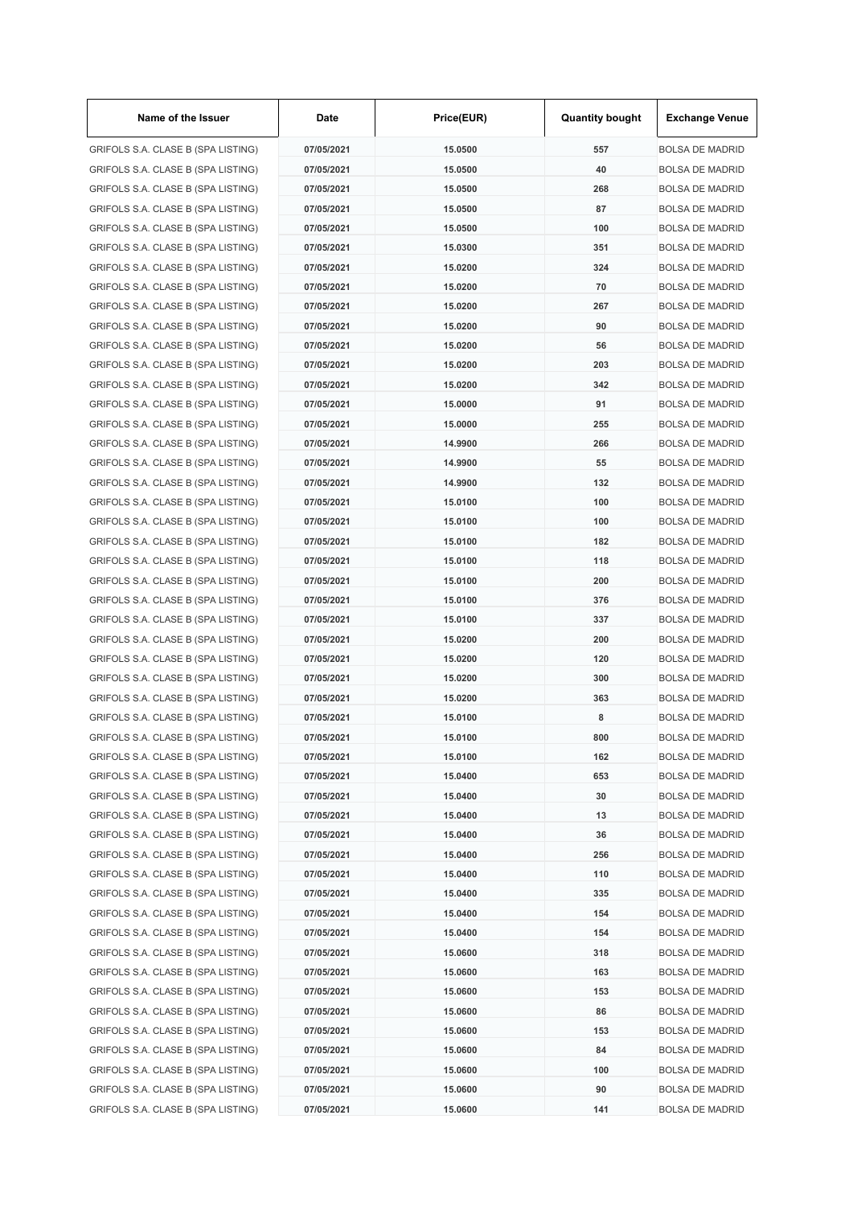| Name of the Issuer | Date | Price(EUR) | Quantity bought | Exchange Venue |
|---|---|---|---|---|
| GRIFOLS S.A. CLASE B (SPA LISTING) | 07/05/2021 | 15.0500 | 557 | BOLSA DE MADRID |
| GRIFOLS S.A. CLASE B (SPA LISTING) | 07/05/2021 | 15.0500 | 40 | BOLSA DE MADRID |
| GRIFOLS S.A. CLASE B (SPA LISTING) | 07/05/2021 | 15.0500 | 268 | BOLSA DE MADRID |
| GRIFOLS S.A. CLASE B (SPA LISTING) | 07/05/2021 | 15.0500 | 87 | BOLSA DE MADRID |
| GRIFOLS S.A. CLASE B (SPA LISTING) | 07/05/2021 | 15.0500 | 100 | BOLSA DE MADRID |
| GRIFOLS S.A. CLASE B (SPA LISTING) | 07/05/2021 | 15.0300 | 351 | BOLSA DE MADRID |
| GRIFOLS S.A. CLASE B (SPA LISTING) | 07/05/2021 | 15.0200 | 324 | BOLSA DE MADRID |
| GRIFOLS S.A. CLASE B (SPA LISTING) | 07/05/2021 | 15.0200 | 70 | BOLSA DE MADRID |
| GRIFOLS S.A. CLASE B (SPA LISTING) | 07/05/2021 | 15.0200 | 267 | BOLSA DE MADRID |
| GRIFOLS S.A. CLASE B (SPA LISTING) | 07/05/2021 | 15.0200 | 90 | BOLSA DE MADRID |
| GRIFOLS S.A. CLASE B (SPA LISTING) | 07/05/2021 | 15.0200 | 56 | BOLSA DE MADRID |
| GRIFOLS S.A. CLASE B (SPA LISTING) | 07/05/2021 | 15.0200 | 203 | BOLSA DE MADRID |
| GRIFOLS S.A. CLASE B (SPA LISTING) | 07/05/2021 | 15.0200 | 342 | BOLSA DE MADRID |
| GRIFOLS S.A. CLASE B (SPA LISTING) | 07/05/2021 | 15.0000 | 91 | BOLSA DE MADRID |
| GRIFOLS S.A. CLASE B (SPA LISTING) | 07/05/2021 | 15.0000 | 255 | BOLSA DE MADRID |
| GRIFOLS S.A. CLASE B (SPA LISTING) | 07/05/2021 | 14.9900 | 266 | BOLSA DE MADRID |
| GRIFOLS S.A. CLASE B (SPA LISTING) | 07/05/2021 | 14.9900 | 55 | BOLSA DE MADRID |
| GRIFOLS S.A. CLASE B (SPA LISTING) | 07/05/2021 | 14.9900 | 132 | BOLSA DE MADRID |
| GRIFOLS S.A. CLASE B (SPA LISTING) | 07/05/2021 | 15.0100 | 100 | BOLSA DE MADRID |
| GRIFOLS S.A. CLASE B (SPA LISTING) | 07/05/2021 | 15.0100 | 100 | BOLSA DE MADRID |
| GRIFOLS S.A. CLASE B (SPA LISTING) | 07/05/2021 | 15.0100 | 182 | BOLSA DE MADRID |
| GRIFOLS S.A. CLASE B (SPA LISTING) | 07/05/2021 | 15.0100 | 118 | BOLSA DE MADRID |
| GRIFOLS S.A. CLASE B (SPA LISTING) | 07/05/2021 | 15.0100 | 200 | BOLSA DE MADRID |
| GRIFOLS S.A. CLASE B (SPA LISTING) | 07/05/2021 | 15.0100 | 376 | BOLSA DE MADRID |
| GRIFOLS S.A. CLASE B (SPA LISTING) | 07/05/2021 | 15.0100 | 337 | BOLSA DE MADRID |
| GRIFOLS S.A. CLASE B (SPA LISTING) | 07/05/2021 | 15.0200 | 200 | BOLSA DE MADRID |
| GRIFOLS S.A. CLASE B (SPA LISTING) | 07/05/2021 | 15.0200 | 120 | BOLSA DE MADRID |
| GRIFOLS S.A. CLASE B (SPA LISTING) | 07/05/2021 | 15.0200 | 300 | BOLSA DE MADRID |
| GRIFOLS S.A. CLASE B (SPA LISTING) | 07/05/2021 | 15.0200 | 363 | BOLSA DE MADRID |
| GRIFOLS S.A. CLASE B (SPA LISTING) | 07/05/2021 | 15.0100 | 8 | BOLSA DE MADRID |
| GRIFOLS S.A. CLASE B (SPA LISTING) | 07/05/2021 | 15.0100 | 800 | BOLSA DE MADRID |
| GRIFOLS S.A. CLASE B (SPA LISTING) | 07/05/2021 | 15.0100 | 162 | BOLSA DE MADRID |
| GRIFOLS S.A. CLASE B (SPA LISTING) | 07/05/2021 | 15.0400 | 653 | BOLSA DE MADRID |
| GRIFOLS S.A. CLASE B (SPA LISTING) | 07/05/2021 | 15.0400 | 30 | BOLSA DE MADRID |
| GRIFOLS S.A. CLASE B (SPA LISTING) | 07/05/2021 | 15.0400 | 13 | BOLSA DE MADRID |
| GRIFOLS S.A. CLASE B (SPA LISTING) | 07/05/2021 | 15.0400 | 36 | BOLSA DE MADRID |
| GRIFOLS S.A. CLASE B (SPA LISTING) | 07/05/2021 | 15.0400 | 256 | BOLSA DE MADRID |
| GRIFOLS S.A. CLASE B (SPA LISTING) | 07/05/2021 | 15.0400 | 110 | BOLSA DE MADRID |
| GRIFOLS S.A. CLASE B (SPA LISTING) | 07/05/2021 | 15.0400 | 335 | BOLSA DE MADRID |
| GRIFOLS S.A. CLASE B (SPA LISTING) | 07/05/2021 | 15.0400 | 154 | BOLSA DE MADRID |
| GRIFOLS S.A. CLASE B (SPA LISTING) | 07/05/2021 | 15.0400 | 154 | BOLSA DE MADRID |
| GRIFOLS S.A. CLASE B (SPA LISTING) | 07/05/2021 | 15.0600 | 318 | BOLSA DE MADRID |
| GRIFOLS S.A. CLASE B (SPA LISTING) | 07/05/2021 | 15.0600 | 163 | BOLSA DE MADRID |
| GRIFOLS S.A. CLASE B (SPA LISTING) | 07/05/2021 | 15.0600 | 153 | BOLSA DE MADRID |
| GRIFOLS S.A. CLASE B (SPA LISTING) | 07/05/2021 | 15.0600 | 86 | BOLSA DE MADRID |
| GRIFOLS S.A. CLASE B (SPA LISTING) | 07/05/2021 | 15.0600 | 153 | BOLSA DE MADRID |
| GRIFOLS S.A. CLASE B (SPA LISTING) | 07/05/2021 | 15.0600 | 84 | BOLSA DE MADRID |
| GRIFOLS S.A. CLASE B (SPA LISTING) | 07/05/2021 | 15.0600 | 100 | BOLSA DE MADRID |
| GRIFOLS S.A. CLASE B (SPA LISTING) | 07/05/2021 | 15.0600 | 90 | BOLSA DE MADRID |
| GRIFOLS S.A. CLASE B (SPA LISTING) | 07/05/2021 | 15.0600 | 141 | BOLSA DE MADRID |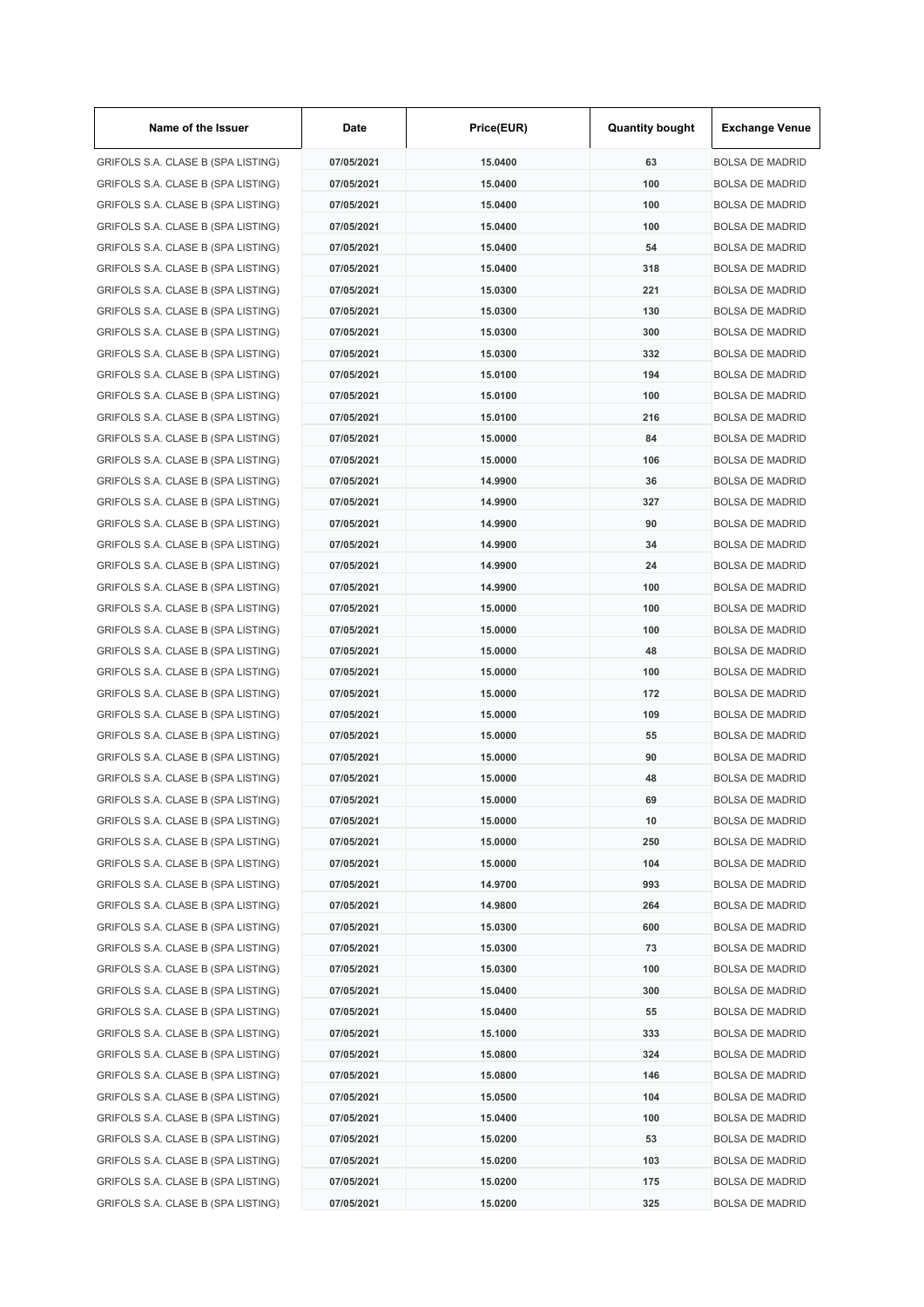| Name of the Issuer | Date | Price(EUR) | Quantity bought | Exchange Venue |
|---|---|---|---|---|
| GRIFOLS S.A. CLASE B (SPA LISTING) | 07/05/2021 | 15.0400 | 63 | BOLSA DE MADRID |
| GRIFOLS S.A. CLASE B (SPA LISTING) | 07/05/2021 | 15.0400 | 100 | BOLSA DE MADRID |
| GRIFOLS S.A. CLASE B (SPA LISTING) | 07/05/2021 | 15.0400 | 100 | BOLSA DE MADRID |
| GRIFOLS S.A. CLASE B (SPA LISTING) | 07/05/2021 | 15.0400 | 100 | BOLSA DE MADRID |
| GRIFOLS S.A. CLASE B (SPA LISTING) | 07/05/2021 | 15.0400 | 54 | BOLSA DE MADRID |
| GRIFOLS S.A. CLASE B (SPA LISTING) | 07/05/2021 | 15.0400 | 318 | BOLSA DE MADRID |
| GRIFOLS S.A. CLASE B (SPA LISTING) | 07/05/2021 | 15.0300 | 221 | BOLSA DE MADRID |
| GRIFOLS S.A. CLASE B (SPA LISTING) | 07/05/2021 | 15.0300 | 130 | BOLSA DE MADRID |
| GRIFOLS S.A. CLASE B (SPA LISTING) | 07/05/2021 | 15.0300 | 300 | BOLSA DE MADRID |
| GRIFOLS S.A. CLASE B (SPA LISTING) | 07/05/2021 | 15.0300 | 332 | BOLSA DE MADRID |
| GRIFOLS S.A. CLASE B (SPA LISTING) | 07/05/2021 | 15.0100 | 194 | BOLSA DE MADRID |
| GRIFOLS S.A. CLASE B (SPA LISTING) | 07/05/2021 | 15.0100 | 100 | BOLSA DE MADRID |
| GRIFOLS S.A. CLASE B (SPA LISTING) | 07/05/2021 | 15.0100 | 216 | BOLSA DE MADRID |
| GRIFOLS S.A. CLASE B (SPA LISTING) | 07/05/2021 | 15.0000 | 84 | BOLSA DE MADRID |
| GRIFOLS S.A. CLASE B (SPA LISTING) | 07/05/2021 | 15.0000 | 106 | BOLSA DE MADRID |
| GRIFOLS S.A. CLASE B (SPA LISTING) | 07/05/2021 | 14.9900 | 36 | BOLSA DE MADRID |
| GRIFOLS S.A. CLASE B (SPA LISTING) | 07/05/2021 | 14.9900 | 327 | BOLSA DE MADRID |
| GRIFOLS S.A. CLASE B (SPA LISTING) | 07/05/2021 | 14.9900 | 90 | BOLSA DE MADRID |
| GRIFOLS S.A. CLASE B (SPA LISTING) | 07/05/2021 | 14.9900 | 34 | BOLSA DE MADRID |
| GRIFOLS S.A. CLASE B (SPA LISTING) | 07/05/2021 | 14.9900 | 24 | BOLSA DE MADRID |
| GRIFOLS S.A. CLASE B (SPA LISTING) | 07/05/2021 | 14.9900 | 100 | BOLSA DE MADRID |
| GRIFOLS S.A. CLASE B (SPA LISTING) | 07/05/2021 | 15.0000 | 100 | BOLSA DE MADRID |
| GRIFOLS S.A. CLASE B (SPA LISTING) | 07/05/2021 | 15.0000 | 100 | BOLSA DE MADRID |
| GRIFOLS S.A. CLASE B (SPA LISTING) | 07/05/2021 | 15.0000 | 48 | BOLSA DE MADRID |
| GRIFOLS S.A. CLASE B (SPA LISTING) | 07/05/2021 | 15.0000 | 100 | BOLSA DE MADRID |
| GRIFOLS S.A. CLASE B (SPA LISTING) | 07/05/2021 | 15.0000 | 172 | BOLSA DE MADRID |
| GRIFOLS S.A. CLASE B (SPA LISTING) | 07/05/2021 | 15.0000 | 109 | BOLSA DE MADRID |
| GRIFOLS S.A. CLASE B (SPA LISTING) | 07/05/2021 | 15.0000 | 55 | BOLSA DE MADRID |
| GRIFOLS S.A. CLASE B (SPA LISTING) | 07/05/2021 | 15.0000 | 90 | BOLSA DE MADRID |
| GRIFOLS S.A. CLASE B (SPA LISTING) | 07/05/2021 | 15.0000 | 48 | BOLSA DE MADRID |
| GRIFOLS S.A. CLASE B (SPA LISTING) | 07/05/2021 | 15.0000 | 69 | BOLSA DE MADRID |
| GRIFOLS S.A. CLASE B (SPA LISTING) | 07/05/2021 | 15.0000 | 10 | BOLSA DE MADRID |
| GRIFOLS S.A. CLASE B (SPA LISTING) | 07/05/2021 | 15.0000 | 250 | BOLSA DE MADRID |
| GRIFOLS S.A. CLASE B (SPA LISTING) | 07/05/2021 | 15.0000 | 104 | BOLSA DE MADRID |
| GRIFOLS S.A. CLASE B (SPA LISTING) | 07/05/2021 | 14.9700 | 993 | BOLSA DE MADRID |
| GRIFOLS S.A. CLASE B (SPA LISTING) | 07/05/2021 | 14.9800 | 264 | BOLSA DE MADRID |
| GRIFOLS S.A. CLASE B (SPA LISTING) | 07/05/2021 | 15.0300 | 600 | BOLSA DE MADRID |
| GRIFOLS S.A. CLASE B (SPA LISTING) | 07/05/2021 | 15.0300 | 73 | BOLSA DE MADRID |
| GRIFOLS S.A. CLASE B (SPA LISTING) | 07/05/2021 | 15.0300 | 100 | BOLSA DE MADRID |
| GRIFOLS S.A. CLASE B (SPA LISTING) | 07/05/2021 | 15.0400 | 300 | BOLSA DE MADRID |
| GRIFOLS S.A. CLASE B (SPA LISTING) | 07/05/2021 | 15.0400 | 55 | BOLSA DE MADRID |
| GRIFOLS S.A. CLASE B (SPA LISTING) | 07/05/2021 | 15.1000 | 333 | BOLSA DE MADRID |
| GRIFOLS S.A. CLASE B (SPA LISTING) | 07/05/2021 | 15.0800 | 324 | BOLSA DE MADRID |
| GRIFOLS S.A. CLASE B (SPA LISTING) | 07/05/2021 | 15.0800 | 146 | BOLSA DE MADRID |
| GRIFOLS S.A. CLASE B (SPA LISTING) | 07/05/2021 | 15.0500 | 104 | BOLSA DE MADRID |
| GRIFOLS S.A. CLASE B (SPA LISTING) | 07/05/2021 | 15.0400 | 100 | BOLSA DE MADRID |
| GRIFOLS S.A. CLASE B (SPA LISTING) | 07/05/2021 | 15.0200 | 53 | BOLSA DE MADRID |
| GRIFOLS S.A. CLASE B (SPA LISTING) | 07/05/2021 | 15.0200 | 103 | BOLSA DE MADRID |
| GRIFOLS S.A. CLASE B (SPA LISTING) | 07/05/2021 | 15.0200 | 175 | BOLSA DE MADRID |
| GRIFOLS S.A. CLASE B (SPA LISTING) | 07/05/2021 | 15.0200 | 325 | BOLSA DE MADRID |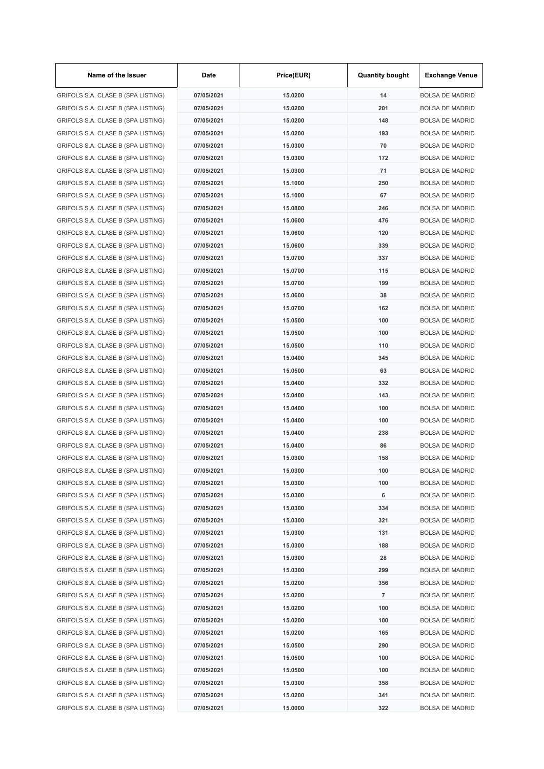| Name of the Issuer | Date | Price(EUR) | Quantity bought | Exchange Venue |
|---|---|---|---|---|
| GRIFOLS S.A. CLASE B (SPA LISTING) | 07/05/2021 | 15.0200 | 14 | BOLSA DE MADRID |
| GRIFOLS S.A. CLASE B (SPA LISTING) | 07/05/2021 | 15.0200 | 201 | BOLSA DE MADRID |
| GRIFOLS S.A. CLASE B (SPA LISTING) | 07/05/2021 | 15.0200 | 148 | BOLSA DE MADRID |
| GRIFOLS S.A. CLASE B (SPA LISTING) | 07/05/2021 | 15.0200 | 193 | BOLSA DE MADRID |
| GRIFOLS S.A. CLASE B (SPA LISTING) | 07/05/2021 | 15.0300 | 70 | BOLSA DE MADRID |
| GRIFOLS S.A. CLASE B (SPA LISTING) | 07/05/2021 | 15.0300 | 172 | BOLSA DE MADRID |
| GRIFOLS S.A. CLASE B (SPA LISTING) | 07/05/2021 | 15.0300 | 71 | BOLSA DE MADRID |
| GRIFOLS S.A. CLASE B (SPA LISTING) | 07/05/2021 | 15.1000 | 250 | BOLSA DE MADRID |
| GRIFOLS S.A. CLASE B (SPA LISTING) | 07/05/2021 | 15.1000 | 67 | BOLSA DE MADRID |
| GRIFOLS S.A. CLASE B (SPA LISTING) | 07/05/2021 | 15.0800 | 246 | BOLSA DE MADRID |
| GRIFOLS S.A. CLASE B (SPA LISTING) | 07/05/2021 | 15.0600 | 476 | BOLSA DE MADRID |
| GRIFOLS S.A. CLASE B (SPA LISTING) | 07/05/2021 | 15.0600 | 120 | BOLSA DE MADRID |
| GRIFOLS S.A. CLASE B (SPA LISTING) | 07/05/2021 | 15.0600 | 339 | BOLSA DE MADRID |
| GRIFOLS S.A. CLASE B (SPA LISTING) | 07/05/2021 | 15.0700 | 337 | BOLSA DE MADRID |
| GRIFOLS S.A. CLASE B (SPA LISTING) | 07/05/2021 | 15.0700 | 115 | BOLSA DE MADRID |
| GRIFOLS S.A. CLASE B (SPA LISTING) | 07/05/2021 | 15.0700 | 199 | BOLSA DE MADRID |
| GRIFOLS S.A. CLASE B (SPA LISTING) | 07/05/2021 | 15.0600 | 38 | BOLSA DE MADRID |
| GRIFOLS S.A. CLASE B (SPA LISTING) | 07/05/2021 | 15.0700 | 162 | BOLSA DE MADRID |
| GRIFOLS S.A. CLASE B (SPA LISTING) | 07/05/2021 | 15.0500 | 100 | BOLSA DE MADRID |
| GRIFOLS S.A. CLASE B (SPA LISTING) | 07/05/2021 | 15.0500 | 100 | BOLSA DE MADRID |
| GRIFOLS S.A. CLASE B (SPA LISTING) | 07/05/2021 | 15.0500 | 110 | BOLSA DE MADRID |
| GRIFOLS S.A. CLASE B (SPA LISTING) | 07/05/2021 | 15.0400 | 345 | BOLSA DE MADRID |
| GRIFOLS S.A. CLASE B (SPA LISTING) | 07/05/2021 | 15.0500 | 63 | BOLSA DE MADRID |
| GRIFOLS S.A. CLASE B (SPA LISTING) | 07/05/2021 | 15.0400 | 332 | BOLSA DE MADRID |
| GRIFOLS S.A. CLASE B (SPA LISTING) | 07/05/2021 | 15.0400 | 143 | BOLSA DE MADRID |
| GRIFOLS S.A. CLASE B (SPA LISTING) | 07/05/2021 | 15.0400 | 100 | BOLSA DE MADRID |
| GRIFOLS S.A. CLASE B (SPA LISTING) | 07/05/2021 | 15.0400 | 100 | BOLSA DE MADRID |
| GRIFOLS S.A. CLASE B (SPA LISTING) | 07/05/2021 | 15.0400 | 238 | BOLSA DE MADRID |
| GRIFOLS S.A. CLASE B (SPA LISTING) | 07/05/2021 | 15.0400 | 86 | BOLSA DE MADRID |
| GRIFOLS S.A. CLASE B (SPA LISTING) | 07/05/2021 | 15.0300 | 158 | BOLSA DE MADRID |
| GRIFOLS S.A. CLASE B (SPA LISTING) | 07/05/2021 | 15.0300 | 100 | BOLSA DE MADRID |
| GRIFOLS S.A. CLASE B (SPA LISTING) | 07/05/2021 | 15.0300 | 100 | BOLSA DE MADRID |
| GRIFOLS S.A. CLASE B (SPA LISTING) | 07/05/2021 | 15.0300 | 6 | BOLSA DE MADRID |
| GRIFOLS S.A. CLASE B (SPA LISTING) | 07/05/2021 | 15.0300 | 334 | BOLSA DE MADRID |
| GRIFOLS S.A. CLASE B (SPA LISTING) | 07/05/2021 | 15.0300 | 321 | BOLSA DE MADRID |
| GRIFOLS S.A. CLASE B (SPA LISTING) | 07/05/2021 | 15.0300 | 131 | BOLSA DE MADRID |
| GRIFOLS S.A. CLASE B (SPA LISTING) | 07/05/2021 | 15.0300 | 188 | BOLSA DE MADRID |
| GRIFOLS S.A. CLASE B (SPA LISTING) | 07/05/2021 | 15.0300 | 28 | BOLSA DE MADRID |
| GRIFOLS S.A. CLASE B (SPA LISTING) | 07/05/2021 | 15.0300 | 299 | BOLSA DE MADRID |
| GRIFOLS S.A. CLASE B (SPA LISTING) | 07/05/2021 | 15.0200 | 356 | BOLSA DE MADRID |
| GRIFOLS S.A. CLASE B (SPA LISTING) | 07/05/2021 | 15.0200 | 7 | BOLSA DE MADRID |
| GRIFOLS S.A. CLASE B (SPA LISTING) | 07/05/2021 | 15.0200 | 100 | BOLSA DE MADRID |
| GRIFOLS S.A. CLASE B (SPA LISTING) | 07/05/2021 | 15.0200 | 100 | BOLSA DE MADRID |
| GRIFOLS S.A. CLASE B (SPA LISTING) | 07/05/2021 | 15.0200 | 165 | BOLSA DE MADRID |
| GRIFOLS S.A. CLASE B (SPA LISTING) | 07/05/2021 | 15.0500 | 290 | BOLSA DE MADRID |
| GRIFOLS S.A. CLASE B (SPA LISTING) | 07/05/2021 | 15.0500 | 100 | BOLSA DE MADRID |
| GRIFOLS S.A. CLASE B (SPA LISTING) | 07/05/2021 | 15.0500 | 100 | BOLSA DE MADRID |
| GRIFOLS S.A. CLASE B (SPA LISTING) | 07/05/2021 | 15.0300 | 358 | BOLSA DE MADRID |
| GRIFOLS S.A. CLASE B (SPA LISTING) | 07/05/2021 | 15.0200 | 341 | BOLSA DE MADRID |
| GRIFOLS S.A. CLASE B (SPA LISTING) | 07/05/2021 | 15.0000 | 322 | BOLSA DE MADRID |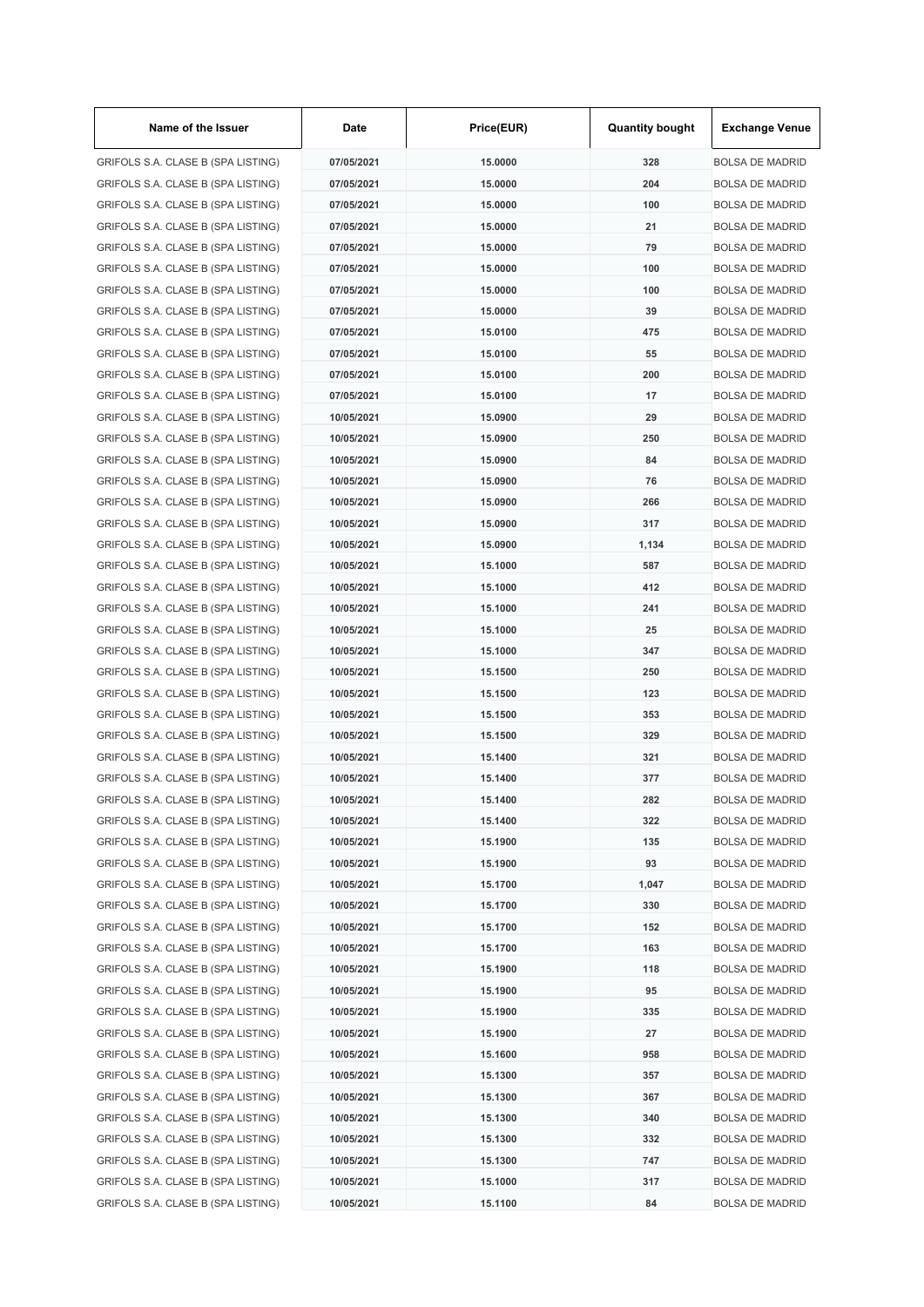| Name of the Issuer | Date | Price(EUR) | Quantity bought | Exchange Venue |
|---|---|---|---|---|
| GRIFOLS S.A. CLASE B (SPA LISTING) | 07/05/2021 | 15.0000 | 328 | BOLSA DE MADRID |
| GRIFOLS S.A. CLASE B (SPA LISTING) | 07/05/2021 | 15.0000 | 204 | BOLSA DE MADRID |
| GRIFOLS S.A. CLASE B (SPA LISTING) | 07/05/2021 | 15.0000 | 100 | BOLSA DE MADRID |
| GRIFOLS S.A. CLASE B (SPA LISTING) | 07/05/2021 | 15.0000 | 21 | BOLSA DE MADRID |
| GRIFOLS S.A. CLASE B (SPA LISTING) | 07/05/2021 | 15.0000 | 79 | BOLSA DE MADRID |
| GRIFOLS S.A. CLASE B (SPA LISTING) | 07/05/2021 | 15.0000 | 100 | BOLSA DE MADRID |
| GRIFOLS S.A. CLASE B (SPA LISTING) | 07/05/2021 | 15.0000 | 100 | BOLSA DE MADRID |
| GRIFOLS S.A. CLASE B (SPA LISTING) | 07/05/2021 | 15.0000 | 39 | BOLSA DE MADRID |
| GRIFOLS S.A. CLASE B (SPA LISTING) | 07/05/2021 | 15.0100 | 475 | BOLSA DE MADRID |
| GRIFOLS S.A. CLASE B (SPA LISTING) | 07/05/2021 | 15.0100 | 55 | BOLSA DE MADRID |
| GRIFOLS S.A. CLASE B (SPA LISTING) | 07/05/2021 | 15.0100 | 200 | BOLSA DE MADRID |
| GRIFOLS S.A. CLASE B (SPA LISTING) | 07/05/2021 | 15.0100 | 17 | BOLSA DE MADRID |
| GRIFOLS S.A. CLASE B (SPA LISTING) | 10/05/2021 | 15.0900 | 29 | BOLSA DE MADRID |
| GRIFOLS S.A. CLASE B (SPA LISTING) | 10/05/2021 | 15.0900 | 250 | BOLSA DE MADRID |
| GRIFOLS S.A. CLASE B (SPA LISTING) | 10/05/2021 | 15.0900 | 84 | BOLSA DE MADRID |
| GRIFOLS S.A. CLASE B (SPA LISTING) | 10/05/2021 | 15.0900 | 76 | BOLSA DE MADRID |
| GRIFOLS S.A. CLASE B (SPA LISTING) | 10/05/2021 | 15.0900 | 266 | BOLSA DE MADRID |
| GRIFOLS S.A. CLASE B (SPA LISTING) | 10/05/2021 | 15.0900 | 317 | BOLSA DE MADRID |
| GRIFOLS S.A. CLASE B (SPA LISTING) | 10/05/2021 | 15.0900 | 1,134 | BOLSA DE MADRID |
| GRIFOLS S.A. CLASE B (SPA LISTING) | 10/05/2021 | 15.1000 | 587 | BOLSA DE MADRID |
| GRIFOLS S.A. CLASE B (SPA LISTING) | 10/05/2021 | 15.1000 | 412 | BOLSA DE MADRID |
| GRIFOLS S.A. CLASE B (SPA LISTING) | 10/05/2021 | 15.1000 | 241 | BOLSA DE MADRID |
| GRIFOLS S.A. CLASE B (SPA LISTING) | 10/05/2021 | 15.1000 | 25 | BOLSA DE MADRID |
| GRIFOLS S.A. CLASE B (SPA LISTING) | 10/05/2021 | 15.1000 | 347 | BOLSA DE MADRID |
| GRIFOLS S.A. CLASE B (SPA LISTING) | 10/05/2021 | 15.1500 | 250 | BOLSA DE MADRID |
| GRIFOLS S.A. CLASE B (SPA LISTING) | 10/05/2021 | 15.1500 | 123 | BOLSA DE MADRID |
| GRIFOLS S.A. CLASE B (SPA LISTING) | 10/05/2021 | 15.1500 | 353 | BOLSA DE MADRID |
| GRIFOLS S.A. CLASE B (SPA LISTING) | 10/05/2021 | 15.1500 | 329 | BOLSA DE MADRID |
| GRIFOLS S.A. CLASE B (SPA LISTING) | 10/05/2021 | 15.1400 | 321 | BOLSA DE MADRID |
| GRIFOLS S.A. CLASE B (SPA LISTING) | 10/05/2021 | 15.1400 | 377 | BOLSA DE MADRID |
| GRIFOLS S.A. CLASE B (SPA LISTING) | 10/05/2021 | 15.1400 | 282 | BOLSA DE MADRID |
| GRIFOLS S.A. CLASE B (SPA LISTING) | 10/05/2021 | 15.1400 | 322 | BOLSA DE MADRID |
| GRIFOLS S.A. CLASE B (SPA LISTING) | 10/05/2021 | 15.1900 | 135 | BOLSA DE MADRID |
| GRIFOLS S.A. CLASE B (SPA LISTING) | 10/05/2021 | 15.1900 | 93 | BOLSA DE MADRID |
| GRIFOLS S.A. CLASE B (SPA LISTING) | 10/05/2021 | 15.1700 | 1,047 | BOLSA DE MADRID |
| GRIFOLS S.A. CLASE B (SPA LISTING) | 10/05/2021 | 15.1700 | 330 | BOLSA DE MADRID |
| GRIFOLS S.A. CLASE B (SPA LISTING) | 10/05/2021 | 15.1700 | 152 | BOLSA DE MADRID |
| GRIFOLS S.A. CLASE B (SPA LISTING) | 10/05/2021 | 15.1700 | 163 | BOLSA DE MADRID |
| GRIFOLS S.A. CLASE B (SPA LISTING) | 10/05/2021 | 15.1900 | 118 | BOLSA DE MADRID |
| GRIFOLS S.A. CLASE B (SPA LISTING) | 10/05/2021 | 15.1900 | 95 | BOLSA DE MADRID |
| GRIFOLS S.A. CLASE B (SPA LISTING) | 10/05/2021 | 15.1900 | 335 | BOLSA DE MADRID |
| GRIFOLS S.A. CLASE B (SPA LISTING) | 10/05/2021 | 15.1900 | 27 | BOLSA DE MADRID |
| GRIFOLS S.A. CLASE B (SPA LISTING) | 10/05/2021 | 15.1600 | 958 | BOLSA DE MADRID |
| GRIFOLS S.A. CLASE B (SPA LISTING) | 10/05/2021 | 15.1300 | 357 | BOLSA DE MADRID |
| GRIFOLS S.A. CLASE B (SPA LISTING) | 10/05/2021 | 15.1300 | 367 | BOLSA DE MADRID |
| GRIFOLS S.A. CLASE B (SPA LISTING) | 10/05/2021 | 15.1300 | 340 | BOLSA DE MADRID |
| GRIFOLS S.A. CLASE B (SPA LISTING) | 10/05/2021 | 15.1300 | 332 | BOLSA DE MADRID |
| GRIFOLS S.A. CLASE B (SPA LISTING) | 10/05/2021 | 15.1300 | 747 | BOLSA DE MADRID |
| GRIFOLS S.A. CLASE B (SPA LISTING) | 10/05/2021 | 15.1000 | 317 | BOLSA DE MADRID |
| GRIFOLS S.A. CLASE B (SPA LISTING) | 10/05/2021 | 15.1100 | 84 | BOLSA DE MADRID |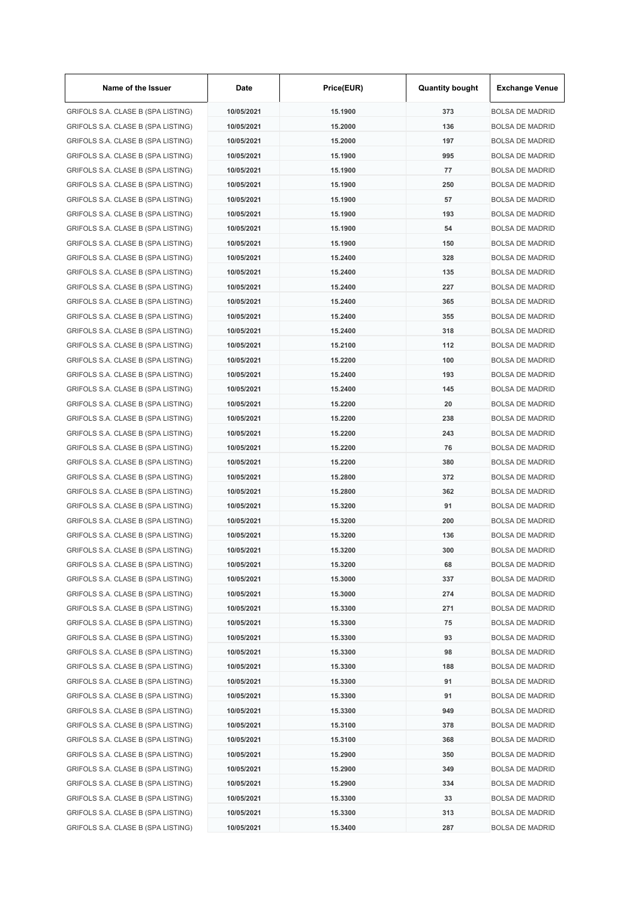| Name of the Issuer | Date | Price(EUR) | Quantity bought | Exchange Venue |
| --- | --- | --- | --- | --- |
| GRIFOLS S.A. CLASE B (SPA LISTING) | 10/05/2021 | 15.1900 | 373 | BOLSA DE MADRID |
| GRIFOLS S.A. CLASE B (SPA LISTING) | 10/05/2021 | 15.2000 | 136 | BOLSA DE MADRID |
| GRIFOLS S.A. CLASE B (SPA LISTING) | 10/05/2021 | 15.2000 | 197 | BOLSA DE MADRID |
| GRIFOLS S.A. CLASE B (SPA LISTING) | 10/05/2021 | 15.1900 | 995 | BOLSA DE MADRID |
| GRIFOLS S.A. CLASE B (SPA LISTING) | 10/05/2021 | 15.1900 | 77 | BOLSA DE MADRID |
| GRIFOLS S.A. CLASE B (SPA LISTING) | 10/05/2021 | 15.1900 | 250 | BOLSA DE MADRID |
| GRIFOLS S.A. CLASE B (SPA LISTING) | 10/05/2021 | 15.1900 | 57 | BOLSA DE MADRID |
| GRIFOLS S.A. CLASE B (SPA LISTING) | 10/05/2021 | 15.1900 | 193 | BOLSA DE MADRID |
| GRIFOLS S.A. CLASE B (SPA LISTING) | 10/05/2021 | 15.1900 | 54 | BOLSA DE MADRID |
| GRIFOLS S.A. CLASE B (SPA LISTING) | 10/05/2021 | 15.1900 | 150 | BOLSA DE MADRID |
| GRIFOLS S.A. CLASE B (SPA LISTING) | 10/05/2021 | 15.2400 | 328 | BOLSA DE MADRID |
| GRIFOLS S.A. CLASE B (SPA LISTING) | 10/05/2021 | 15.2400 | 135 | BOLSA DE MADRID |
| GRIFOLS S.A. CLASE B (SPA LISTING) | 10/05/2021 | 15.2400 | 227 | BOLSA DE MADRID |
| GRIFOLS S.A. CLASE B (SPA LISTING) | 10/05/2021 | 15.2400 | 365 | BOLSA DE MADRID |
| GRIFOLS S.A. CLASE B (SPA LISTING) | 10/05/2021 | 15.2400 | 355 | BOLSA DE MADRID |
| GRIFOLS S.A. CLASE B (SPA LISTING) | 10/05/2021 | 15.2400 | 318 | BOLSA DE MADRID |
| GRIFOLS S.A. CLASE B (SPA LISTING) | 10/05/2021 | 15.2100 | 112 | BOLSA DE MADRID |
| GRIFOLS S.A. CLASE B (SPA LISTING) | 10/05/2021 | 15.2200 | 100 | BOLSA DE MADRID |
| GRIFOLS S.A. CLASE B (SPA LISTING) | 10/05/2021 | 15.2400 | 193 | BOLSA DE MADRID |
| GRIFOLS S.A. CLASE B (SPA LISTING) | 10/05/2021 | 15.2400 | 145 | BOLSA DE MADRID |
| GRIFOLS S.A. CLASE B (SPA LISTING) | 10/05/2021 | 15.2200 | 20 | BOLSA DE MADRID |
| GRIFOLS S.A. CLASE B (SPA LISTING) | 10/05/2021 | 15.2200 | 238 | BOLSA DE MADRID |
| GRIFOLS S.A. CLASE B (SPA LISTING) | 10/05/2021 | 15.2200 | 243 | BOLSA DE MADRID |
| GRIFOLS S.A. CLASE B (SPA LISTING) | 10/05/2021 | 15.2200 | 76 | BOLSA DE MADRID |
| GRIFOLS S.A. CLASE B (SPA LISTING) | 10/05/2021 | 15.2200 | 380 | BOLSA DE MADRID |
| GRIFOLS S.A. CLASE B (SPA LISTING) | 10/05/2021 | 15.2800 | 372 | BOLSA DE MADRID |
| GRIFOLS S.A. CLASE B (SPA LISTING) | 10/05/2021 | 15.2800 | 362 | BOLSA DE MADRID |
| GRIFOLS S.A. CLASE B (SPA LISTING) | 10/05/2021 | 15.3200 | 91 | BOLSA DE MADRID |
| GRIFOLS S.A. CLASE B (SPA LISTING) | 10/05/2021 | 15.3200 | 200 | BOLSA DE MADRID |
| GRIFOLS S.A. CLASE B (SPA LISTING) | 10/05/2021 | 15.3200 | 136 | BOLSA DE MADRID |
| GRIFOLS S.A. CLASE B (SPA LISTING) | 10/05/2021 | 15.3200 | 300 | BOLSA DE MADRID |
| GRIFOLS S.A. CLASE B (SPA LISTING) | 10/05/2021 | 15.3200 | 68 | BOLSA DE MADRID |
| GRIFOLS S.A. CLASE B (SPA LISTING) | 10/05/2021 | 15.3000 | 337 | BOLSA DE MADRID |
| GRIFOLS S.A. CLASE B (SPA LISTING) | 10/05/2021 | 15.3000 | 274 | BOLSA DE MADRID |
| GRIFOLS S.A. CLASE B (SPA LISTING) | 10/05/2021 | 15.3300 | 271 | BOLSA DE MADRID |
| GRIFOLS S.A. CLASE B (SPA LISTING) | 10/05/2021 | 15.3300 | 75 | BOLSA DE MADRID |
| GRIFOLS S.A. CLASE B (SPA LISTING) | 10/05/2021 | 15.3300 | 93 | BOLSA DE MADRID |
| GRIFOLS S.A. CLASE B (SPA LISTING) | 10/05/2021 | 15.3300 | 98 | BOLSA DE MADRID |
| GRIFOLS S.A. CLASE B (SPA LISTING) | 10/05/2021 | 15.3300 | 188 | BOLSA DE MADRID |
| GRIFOLS S.A. CLASE B (SPA LISTING) | 10/05/2021 | 15.3300 | 91 | BOLSA DE MADRID |
| GRIFOLS S.A. CLASE B (SPA LISTING) | 10/05/2021 | 15.3300 | 91 | BOLSA DE MADRID |
| GRIFOLS S.A. CLASE B (SPA LISTING) | 10/05/2021 | 15.3300 | 949 | BOLSA DE MADRID |
| GRIFOLS S.A. CLASE B (SPA LISTING) | 10/05/2021 | 15.3100 | 378 | BOLSA DE MADRID |
| GRIFOLS S.A. CLASE B (SPA LISTING) | 10/05/2021 | 15.3100 | 368 | BOLSA DE MADRID |
| GRIFOLS S.A. CLASE B (SPA LISTING) | 10/05/2021 | 15.2900 | 350 | BOLSA DE MADRID |
| GRIFOLS S.A. CLASE B (SPA LISTING) | 10/05/2021 | 15.2900 | 349 | BOLSA DE MADRID |
| GRIFOLS S.A. CLASE B (SPA LISTING) | 10/05/2021 | 15.2900 | 334 | BOLSA DE MADRID |
| GRIFOLS S.A. CLASE B (SPA LISTING) | 10/05/2021 | 15.3300 | 33 | BOLSA DE MADRID |
| GRIFOLS S.A. CLASE B (SPA LISTING) | 10/05/2021 | 15.3300 | 313 | BOLSA DE MADRID |
| GRIFOLS S.A. CLASE B (SPA LISTING) | 10/05/2021 | 15.3400 | 287 | BOLSA DE MADRID |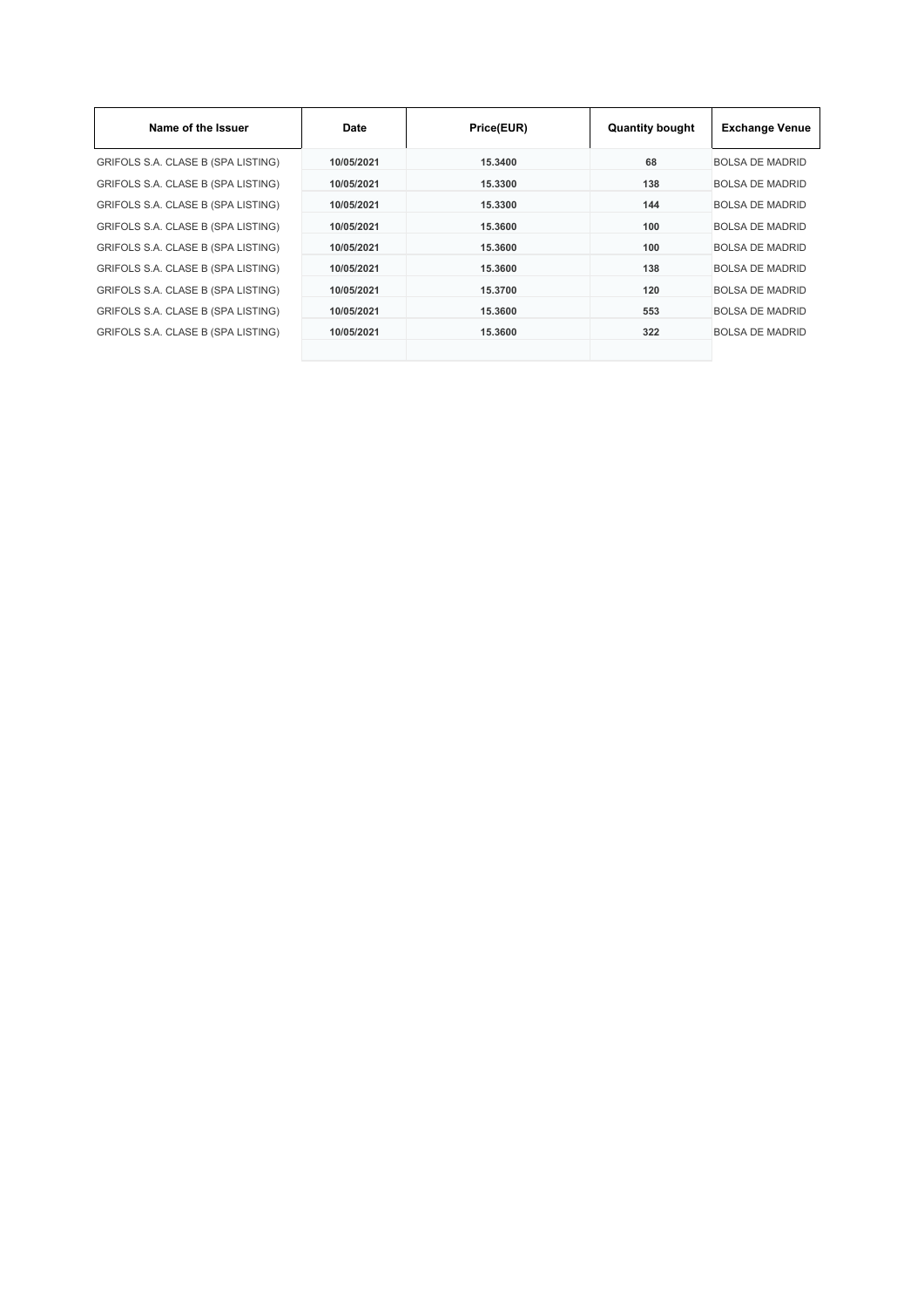| Name of the Issuer | Date | Price(EUR) | Quantity bought | Exchange Venue |
|---|---|---|---|---|
| GRIFOLS S.A. CLASE B (SPA LISTING) | 10/05/2021 | 15.3400 | 68 | BOLSA DE MADRID |
| GRIFOLS S.A. CLASE B (SPA LISTING) | 10/05/2021 | 15.3300 | 138 | BOLSA DE MADRID |
| GRIFOLS S.A. CLASE B (SPA LISTING) | 10/05/2021 | 15.3300 | 144 | BOLSA DE MADRID |
| GRIFOLS S.A. CLASE B (SPA LISTING) | 10/05/2021 | 15.3600 | 100 | BOLSA DE MADRID |
| GRIFOLS S.A. CLASE B (SPA LISTING) | 10/05/2021 | 15.3600 | 100 | BOLSA DE MADRID |
| GRIFOLS S.A. CLASE B (SPA LISTING) | 10/05/2021 | 15.3600 | 138 | BOLSA DE MADRID |
| GRIFOLS S.A. CLASE B (SPA LISTING) | 10/05/2021 | 15.3700 | 120 | BOLSA DE MADRID |
| GRIFOLS S.A. CLASE B (SPA LISTING) | 10/05/2021 | 15.3600 | 553 | BOLSA DE MADRID |
| GRIFOLS S.A. CLASE B (SPA LISTING) | 10/05/2021 | 15.3600 | 322 | BOLSA DE MADRID |